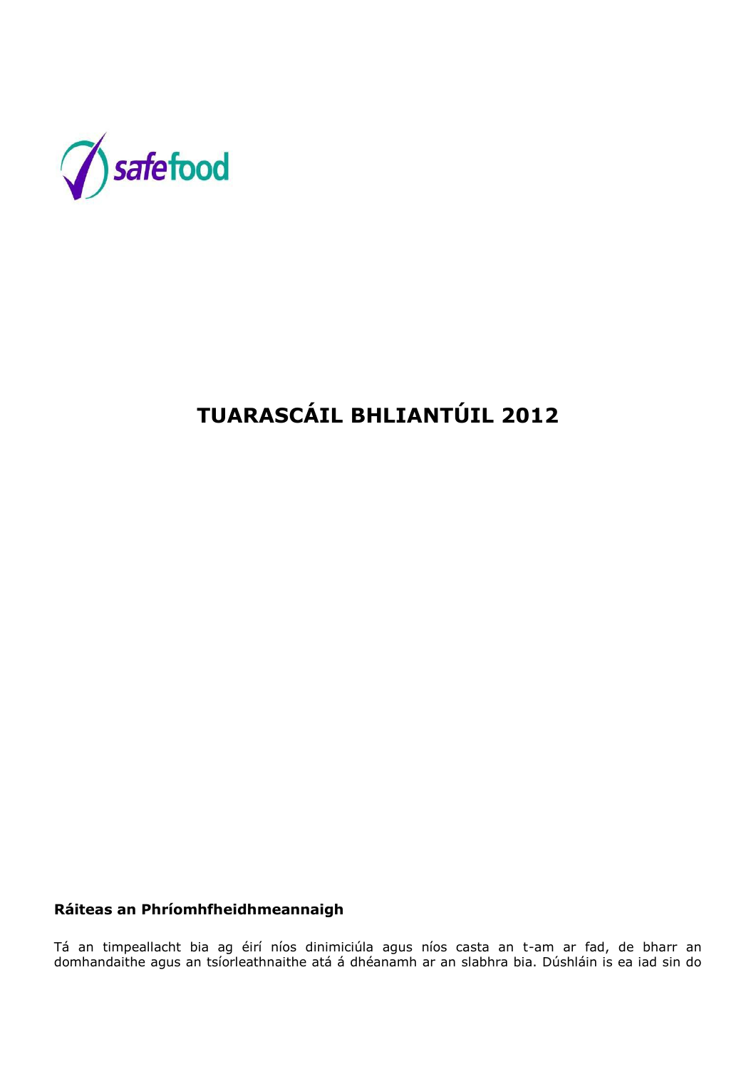safefood

# TUARASCÁIL BHLIANTÚIL 2012

**Ráiteas an Phríomhfheidhmeannaigh**

Tá an timpeallacht bia ag éirí níos dinimiciúla agus níos casta an t-am ar fad, de bharr an domhandaithe agus an tsíorleathnaithe atá á dhéanamh ar an slabhra bia. Dúshláin is ea iad sin do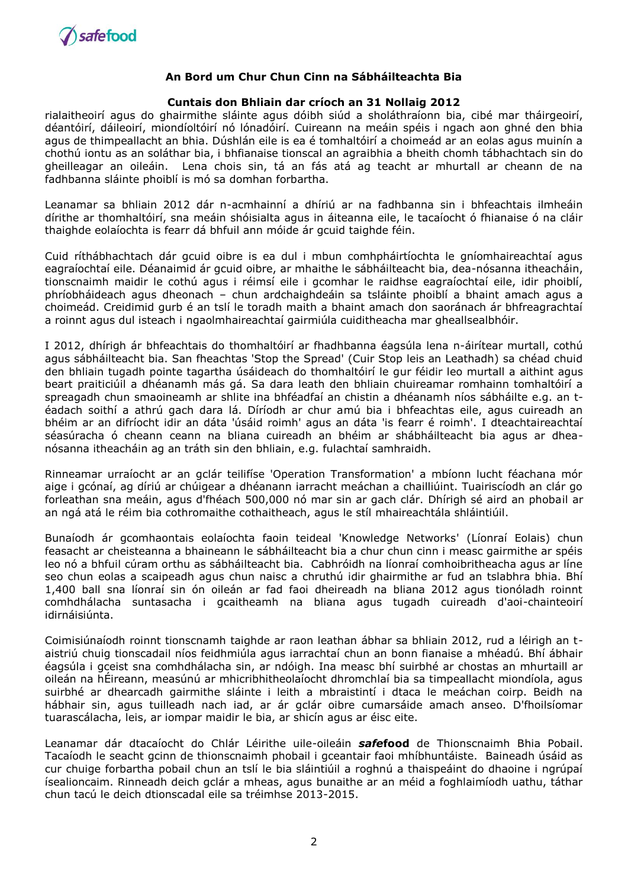rialaitheoirí agus do ghairmithe sláinte agus dóibh siúd a sholáthraíonn bia, cibé mar tháirgeoirí, déantóirí, dáileoirí, miondíoltóirí nó lónadóirí. Cuireann na meáin spéis i ngach aon ghné den bhia agus de thimpeallacht an bhia. Dúshlán eile is ea é tomhaltóirí a choimeád ar an eolas agus muinín a chothú iontu as an soláthar bia, i bhfianaise tionscal an agraibhia a bheith chomh tábhachtach sin do gheilleagar an oileáin. Lena chois sin, tá an fás atá ag teacht ar mhurtall ar cheann de na fadhbanna sláinte phoiblí is mó sa domhan forbartha.

Leanamar sa bhliain 2012 dár n-acmhainní a dhíriú ar na fadhbanna sin i bhfeachtais ilmheáin dírithe ar thomhaltóirí, sna meáin shóisialta agus in áiteanna eile, le tacaíocht ó fhianaise ó na cláir thaighde eolaíochta is fearr dá bhfuil ann móide ár gcuid taighde féin.

Cuid ríthábhachtach dár gcuid oibre is ea dul i mbun comhpháirtíochta le gníomhaireachtaí agus eagraíochtaí eile. Déanaimid ár gcuid oibre, ar mhaithe le sábháilteacht bia, dea-nósanna itheacháin, tionscnaimh maidir le cothú agus i réimsí eile i gcomhar le raidhse eagraíochtaí eile, idir phoiblí, phríobháideach agus dheonach – chun ardchaighdeáin sa tsláinte phoiblí a bhaint amach agus a choimeád. Creidimid gurb é an tslí le toradh maith a bhaint amach don saoránach ár bhfreagrachtaí a roinnt agus dul isteach i ngaolmhaireachtaí gairmiúla cuiditheacha mar gheallsealbhóir.

I 2012, dhírigh ár bhfeachtais do thomhaltóirí ar fhadhbanna éagsúla lena n-áirítear murtall, cothú agus sábháilteacht bia. San fheachtas 'Stop the Spread' (Cuir Stop leis an Leathadh) sa chéad chuid den bhliain tugadh pointe tagartha úsáideach do thomhaltóirí le gur féidir leo murtall a aithint agus beart praiticiúil a dhéanamh más gá. Sa dara leath den bhliain chuireamar romhainn tomhaltóirí a spreagadh chun smaoineamh ar shlite ina bhféadfaí an chistin a dhéanamh níos sábháilte e.g. an t-éadach soithí a athrú gach dara lá. Díríodh ar chur amú bia i bhfeachtas eile, agus cuireadh an bhéim ar an difríocht idir an dáta 'úsáid roimh' agus an dáta 'is fearr é roimh'. I dteachtaireachtaí séasúracha ó cheann ceann na bliana cuireadh an bhéim ar shábháilteacht bia agus ar dhea-nósanna itheacháin ag an tráth sin den bhliain, e.g. fulachtaí samhraidh.

Rinneamar urraíocht ar an gclár teilifíse 'Operation Transformation' a mbíonn lucht féachana mór aige i gcónaí, ag díriú ar chúigear a dhéanann iarracht meáchan a chailliúint. Tuairiscíodh an clár go forleathan sna meáin, agus d'fhéach 500,000 nó mar sin ar gach clár. Dhírigh sé aird an phobail ar an ngá atá le réim bia cothromaithe cothaitheach, agus le stíl mhaireachtála shláintiúil.

Bunaíodh ár gcomhaontais eolaíochta faoin teideal 'Knowledge Networks' (Líonraí Eolais) chun feasacht ar cheisteanna a bhaineann le sábháilteacht bia a chur chun cinn i measc gairmithe ar spéis leo nó a bhfuil cúram orthu as sábháilteacht bia. Cabhróidh na líonraí comhoibritheacha agus ar líne seo chun eolas a scaipeadh agus chun naisc a chruthú idir ghairmithe ar fud an tslabhra bhia. Bhí 1,400 ball sna líonraí sin ón oileán ar fad faoi dheireadh na bliana 2012 agus tionóladh roinnt comhdhálacha suntasacha i gcaitheamh na bliana agus tugadh cuireadh d'aoi-chainteoirí idirnáisiúnta.

Coimisiúnaíodh roinnt tionscnamh taighde ar raon leathan ábhar sa bhliain 2012, rud a léirigh an t-aistriú chuig tionscadail níos feidhmiúla agus iarrachtaí chun an bonn fianaise a mhéadú. Bhí ábhair éagsúla i gceist sna comhdhálacha sin, ar ndóigh. Ina measc bhí suirbhé ar chostas an mhurtaill ar oileán na hÉireann, measúnú ar mhicribhitheolaíocht dhromchlaí bia sa timpeallacht miondíola, agus suirbhé ar dhearcadh gairmithe sláinte i leith a mbraistintí i dtaca le meáchan coirp. Beidh na hábhair sin, agus tuilleadh nach iad, ar ár gclár oibre cumarsáide amach anseo. D'fhoilsíomar tuarascálacha, leis, ar iompar maidir le bia, ar shicín agus ar éisc eite.

Leanamar dár dtacaíocht do Chlár Léirithe uile-oileáin ***safe*food** de Thionscnaimh Bhia Pobail. Tacaíodh le seacht gcinn de thionscnaimh phobail i gceantair faoi mhíbhuntáiste. Baineadh úsáid as cur chuige forbartha pobail chun an tslí le bia sláintiúil a roghnú a thaispeáint do dhaoine i ngrúpaí ísealioncaim. Rinneadh deich gclár a mheas, agus bunaithe ar an méid a foghlaimíodh uathu, táthar chun tacú le deich dtionscadal eile sa tréimhse 2013-2015.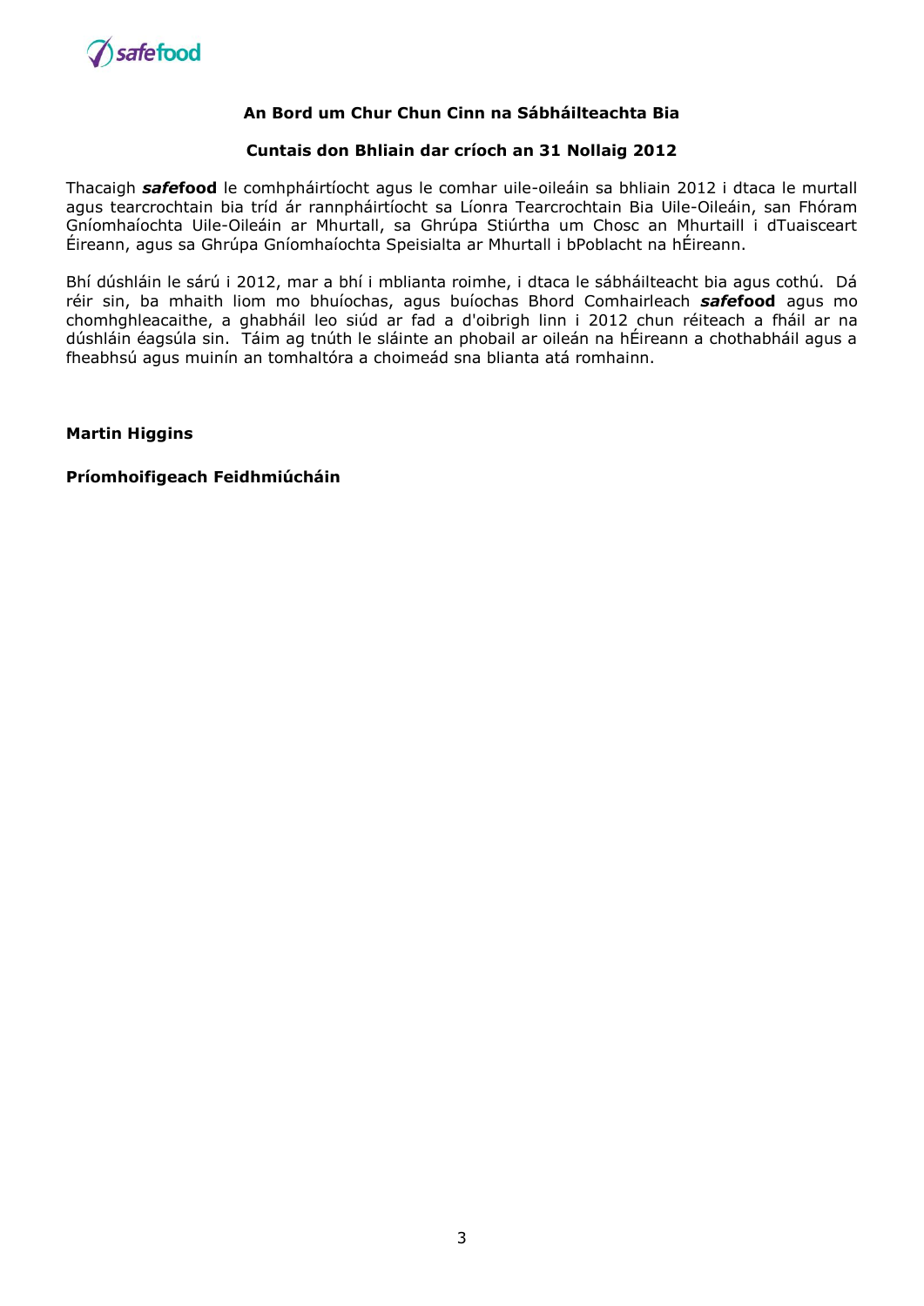**An Bord um Chur Chun Cinn na Sábháilteachta Bia**

**Cuntais don Bhliain dar críoch an 31 Nollaig 2012**

Thacaigh ***safe*food** le comhpháirtíocht agus le comhar uile-oileáin sa bhliain 2012 i dtaca le murtall agus tearcrochtain bia tríd ár rannpháirtíocht sa Líonra Tearcrochtain Bia Uile-Oileáin, san Fhóram Gníomhaíochta Uile-Oileáin ar Mhurtall, sa Ghrúpa Stiúrtha um Chosc an Mhurtaill i dTuaisceart Éireann, agus sa Ghrúpa Gníomhaíochta Speisialta ar Mhurtall i bPoblacht na hÉireann.

Bhí dúshláin le sárú i 2012, mar a bhí i mblianta roimhe, i dtaca le sábháilteacht bia agus cothú. Dá réir sin, ba mhaith liom mo bhuíochas, agus buíochas Bhord Comhairleach ***safe*food** agus mo chomhghleacaithe, a ghabháil leo siúd ar fad a d'oibrigh linn i 2012 chun réiteach a fháil ar na dúshláin éagsúla sin. Táim ag tnúth le sláinte an phobail ar oileán na hÉireann a chothabháil agus a fheabhsú agus muinín an tomhaltóra a choimeád sna blianta atá romhainn.

**Martin Higgins**

**Príomhoifigeach Feidhmiúcháin**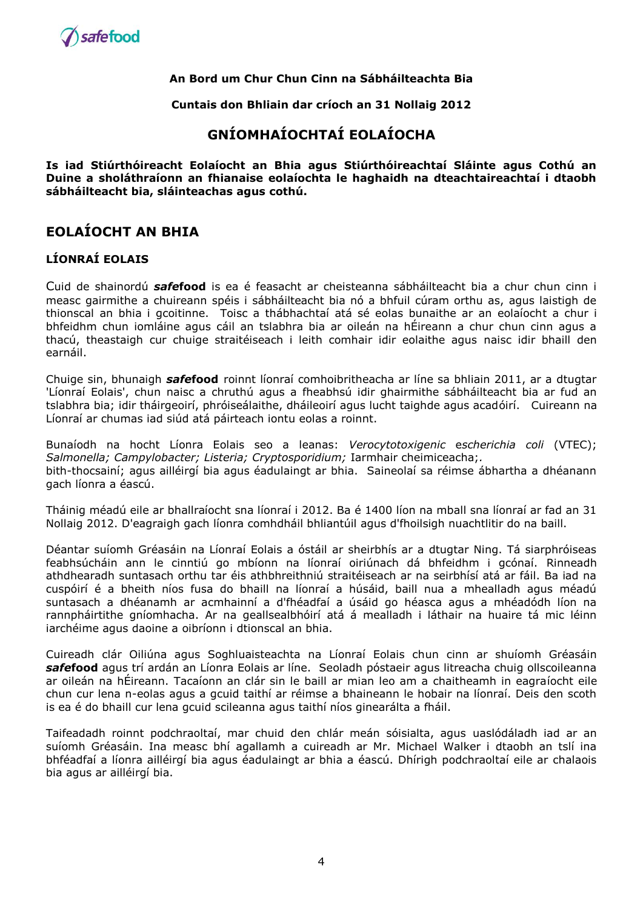**An Bord um Chur Chun Cinn na Sábháilteachta Bia**

**Cuntais don Bhliain dar críoch an 31 Nollaig 2012**

## GNÍOMHAÍOCHTAÍ EOLAÍOCHA

**Is iad Stiúrthóireacht Eolaíocht an Bhia agus Stiúrthóireachtaí Sláinte agus Cothú an Duine a sholáthraíonn an fhianaise eolaíochta le haghaidh na dteachtaireachtaí i dtaobh sábháilteacht bia, sláinteachas agus cothú.**

## EOLAÍOCHT AN BHIA

### LÍONRAÍ EOLAIS

Cuid de shainordú ***safe*food** is ea é feasacht ar cheisteanna sábháilteacht bia a chur chun cinn i measc gairmithe a chuireann spéis i sábháilteacht bia nó a bhfuil cúram orthu as, agus laistigh de thionscal an bhia i gcoitinne. Toisc a thábhachtaí atá sé eolas bunaithe ar an eolaíocht a chur i bhfeidhm chun iomláine agus cáil an tslabhra bia ar oileán na hÉireann a chur chun cinn agus a thacú, theastaigh cur chuige straitéiseach i leith comhair idir eolaithe agus naisc idir bhaill den earnáil.

Chuige sin, bhunaigh ***safe*food** roinnt líonraí comhoibritheacha ar líne sa bhliain 2011, ar a dtugtar 'Líonraí Eolais', chun naisc a chruthú agus a fheabhsú idir ghairmithe sábháilteacht bia ar fud an tslabhra bia; idir tháirgeoirí, phróiseálaithe, dháileoirí agus lucht taighde agus acadóirí. Cuireann na Líonraí ar chumas iad siúd atá páirteach iontu eolas a roinnt.

Bunaíodh na hocht Líonra Eolais seo a leanas: *Verocytotoxigenic* e*scherichia coli* (VTEC); *Salmonella; Campylobacter; Listeria; Cryptosporidium;* Iarmhair cheimiceacha;.
bith-thocsainí; agus ailléirgí bia agus éadulaingt ar bhia. Saineolaí sa réimse ábhartha a dhéanann gach líonra a éascú.

Tháinig méadú eile ar bhallraíocht sna líonraí i 2012. Ba é 1400 líon na mball sna líonraí ar fad an 31 Nollaig 2012. D'eagraigh gach líonra comhdháil bhliantúil agus d'fhoilsigh nuachtlitir do na baill.

Déantar suíomh Gréasáin na Líonraí Eolais a óstáil ar sheirbhís ar a dtugtar Ning. Tá siarphróiseas feabhsúcháin ann le cinntiú go mbíonn na líonraí oiriúnach dá bhfeidhm i gcónaí. Rinneadh athdhearadh suntasach orthu tar éis athbhreithniú straitéiseach ar na seirbhísí atá ar fáil. Ba iad na cuspóirí é a bheith níos fusa do bhaill na líonraí a húsáid, baill nua a mhealladh agus méadú suntasach a dhéanamh ar acmhainní a d'fhéadfaí a úsáid go héasca agus a mhéadódh líon na rannpháirtithe gníomhacha. Ar na geallsealbhóirí atá á mealladh i láthair na huaire tá mic léinn iarchéime agus daoine a oibríonn i dtionscal an bhia.

Cuireadh clár Oiliúna agus Soghluaisteachta na Líonraí Eolais chun cinn ar shuíomh Gréasáin ***safe*food** agus trí ardán an Líonra Eolais ar líne. Seoladh póstaeir agus litreacha chuig ollscoileanna ar oileán na hÉireann. Tacaíonn an clár sin le baill ar mian leo am a chaitheamh in eagraíocht eile chun cur lena n-eolas agus a gcuid taithí ar réimse a bhaineann le hobair na líonraí. Deis den scoth is ea é do bhaill cur lena gcuid scileanna agus taithí níos ginearálta a fháil.

Taifeadadh roinnt podchraoltaí, mar chuid den chlár meán sóisialta, agus uaslódáladh iad ar an suíomh Gréasáin. Ina measc bhí agallamh a cuireadh ar Mr. Michael Walker i dtaobh an tslí ina bhféadfaí a líonra ailléirgí bia agus éadulaingt ar bhia a éascú. Dhírigh podchraoltaí eile ar chalaois bia agus ar ailléirgí bia.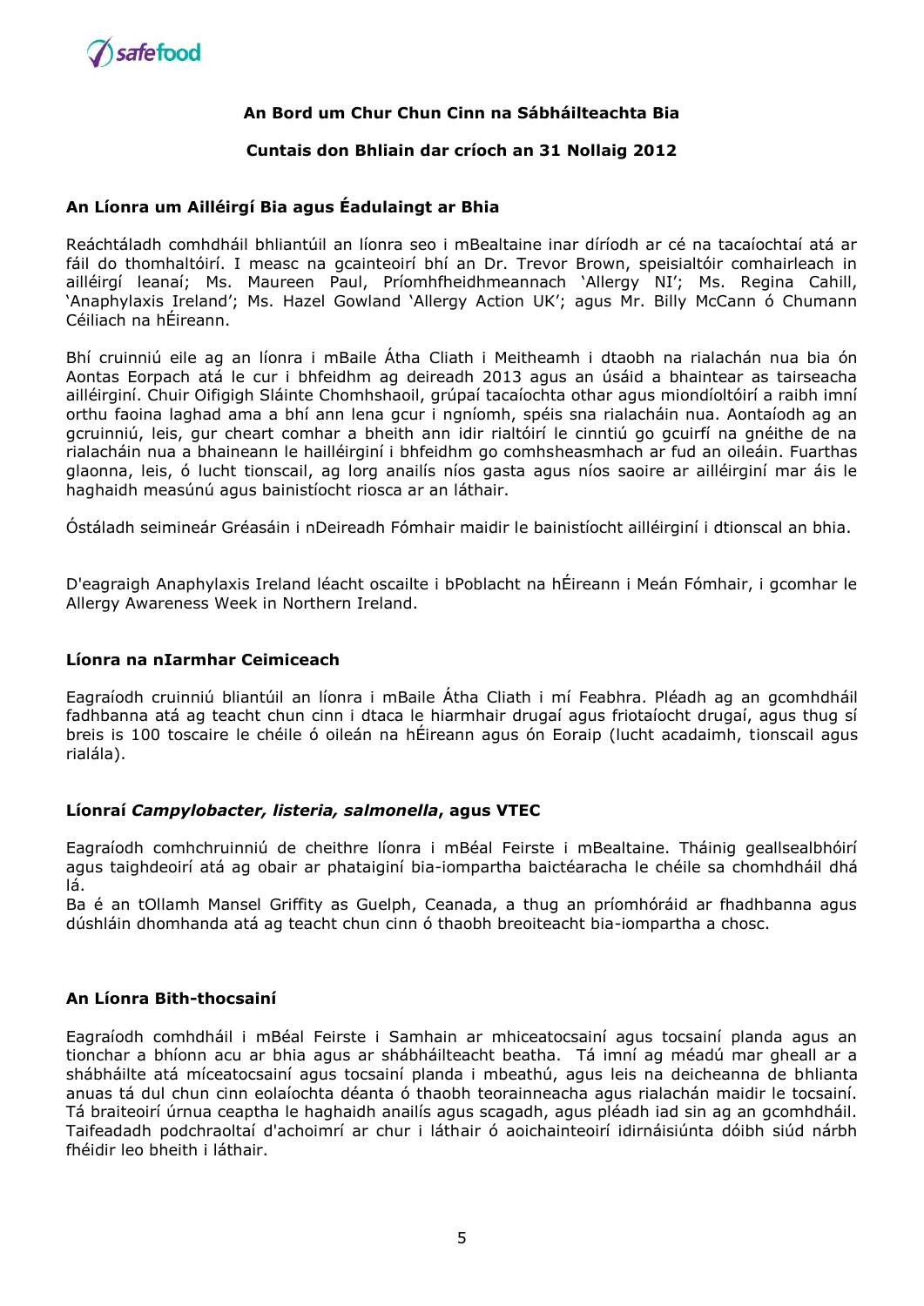**An Bord um Chur Chun Cinn na Sábháilteachta Bia**

**Cuntais don Bhliain dar críoch an 31 Nollaig 2012**

### An Líonra um Ailléirgí Bia agus Éadulaingt ar Bhia

Reáchtáladh comhdháil bhliantúil an líonra seo i mBealtaine inar díríodh ar cé na tacaíochtaí atá ar fáil do thomhaltóirí. I measc na gcainteoirí bhí an Dr. Trevor Brown, speisialtóir comhairleach in ailléirgí leanaí; Ms. Maureen Paul, Príomhfheidhmeannach 'Allergy NI'; Ms. Regina Cahill, 'Anaphylaxis Ireland'; Ms. Hazel Gowland 'Allergy Action UK'; agus Mr. Billy McCann ó Chumann Céiliach na hÉireann.

Bhí cruinniú eile ag an líonra i mBaile Átha Cliath i Meitheamh i dtaobh na rialachán nua bia ón Aontas Eorpach atá le cur i bhfeidhm ag deireadh 2013 agus an úsáid a bhaintear as tairseacha ailléirginí. Chuir Oifigigh Sláinte Chomhshaoil, grúpaí tacaíochta othar agus miondíoltóirí a raibh imní orthu faoina laghad ama a bhí ann lena gcur i ngníomh, spéis sna rialacháin nua. Aontaíodh ag an gcruinniú, leis, gur cheart comhar a bheith ann idir rialtóirí le cinntiú go gcuirfí na gnéithe de na rialacháin nua a bhaineann le hailléirginí i bhfeidhm go comhsheasmhach ar fud an oileáin. Fuarthas glaonna, leis, ó lucht tionscail, ag lorg anailís níos gasta agus níos saoire ar ailléirginí mar áis le haghaidh measúnú agus bainistíocht riosca ar an láthair.

Óstáladh seimineár Gréasáin i nDeireadh Fómhair maidir le bainistíocht ailléirginí i dtionscal an bhia.

D'eagraigh Anaphylaxis Ireland léacht oscailte i bPoblacht na hÉireann i Meán Fómhair, i gcomhar le Allergy Awareness Week in Northern Ireland.

### Líonra na nIarmhar Ceimiceach

Eagraíodh cruinniú bliantúil an líonra i mBaile Átha Cliath i mí Feabhra. Pléadh ag an gcomhdháil fadhbanna atá ag teacht chun cinn i dtaca le hiarmhair drugaí agus friotaíocht drugaí, agus thug sí breis is 100 toscaire le chéile ó oileán na hÉireann agus ón Eoraip (lucht acadaimh, tionscail agus rialála).

### Líonraí *Campylobacter, listeria, salmonella*, agus VTEC

Eagraíodh comhchruinniú de cheithre líonra i mBéal Feirste i mBealtaine. Tháinig geallsealbhóirí agus taighdeoirí atá ag obair ar phataiginí bia-iompartha baictéaracha le chéile sa chomhdháil dhá lá.

Ba é an tOllamh Mansel Griffity as Guelph, Ceanada, a thug an príomhóráid ar fhadhbanna agus dúshláin dhomhanda atá ag teacht chun cinn ó thaobh breoiteacht bia-iompartha a chosc.

### An Líonra Bith-thocsainí

Eagraíodh comhdháil i mBéal Feirste i Samhain ar mhiceatocsainí agus tocsainí planda agus an tionchar a bhíonn acu ar bhia agus ar shábháilteacht beatha. Tá imní ag méadú mar gheall ar a shábháilte atá míceatocsainí agus tocsainí planda i mbeathú, agus leis na deicheanna de bhlianta anuas tá dul chun cinn eolaíochta déanta ó thaobh teorainneacha agus rialachán maidir le tocsainí. Tá braiteoirí úrnua ceaptha le haghaidh anailís agus scagadh, agus pléadh iad sin ag an gcomhdháil. Taifeadadh podchraoltaí d'achoimrí ar chur i láthair ó aoichainteoirí idirnáisiúnta dóibh siúd nárbh fhéidir leo bheith i láthair.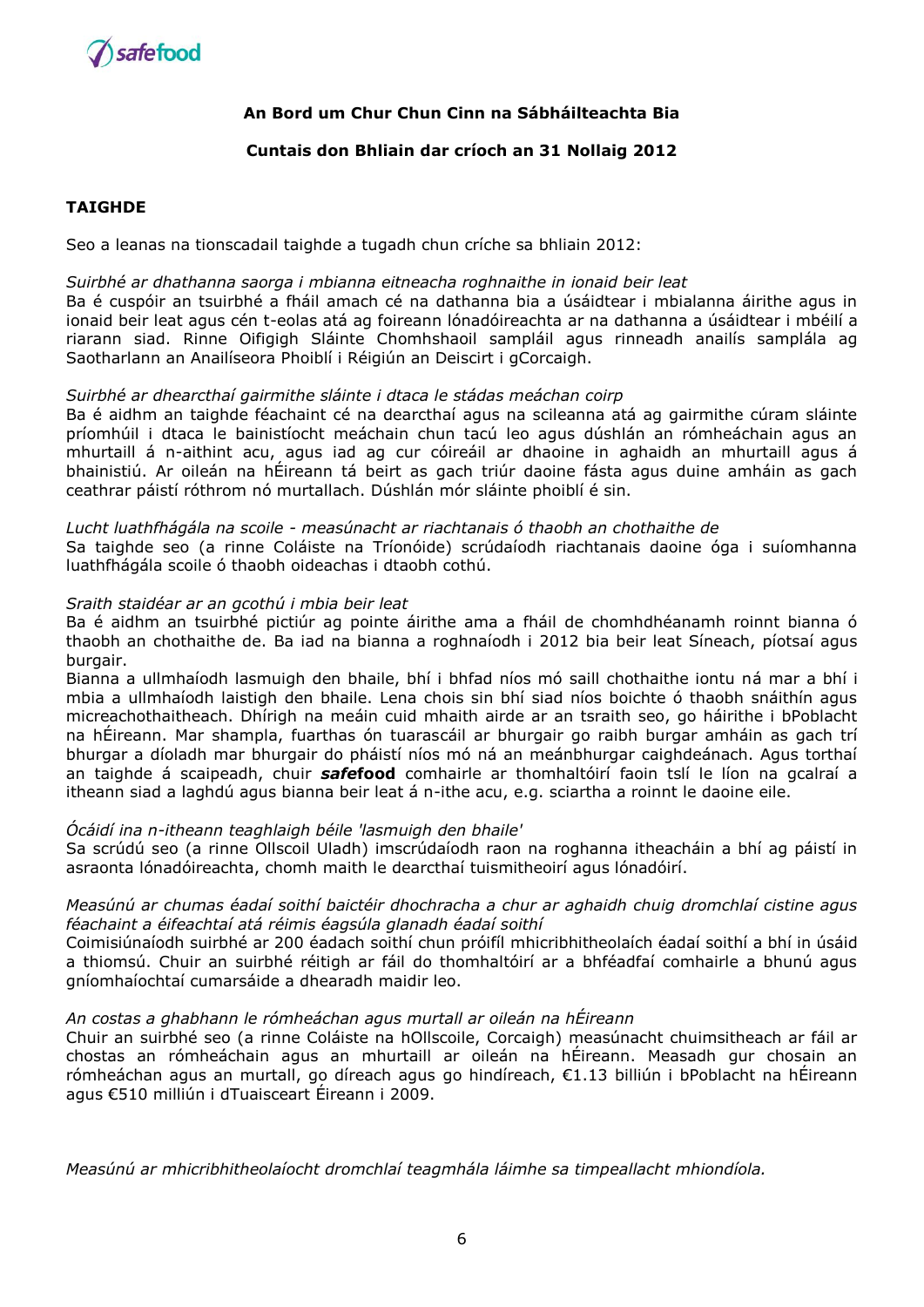**An Bord um Chur Chun Cinn na Sábháilteachta Bia**

**Cuntais don Bhliain dar críoch an 31 Nollaig 2012**

## TAIGHDE

Seo a leanas na tionscadail taighde a tugadh chun críche sa bhliain 2012:

*Suirbhé ar dhathanna saorga i mbianna eitneacha roghnaithe in ionaid beir leat*

Ba é cuspóir an tsuirbhé a fháil amach cé na dathanna bia a úsáidtear i mbialanna áirithe agus in ionaid beir leat agus cén t-eolas atá ag foireann lónadóireachta ar na dathanna a úsáidtear i mbéilí a riarann siad. Rinne Oifigigh Sláinte Chomhshaoil sampláil agus rinneadh anailís samplála ag Saotharlann an Anailíseora Phoiblí i Réigiún an Deiscirt i gCorcaigh.

*Suirbhé ar dhearcthaí gairmithe sláinte i dtaca le stádas meáchan coirp*

Ba é aidhm an taighde féachaint cé na dearcthaí agus na scileanna atá ag gairmithe cúram sláinte príomhúil i dtaca le bainistíocht meáchain chun tacú leo agus dúshlán an rómheáchain agus an mhurtaill á n-aithint acu, agus iad ag cur cóireáil ar dhaoine in aghaidh an mhurtaill agus á bhainistiú. Ar oileán na hÉireann tá beirt as gach triúr daoine fásta agus duine amháin as gach ceathrar páistí róthrom nó murtallach. Dúshlán mór sláinte phoiblí é sin.

*Lucht luathfhágála na scoile - measúnacht ar riachtanais ó thaobh an chothaithe de*

Sa taighde seo (a rinne Coláiste na Tríonóide) scrúdaíodh riachtanais daoine óga i suíomhanna luathfhágála scoile ó thaobh oideachas i dtaobh cothú.

*Sraith staidéar ar an gcothú i mbia beir leat*

Ba é aidhm an tsuirbhé pictiúr ag pointe áirithe ama a fháil de chomhdhéanamh roinnt bianna ó thaobh an chothaithe de. Ba iad na bianna a roghnaíodh i 2012 bia beir leat Síneach, píotsaí agus burgair.

Bianna a ullmhaíodh lasmuigh den bhaile, bhí i bhfad níos mó saill chothaithe iontu ná mar a bhí i mbia a ullmhaíodh laistigh den bhaile. Lena chois sin bhí siad níos boichte ó thaobh snáithín agus micreachothaitheach. Dhírigh na meáin cuid mhaith airde ar an tsraith seo, go háirithe i bPoblacht na hÉireann. Mar shampla, fuarthas ón tuarascáil ar bhurgair go raibh burgar amháin as gach trí bhurgar a díoladh mar bhurgair do pháistí níos mó ná an meánbhurgar caighdeánach. Agus torthaí an taighde á scaipeadh, chuir ***safe*food** comhairle ar thomhaltóirí faoin tslí le líon na gcalraí a itheann siad a laghdú agus bianna beir leat á n-ithe acu, e.g. sciartha a roinnt le daoine eile.

*Ócáidí ina n-itheann teaghlaigh béile 'lasmuigh den bhaile'*

Sa scrúdú seo (a rinne Ollscoil Uladh) imscrúdaíodh raon na roghanna itheacháin a bhí ag páistí in asraonta lónadóireachta, chomh maith le dearcthaí tuismitheoirí agus lónadóirí.

*Measúnú ar chumas éadaí soithí baictéir dhochracha a chur ar aghaidh chuig dromchlaí cistine agus féachaint a éifeachtaí atá réimis éagsúla glanadh éadaí soithí*

Coimisiúnaíodh suirbhé ar 200 éadach soithí chun próifíl mhicribhitheolaích éadaí soithí a bhí in úsáid a thiomsú. Chuir an suirbhé réitigh ar fáil do thomhaltóirí ar a bhféadfaí comhairle a bhunú agus gníomhaíochtaí cumarsáide a dhearadh maidir leo.

*An costas a ghabhann le rómheáchan agus murtall ar oileán na hÉireann*

Chuir an suirbhé seo (a rinne Coláiste na hOllscoile, Corcaigh) measúnacht chuimsitheach ar fáil ar chostas an rómheáchain agus an mhurtaill ar oileán na hÉireann. Measadh gur chosain an rómheáchan agus an murtall, go díreach agus go hindíreach, €1.13 billiún i bPoblacht na hÉireann agus €510 milliún i dTuaisceart Éireann i 2009.

*Measúnú ar mhicribhitheolaíocht dromchlaí teagmhála láimhe sa timpeallacht mhiondíola.*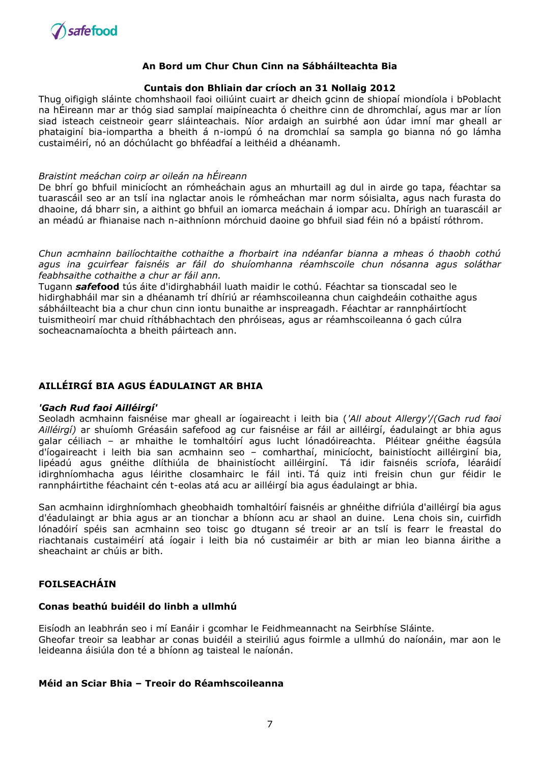**An Bord um Chur Chun Cinn na Sábháilteachta Bia**

**Cuntais don Bhliain dar críoch an 31 Nollaig 2012**

Thug oifigigh sláinte chomhshaoil faoi oiliúint cuairt ar dheich gcinn de shiopaí miondíola i bPoblacht na hÉireann mar ar thóg siad samplaí maipíneachta ó cheithre cinn de dhromchlaí, agus mar ar líon siad isteach ceistneoir gearr sláinteachais. Níor ardaigh an suirbhé aon údar imní mar gheall ar phataiginí bia-iompartha a bheith á n-iompú ó na dromchlaí sa sampla go bianna nó go lámha custaiméirí, nó an dóchúlacht go bhféadfaí a leithéid a dhéanamh.

*Braistint meáchan coirp ar oileán na hÉireann*

De bhrí go bhfuil minicíocht an rómheáchain agus an mhurtaill ag dul in airde go tapa, féachtar sa tuarascáil seo ar an tslí ina nglactar anois le rómheáchan mar norm sóisialta, agus nach furasta do dhaoine, dá bharr sin, a aithint go bhfuil an iomarca meáchain á iompar acu. Dhírigh an tuarascáil ar an méadú ar fhianaise nach n-aithníonn mórchuid daoine go bhfuil siad féin nó a bpáistí róthrom.

*Chun acmhainn bailíochtaithe cothaithe a fhorbairt ina ndéanfar bianna a mheas ó thaobh cothú agus ina gcuirfear faisnéis ar fáil do shuíomhanna réamhscoile chun nósanna agus soláthar feabhsaithe cothaithe a chur ar fáil ann.*

Tugann ***safe*food** tús áite d'idirghabháil luath maidir le cothú. Féachtar sa tionscadal seo le hidirghabháil mar sin a dhéanamh trí dhíriú ar réamhscoileanna chun caighdeáin cothaithe agus sábháilteacht bia a chur chun cinn iontu bunaithe ar inspreagadh. Féachtar ar rannpháirtíocht tuismitheoirí mar chuid ríthábhachtach den phróiseas, agus ar réamhscoileanna ó gach cúlra socheacnamaíochta a bheith páirteach ann.

## AILLÉIRGÍ BIA AGUS ÉADULAINGT AR BHIA

***'Gach Rud faoi Ailléirgí'***

Seoladh acmhainn faisnéise mar gheall ar íogaireacht i leith bia (*'All about Allergy'/(Gach rud faoi Ailléirgí)* ar shuíomh Gréasáin safefood ag cur faisnéise ar fáil ar ailléirgí, éadulaingt ar bhia agus galar céiliach – ar mhaithe le tomhaltóirí agus lucht lónadóireachta. Pléitear gnéithe éagsúla d'íogaireacht i leith bia san acmhainn seo – comharthaí, minicíocht, bainistíocht ailléirginí bia, lipéadú agus gnéithe dlíthiúla de bhainistíocht ailléirginí. Tá idir faisnéis scríofa, léaráidí idirghníomhacha agus léirithe closamhairc le fáil inti. Tá quiz inti freisin chun gur féidir le rannpháirtithe féachaint cén t-eolas atá acu ar ailléirgí bia agus éadulaingt ar bhia.

San acmhainn idirghníomhach gheobhaidh tomhaltóirí faisnéis ar ghnéithe difriúla d'ailléirgí bia agus d'éadulaingt ar bhia agus ar an tionchar a bhíonn acu ar shaol an duine. Lena chois sin, cuirfidh lónadóirí spéis san acmhainn seo toisc go dtugann sé treoir ar an tslí is fearr le freastal do riachtanais custaiméirí atá íogair i leith bia nó custaiméir ar bith ar mian leo bianna áirithe a sheachaint ar chúis ar bith.

## FOILSEACHÁIN

### Conas beathú buidéil do linbh a ullmhú

Eisíodh an leabhrán seo i mí Eanáir i gcomhar le Feidhmeannacht na Seirbhíse Sláinte.
Gheofar treoir sa leabhar ar conas buidéil a steiriliú agus foirmle a ullmhú do naíonáin, mar aon le leideanna áisiúla don té a bhíonn ag taisteal le naíonán.

### Méid an Sciar Bia – Treoir do Réamhscoileanna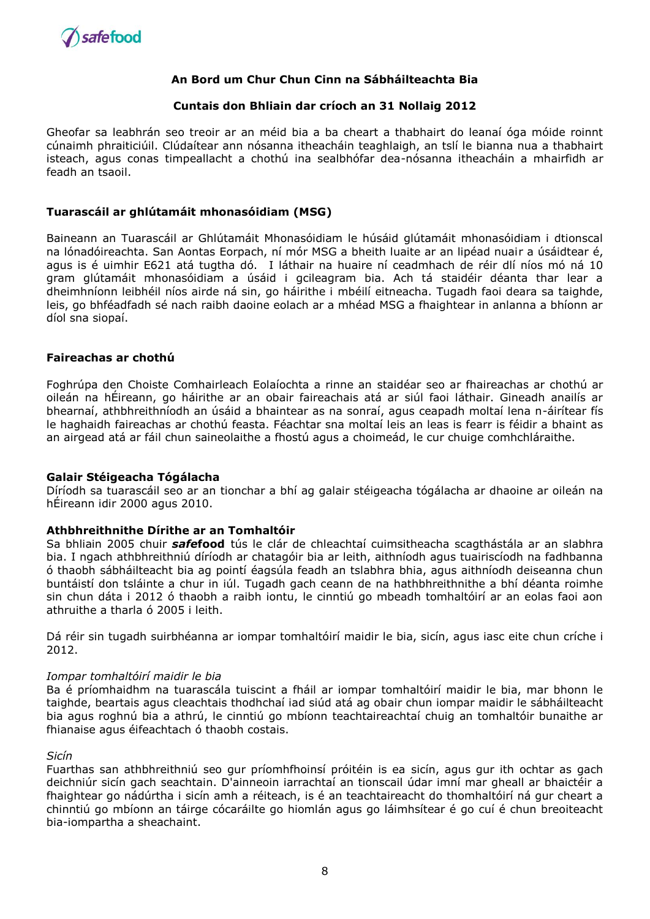**An Bord um Chur Chun Cinn na Sábháilteachta Bia**

**Cuntais don Bhliain dar críoch an 31 Nollaig 2012**

Gheofar sa leabhrán seo treoir ar an méid bia a ba cheart a thabhairt do leanaí óga móide roinnt cúnaimh phraiticiúil. Clúdaítear ann nósanna itheacháin teaghlaigh, an tslí le bianna nua a thabhairt isteach, agus conas timpeallacht a chothú ina sealbhófar dea-nósanna itheacháin a mhairfidh ar feadh an tsaoil.

### Tuarascáil ar ghlútamáit mhonasóidiam (MSG)

Baineann an Tuarascáil ar Ghlútamáit Mhonasóidiam le húsáid glútamáit mhonasóidiam i dtionscal na lónadóireachta. San Aontas Eorpach, ní mór MSG a bheith luaite ar an lipéad nuair a úsáidtear é, agus is é uimhir E621 atá tugtha dó. I láthair na huaire ní ceadmhach de réir dlí níos mó ná 10 gram glútamáit mhonasóidiam a úsáid i gcileagram bia. Ach tá staidéir déanta thar lear a dheimhníonn leibhéil níos airde ná sin, go háirithe i mbéilí eitneacha. Tugadh faoi deara sa taighde, leis, go bhféadfadh sé nach raibh daoine eolach ar a mhéad MSG a fhaightear in anlanna a bhíonn ar díol sna siopaí.

### Faireachas ar chothú

Foghrúpa den Choiste Comhairleach Eolaíochta a rinne an staidéar seo ar fhaireachas ar chothú ar oileán na hÉireann, go háirithe ar an obair faireachais atá ar siúl faoi láthair. Gineadh anailís ar bhearnaí, athbhreithníodh an úsáid a bhaintear as na sonraí, agus ceapadh moltaí lena n-áirítear fís le haghaidh faireachas ar chothú feasta. Féachtar sna moltaí leis an leas is fearr is féidir a bhaint as an airgead atá ar fáil chun saineolaithe a fhostú agus a choimeád, le cur chuige comhchláraithe.

### Galair Stéigeacha Tógálacha

Díríodh sa tuarascáil seo ar an tionchar a bhí ag galair stéigeacha tógálacha ar dhaoine ar oileán na hÉireann idir 2000 agus 2010.

### Athbhreithnithe Dírithe ar an Tomhaltóir

Sa bhliain 2005 chuir ***safe*food** tús le clár de chleachtaí cuimsitheacha scagthástála ar an slabhra bia. I ngach athbhreithniú díríodh ar chatagóir bia ar leith, aithníodh agus tuairiscíodh na fadhbanna ó thaobh sábháilteacht bia ag pointí éagsúla feadh an tslabhra bhia, agus aithníodh deiseanna chun buntáistí don tsláinte a chur in iúl. Tugadh gach ceann de na hathbhreithnithe a bhí déanta roimhe sin chun dáta i 2012 ó thaobh a raibh iontu, le cinntiú go mbeadh tomhaltóirí ar an eolas faoi aon athruithe a tharla ó 2005 i leith.

Dá réir sin tugadh suirbhéanna ar iompar tomhaltóirí maidir le bia, sicín, agus iasc eite chun críche i 2012.

*Iompar tomhaltóirí maidir le bia*

Ba é príomhaidhm na tuarascála tuiscint a fháil ar iompar tomhaltóirí maidir le bia, mar bhonn le taighde, beartais agus cleachtais thodhchaí iad siúd atá ag obair chun iompar maidir le sábháilteacht bia agus roghnú bia a athrú, le cinntiú go mbíonn teachtaireachtaí chuig an tomhaltóir bunaithe ar fhianaise agus éifeachtach ó thaobh costais.

*Sicín*

Fuarthas san athbhreithniú seo gur príomhfhoinsí próitéin is ea sicín, agus gur ith ochtar as gach deichniúr sicín gach seachtain. D'ainneoin iarrachtaí an tionscail údar imní mar gheall ar bhaictéir a fhaightear go nádúrtha i sicín amh a réiteach, is é an teachtaireacht do thomhaltóirí ná gur cheart a chinntiú go mbíonn an táirge cócaráilte go hiomlán agus go láimhsítear é go cuí é chun breoiteacht bia-iompartha a sheachaint.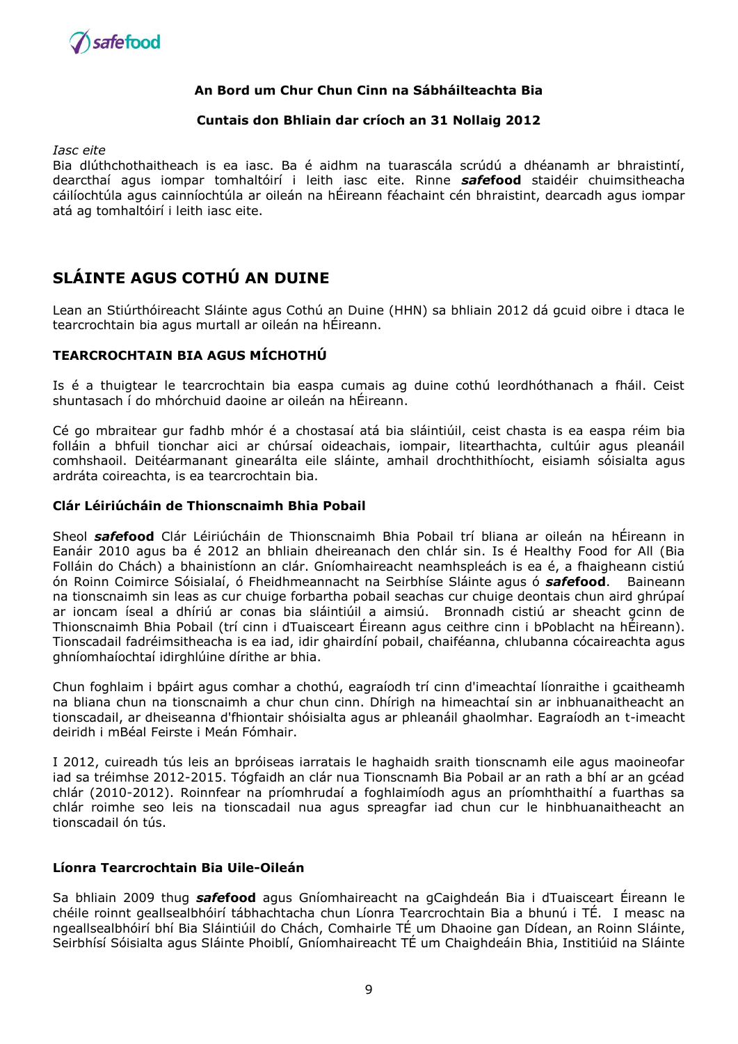*Iasc eite*

Bia dlúthchothaitheach is ea iasc. Ba é aidhm na tuarascála scrúdú a dhéanamh ar bhraistintí, dearcthaí agus iompar tomhaltóirí i leith iasc eite. Rinne ***safe*****food** staidéir chuimsitheacha cáilíochtúla agus cainníochtúla ar oileán na hÉireann féachaint cén bhraistint, dearcadh agus iompar atá ag tomhaltóirí i leith iasc eite.

## SLÁINTE AGUS COTHÚ AN DUINE

Lean an Stiúrthóireacht Sláinte agus Cothú an Duine (HHN) sa bhliain 2012 dá gcuid oibre i dtaca le tearcrochtain bia agus murtall ar oileán na hÉireann.

### TEARCROCHTAIN BIA AGUS MÍCHOTHÚ

Is é a thuigtear le tearcrochtain bia easpa cumais ag duine cothú leordhóthanach a fháil. Ceist shuntasach í do mhórchuid daoine ar oileán na hÉireann.

Cé go mbraitear gur fadhb mhór é a chostasaí atá bia sláintiúil, ceist chasta is ea easpa réim bia folláin a bhfuil tionchar aici ar chúrsaí oideachais, iompair, litearthachta, cultúir agus pleanáil comhshaoil. Deitéarmanant ginearálta eile sláinte, amhail drochthithíocht, eisiamh sóisialta agus ardráta coireachta, is ea tearcrochtain bia.

#### Clár Léiriúcháin de Thionscnaimh Bhia Pobail

Sheol ***safe*****food** Clár Léiriúcháin de Thionscnaimh Bhia Pobail trí bliana ar oileán na hÉireann in Eanáir 2010 agus ba é 2012 an bhliain dheireanach den chlár sin. Is é Healthy Food for All (Bia Folláin do Chách) a bhainistíonn an clár. Gníomhaireacht neamhspleách is ea é, a fhaigheann cistiú ón Roinn Coimirce Sóisialaí, ó Fheidhmeannacht na Seirbhíse Sláinte agus ó ***safe*****food**. Baineann na tionscnaimh sin leas as cur chuige forbartha pobail seachas cur chuige deontais chun aird ghrúpaí ar ioncam íseal a dhíriú ar conas bia sláintiúil a aimsiú. Bronnadh cistiú ar sheacht gcinn de Thionscnaimh Bhia Pobail (trí cinn i dTuaisceart Éireann agus ceithre cinn i bPoblacht na hÉireann). Tionscadail fadréimsitheacha is ea iad, idir ghairdíní pobail, chaiféanna, chlubanna cócaireachta agus ghníomhaíochtaí idirghlúine dírithe ar bhia.

Chun foghlaim i bpáirt agus comhar a chothú, eagraíodh trí cinn d'imeachtaí líonraithe i gcaitheamh na bliana chun na tionscnaimh a chur chun cinn. Dhírigh na himeachtaí sin ar inbhuanaitheacht an tionscadail, ar dheiseanna d'fhiontair shóisialta agus ar phleanáil ghaolmhar. Eagraíodh an t-imeacht deiridh i mBéal Feirste i Meán Fómhair.

I 2012, cuireadh tús leis an bpróiseas iarratais le haghaidh sraith tionscnamh eile agus maoineofar iad sa tréimhse 2012-2015. Tógfaidh an clár nua Tionscnamh Bia Pobail ar an rath a bhí ar an gcéad chlár (2010-2012). Roinnfear na príomhrudaí a foghlaimíodh agus an príomhthaithí a fuarthas sa chlár roimhe seo leis na tionscadail nua agus spreagfar iad chun cur le hinbhuanaitheacht an tionscadail ón tús.

#### Líonra Tearcrochtain Bia Uile-Oileán

Sa bhliain 2009 thug ***safe*****food** agus Gníomhaireacht na gCaighdeán Bia i dTuaisceart Éireann le chéile roinnt geallsealbhóirí tábhachtacha chun Líonra Tearcrochtain Bia a bhunú i TÉ. I measc na ngeallsealbhóirí bhí Bia Sláintiúil do Chách, Comhairle TÉ um Dhaoine gan Dídean, an Roinn Sláinte, Seirbhísí Sóisialta agus Sláinte Phoiblí, Gníomhaireacht TÉ um Chaighdeáin Bhia, Institiúid na Sláinte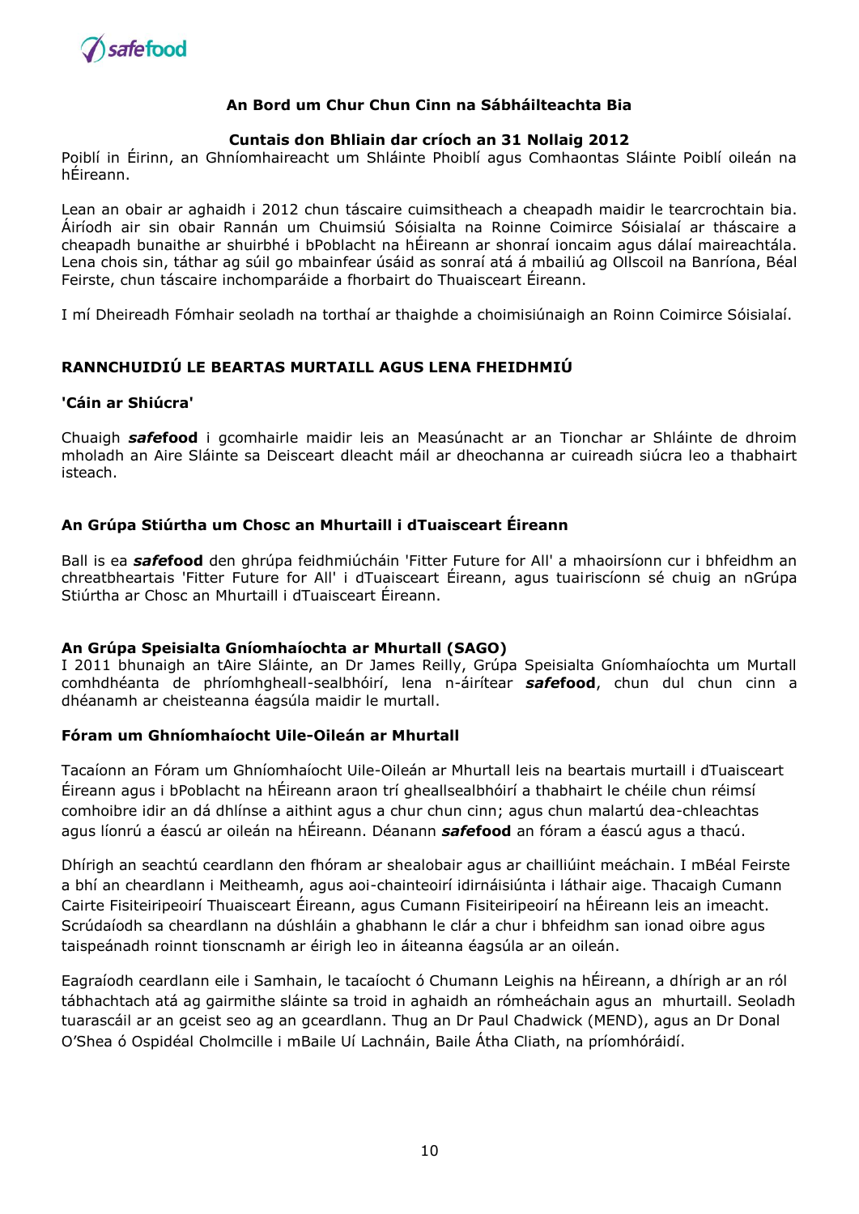**An Bord um Chur Chun Cinn na Sábháilteachta Bia**

**Cuntais don Bhliain dar críoch an 31 Nollaig 2012**

Poiblí in Éirinn, an Ghníomhaireacht um Shláinte Phoiblí agus Comhaontas Sláinte Poiblí oileán na hÉireann.

Lean an obair ar aghaidh i 2012 chun táscaire cuimsitheach a cheapadh maidir le tearcrochtain bia. Áiríodh air sin obair Rannán um Chuimsiú Sóisialta na Roinne Coimirce Sóisialaí ar tháscaire a cheapadh bunaithe ar shuirbhé i bPoblacht na hÉireann ar shonraí ioncaim agus dálaí maireachtála. Lena chois sin, táthar ag súil go mbainfear úsáid as sonraí atá á mbailiú ag Ollscoil na Banríona, Béal Feirste, chun táscaire inchomparáide a fhorbairt do Thuaisceart Éireann.

I mí Dheireadh Fómhair seoladh na torthaí ar thaighde a choimisiúnaigh an Roinn Coimirce Sóisialaí.

## RANNCHUIDIÚ LE BEARTAS MURTAILL AGUS LENA FHEIDHMIÚ

### 'Cáin ar Shiúcra'

Chuaigh ***safe*food** i gcomhairle maidir leis an Measúnacht ar an Tionchar ar Shláinte de dhroim mholadh an Aire Sláinte sa Deisceart dleacht máil ar dheochanna ar cuireadh siúcra leo a thabhairt isteach.

### An Grúpa Stiúrtha um Chosc an Mhurtaill i dTuaisceart Éireann

Ball is ea ***safe*food** den ghrúpa feidhmiúcháin 'Fitter Future for All' a mhaoirsíonn cur i bhfeidhm an chreatbheartais 'Fitter Future for All' i dTuaisceart Éireann, agus tuairiscíonn sé chuig an nGrúpa Stiúrtha ar Chosc an Mhurtaill i dTuaisceart Éireann.

### An Grúpa Speisialta Gníomhaíochta ar Mhurtall (SAGO)

I 2011 bhunaigh an tAire Sláinte, an Dr James Reilly, Grúpa Speisialta Gníomhaíochta um Murtall comhdhéanta de phríomhgheall-sealbhóirí, lena n-áirítear ***safe*food**, chun dul chun cinn a dhéanamh ar cheisteanna éagsúla maidir le murtall.

### Fóram um Ghníomhaíocht Uile-Oileán ar Mhurtall

Tacaíonn an Fóram um Ghníomhaíocht Uile-Oileán ar Mhurtall leis na beartais murtaill i dTuaisceart Éireann agus i bPoblacht na hÉireann araon trí gheallsealbhóirí a thabhairt le chéile chun réimsí comhoibre idir an dá dhlínse a aithint agus a chur chun cinn; agus chun malartú dea-chleachtas agus líonrú a éascú ar oileán na hÉireann. Déanann ***safe*food** an fóram a éascú agus a thacú.

Dhírigh an seachtú ceardlann den fhóram ar shealobair agus ar chailliúint meáchain. I mBéal Feirste a bhí an cheardlann i Meitheamh, agus aoi-chainteoirí idirnáisiúnta i láthair aige. Thacaigh Cumann Cairte Fisiteiripeoirí Thuaisceart Éireann, agus Cumann Fisiteiripeoirí na hÉireann leis an imeacht. Scrúdaíodh sa cheardlann na dúshláin a ghabhann le clár a chur i bhfeidhm san ionad oibre agus taispeánadh roinnt tionscnamh ar éirigh leo in áiteanna éagsúla ar an oileán.

Eagraíodh ceardlann eile i Samhain, le tacaíocht ó Chumann Leighis na hÉireann, a dhírigh ar an ról tábhachtach atá ag gairmithe sláinte sa troid in aghaidh an rómheáchain agus an mhurtaill. Seoladh tuarascáil ar an gceist seo ag an gceardlann. Thug an Dr Paul Chadwick (MEND), agus an Dr Donal O'Shea ó Ospidéal Cholmcille i mBaile Uí Lachnáin, Baile Átha Cliath, na príomhóráidí.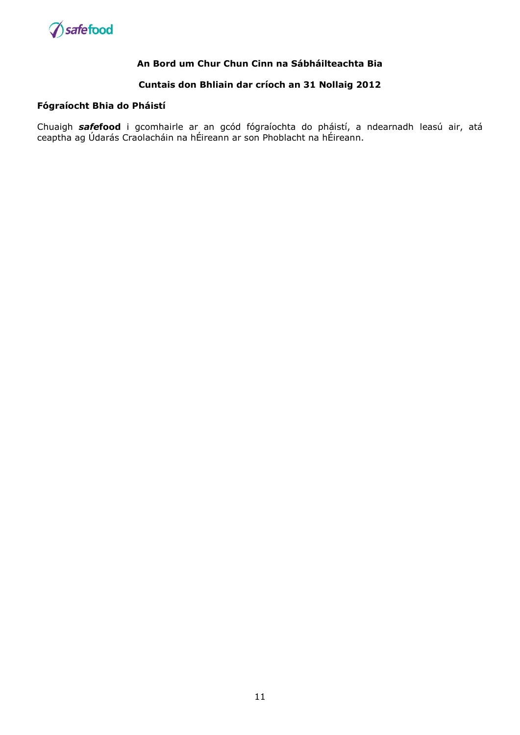**An Bord um Chur Chun Cinn na Sábháilteachta Bia**

**Cuntais don Bhliain dar críoch an 31 Nollaig 2012**

### Fógraíocht Bhia do Pháistí

Chuaigh ***safe*food** i gcomhairle ar an gcód fógraíochta do pháistí, a ndearnadh leasú air, atá ceaptha ag Údarás Craolacháin na hÉireann ar son Phoblacht na hÉireann.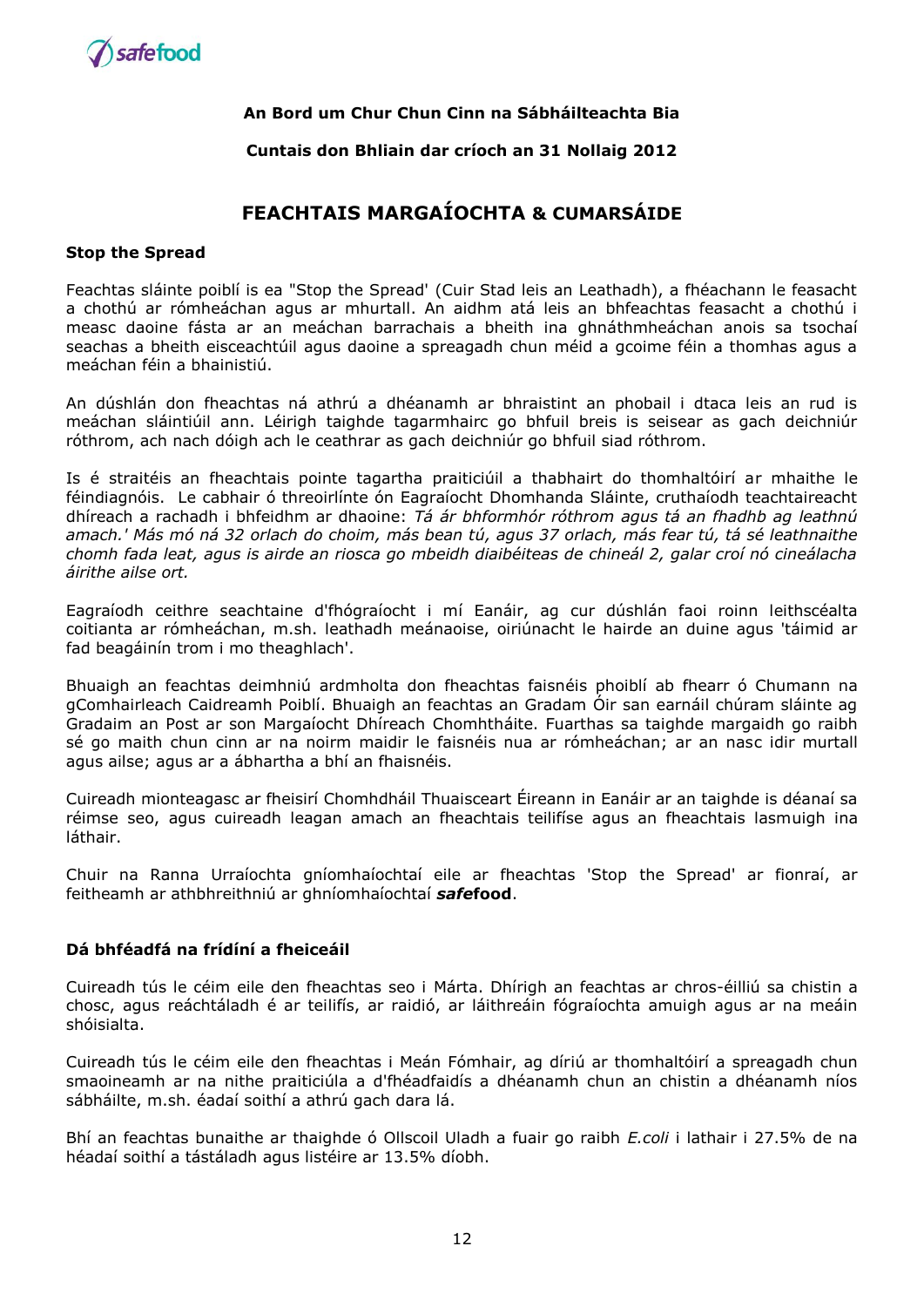**An Bord um Chur Chun Cinn na Sábháilteachta Bia**

**Cuntais don Bhliain dar críoch an 31 Nollaig 2012**

## FEACHTAIS MARGAÍOCHTA & CUMARSÁIDE

### Stop the Spread

Feachtas sláinte poiblí is ea "Stop the Spread' (Cuir Stad leis an Leathadh), a fhéachann le feasacht a chothú ar rómheáchan agus ar mhurtall. An aidhm atá leis an bhfeachtas feasacht a chothú i measc daoine fásta ar an meáchan barrachais a bheith ina ghnáthmheáchan anois sa tsochaí seachas a bheith eisceachtúil agus daoine a spreagadh chun méid a gcoime féin a thomhas agus a meáchan féin a bhainistiú.

An dúshlán don fheachtas ná athrú a dhéanamh ar bhraistint an phobail i dtaca leis an rud is meáchan sláintiúil ann. Léirigh taighde tagarmhairc go bhfuil breis is seisear as gach deichniúr róthrom, ach nach dóigh ach le ceathrar as gach deichniúr go bhfuil siad róthrom.

Is é straitéis an fheachtais pointe tagartha praiticiúil a thabhairt do thomhaltóirí ar mhaithe le féindiagnóis. Le cabhair ó threoirlínte ón Eagraíocht Dhomhanda Sláinte, cruthaíodh teachtaireacht dhíreach a rachadh i bhfeidhm ar dhaoine: *Tá ár bhformhór róthrom agus tá an fhadhb ag leathnú amach.' Más mó ná 32 orlach do choim, más bean tú, agus 37 orlach, más fear tú, tá sé leathnaithe chomh fada leat, agus is airde an riosca go mbeidh diaibéiteas de chineál 2, galar croí nó cineálacha áirithe ailse ort.*

Eagraíodh ceithre seachtaine d'fhógraíocht i mí Eanáir, ag cur dúshlán faoi roinn leithscéalta coitianta ar rómheáchan, m.sh. leathadh meánaoise, oiriúnacht le hairde an duine agus 'táimid ar fad beagáinín trom i mo theaghlach'.

Bhuaigh an feachtas deimhniú ardmholta don fheachtas faisnéis phoiblí ab fhearr ó Chumann na gComhairleach Caidreamh Poiblí. Bhuaigh an feachtas an Gradam Óir san earnáil chúram sláinte ag Gradaim an Post ar son Margaíocht Dhíreach Chomhtháite. Fuarthas sa taighde margaidh go raibh sé go maith chun cinn ar na noirm maidir le faisnéis nua ar rómheáchan; ar an nasc idir murtall agus ailse; agus ar a ábhartha a bhí an fhaisnéis.

Cuireadh mionteagasc ar fheisirí Chomhdháil Thuaisceart Éireann in Eanáir ar an taighde is déanaí sa réimse seo, agus cuireadh leagan amach an fheachtais teilifíse agus an fheachtais lasmuigh ina láthair.

Chuir na Ranna Urraíochta gníomhaíochtaí eile ar fheachtas 'Stop the Spread' ar fionraí, ar feitheamh ar athbhreithniú ar ghníomhaíochtaí ***safe*food**.

### Dá bhféadfá na frídíní a fheiceáil

Cuireadh tús le céim eile den fheachtas seo i Márta. Dhírigh an feachtas ar chros-éilliú sa chistin a chosc, agus reáchtáladh é ar teilifís, ar raidió, ar láithreáin fógraíochta amuigh agus ar na meáin shóisialta.

Cuireadh tús le céim eile den fheachtas i Meán Fómhair, ag díriú ar thomhaltóirí a spreagadh chun smaoineamh ar na nithe praiticiúla a d'fhéadfaidís a dhéanamh chun an chistin a dhéanamh níos sábháilte, m.sh. éadaí soithí a athrú gach dara lá.

Bhí an feachtas bunaithe ar thaighde ó Ollscoil Uladh a fuair go raibh *E.coli* i lathair i 27.5% de na héadaí soithí a tástáladh agus listéire ar 13.5% díobh.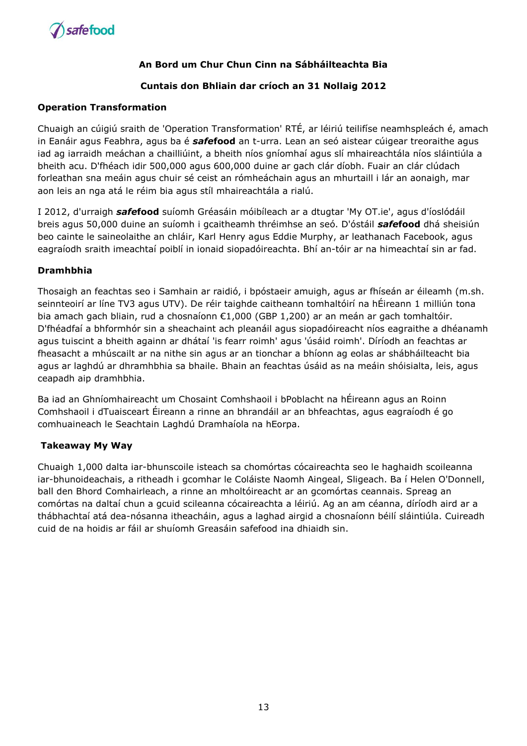**An Bord um Chur Chun Cinn na Sábháilteachta Bia**

**Cuntais don Bhliain dar críoch an 31 Nollaig 2012**

**Operation Transformation**

Chuaigh an cúigiú sraith de 'Operation Transformation' RTÉ, ar léiriú teilifíse neamhspleách é, amach in Eanáir agus Feabhra, agus ba é ***safe*food** an t-urra. Lean an seó aistear cúigear treoraithe agus iad ag iarraidh meáchan a chailliúint, a bheith níos gníomhaí agus slí mhaireachtála níos sláintiúla a bheith acu. D'fhéach idir 500,000 agus 600,000 duine ar gach clár díobh. Fuair an clár clúdach forleathan sna meáin agus chuir sé ceist an rómheáchain agus an mhurtaill i lár an aonaigh, mar aon leis an nga atá le réim bia agus stíl mhaireachtála a rialú.

I 2012, d'urraigh ***safe*food** suíomh Gréasáin móibíleach ar a dtugtar 'My OT.ie', agus d'íoslódáil breis agus 50,000 duine an suíomh i gcaitheamh thréimhse an seó. D'óstáil ***safe*food** dhá sheisiún beo cainte le saineolaithe an chláir, Karl Henry agus Eddie Murphy, ar leathanach Facebook, agus eagraíodh sraith imeachtaí poiblí in ionaid siopadóireachta. Bhí an-tóir ar na himeachtaí sin ar fad.

**Dramhbhia**

Thosaigh an feachtas seo i Samhain ar raidió, i bpóstaeir amuigh, agus ar fhíseán ar éileamh (m.sh. seinnteoirí ar líne TV3 agus UTV). De réir taighde caitheann tomhaltóirí na hÉireann 1 milliún tona bia amach gach bliain, rud a chosnaíonn €1,000 (GBP 1,200) ar an meán ar gach tomhaltóir. D'fhéadfaí a bhformhór sin a sheachaint ach pleanáil agus siopadóireacht níos eagraithe a dhéanamh agus tuiscint a bheith againn ar dhátaí 'is fearr roimh' agus 'úsáid roimh'. Díríodh an feachtas ar fheasacht a mhúscailt ar na nithe sin agus ar an tionchar a bhíonn ag eolas ar shábháilteacht bia agus ar laghdú ar dhramhbhia sa bhaile. Bhain an feachtas úsáid as na meáin shóisialta, leis, agus ceapadh aip dramhbhia.

Ba iad an Ghníomhaireacht um Chosaint Comhshaoil i bPoblacht na hÉireann agus an Roinn Comhshaoil i dTuaisceart Éireann a rinne an bhrandáil ar an bhfeachtas, agus eagraíodh é go comhuaineach le Seachtain Laghdú Dramhaíola na hEorpa.

**Takeaway My Way**

Chuaigh 1,000 dalta iar-bhunscoile isteach sa chomórtas cócaireachta seo le haghaidh scoileanna iar-bhunoideachais, a ritheadh i gcomhar le Coláiste Naomh Aingeal, Sligeach. Ba í Helen O'Donnell, ball den Bhord Comhairleach, a rinne an mholtóireacht ar an gcomórtas ceannais. Spreag an comórtas na daltaí chun a gcuid scileanna cócaireachta a léiriú. Ag an am céanna, díríodh aird ar a thábhachtaí atá dea-nósanna itheacháin, agus a laghad airgid a chosnaíonn béilí sláintiúla. Cuireadh cuid de na hoidis ar fáil ar shuíomh Greasáin safefood ina dhiaidh sin.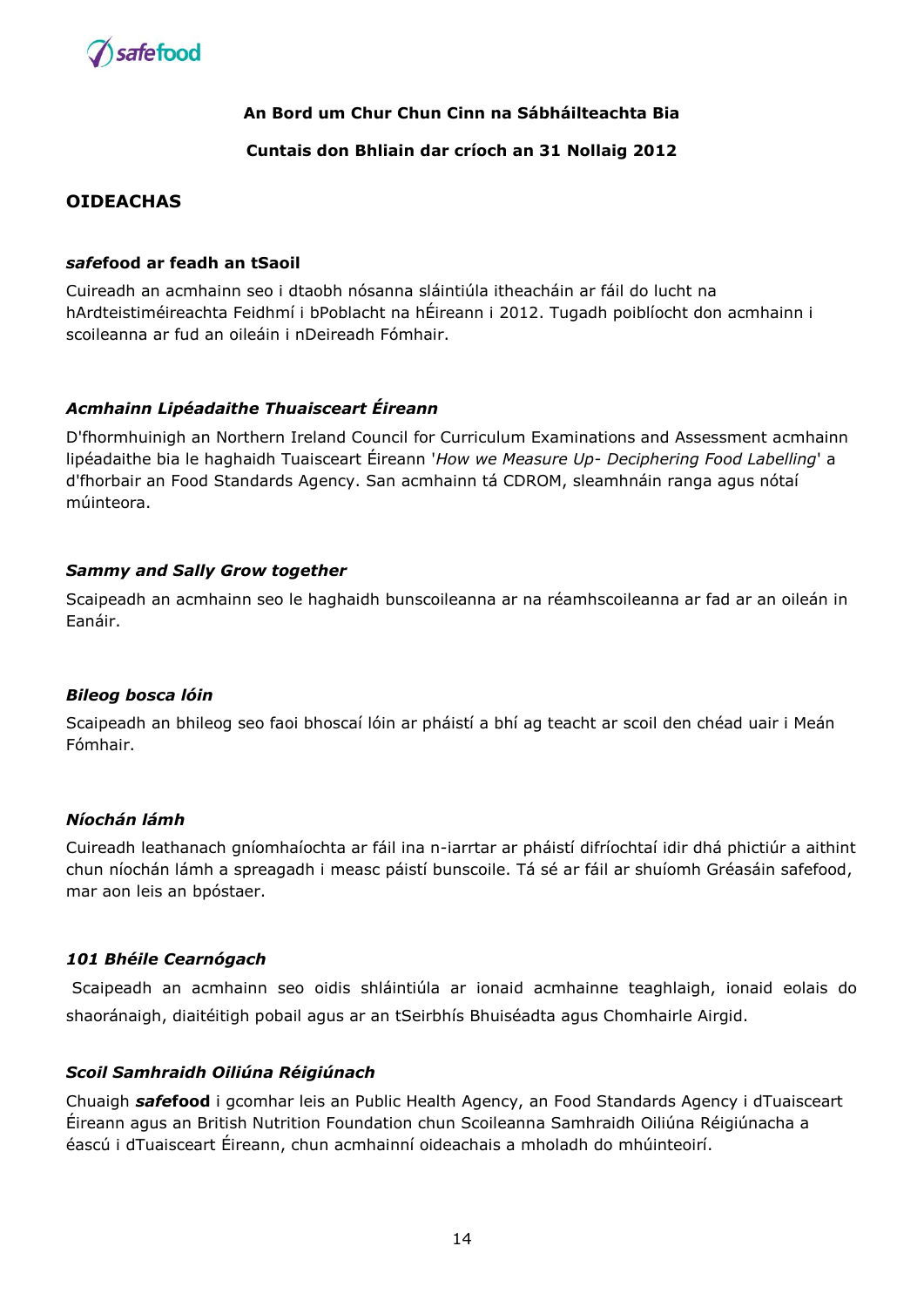**An Bord um Chur Chun Cinn na Sábháilteachta Bia**

**Cuntais don Bhliain dar críoch an 31 Nollaig 2012**

## OIDEACHAS

### ***safe*food ar feadh an tSaoil**

Cuireadh an acmhainn seo i dtaobh nósanna sláintiúla itheacháin ar fáil do lucht na hArdteistiméireachta Feidhmí i bPoblacht na hÉireann i 2012. Tugadh poiblíocht don acmhainn i scoileanna ar fud an oileáin i nDeireadh Fómhair.

### ***Acmhainn Lipéadaithe Thuaisceart Éireann***

D'fhormhuinigh an Northern Ireland Council for Curriculum Examinations and Assessment acmhainn lipéadaithe bia le haghaidh Tuaisceart Éireann '*How we Measure Up- Deciphering Food Labelling*' a d'fhorbair an Food Standards Agency. San acmhainn tá CDROM, sleamhnáin ranga agus nótaí múinteora.

### ***Sammy and Sally Grow together***

Scaipeadh an acmhainn seo le haghaidh bunscoileanna ar na réamhscoileanna ar fad ar an oileán in Eanáir.

### ***Bileog bosca lóin***

Scaipeadh an bhileog seo faoi bhoscaí lóin ar pháistí a bhí ag teacht ar scoil den chéad uair i Meán Fómhair.

### ***Níochán lámh***

Cuireadh leathanach gníomhaíochta ar fáil ina n-iarrtar ar pháistí difríochtaí idir dhá phictiúr a aithint chun níochán lámh a spreagadh i measc páistí bunscoile. Tá sé ar fáil ar shuíomh Gréasáin safefood, mar aon leis an bpóstaer.

### ***101 Bhéile Cearnógach***

Scaipeadh an acmhainn seo oidis shláintiúla ar ionaid acmhainne teaghlaigh, ionaid eolais do shaoránaigh, diaitéitigh pobail agus ar an tSeirbhís Bhuiséadta agus Chomhairle Airgid.

### ***Scoil Samhraidh Oiliúna Réigiúnach***

Chuaigh ***safe*food** i gcomhar leis an Public Health Agency, an Food Standards Agency i dTuaisceart Éireann agus an British Nutrition Foundation chun Scoileanna Samhraidh Oiliúna Réigiúnacha a éascú i dTuaisceart Éireann, chun acmhainní oideachais a mholadh do mhúinteoirí.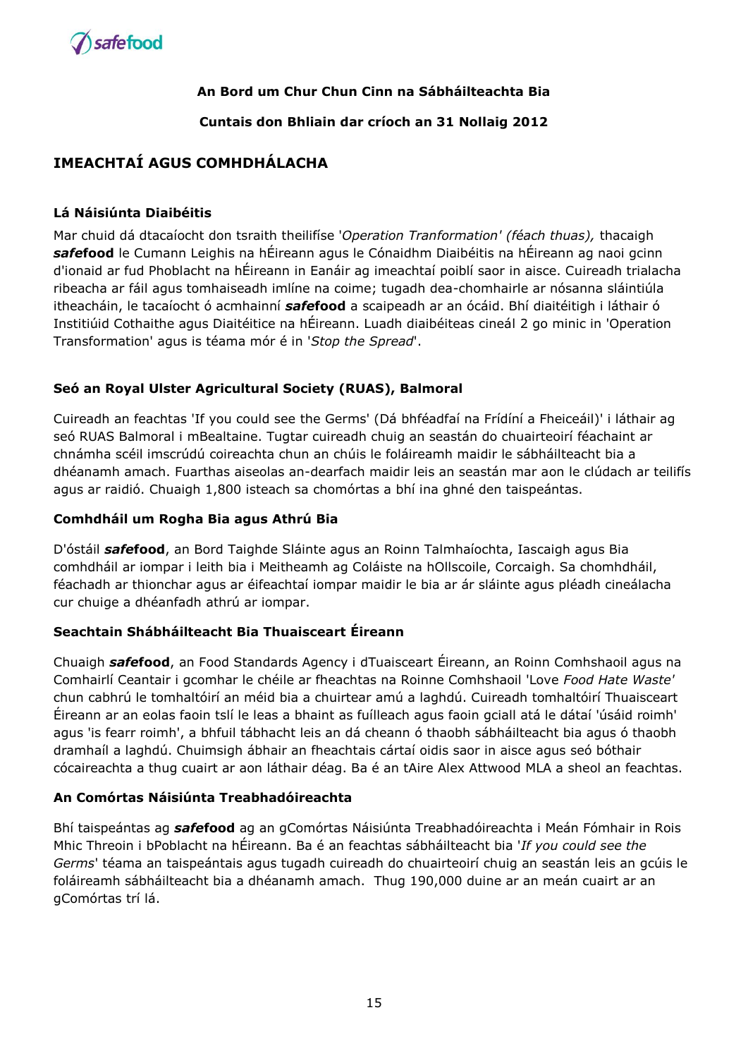**An Bord um Chur Chun Cinn na Sábháilteachta Bia**

**Cuntais don Bhliain dar críoch an 31 Nollaig 2012**

## IMEACHTAÍ AGUS COMHDHÁLACHA

### Lá Náisiúnta Diaibéitis

Mar chuid dá dtacaíocht don tsraith theilifíse '*Operation Tranformation' (féach thuas),* thacaigh ***safe*food** le Cumann Leighis na hÉireann agus le Cónaidhm Diaibéitis na hÉireann ag naoi gcinn d'ionaid ar fud Phoblacht na hÉireann in Eanáir ag imeachtaí poiblí saor in aisce. Cuireadh trialacha ribeacha ar fáil agus tomhaiseadh imlíne na coime; tugadh dea-chomhairle ar nósanna sláintiúla itheacháin, le tacaíocht ó acmhainní ***safe*food** a scaipeadh ar an ócáid. Bhí diaitéitigh i láthair ó Institiúid Cothaithe agus Diaitéitice na hÉireann. Luadh diaibéiteas cineál 2 go minic in 'Operation Transformation' agus is téama mór é in '*Stop the Spread*'.

### Seó an Royal Ulster Agricultural Society (RUAS), Balmoral

Cuireadh an feachtas 'If you could see the Germs' (Dá bhféadfaí na Frídíní a Fheiceáil)' i láthair ag seó RUAS Balmoral i mBealtaine. Tugtar cuireadh chuig an seastán do chuairteoirí féachaint ar chnámha scéil imscrúdú coireachta chun an chúis le foláireamh maidir le sábháilteacht bia a dhéanamh amach. Fuarthas aiseolas an-dearfach maidir leis an seastán mar aon le clúdach ar teilifís agus ar raidió. Chuaigh 1,800 isteach sa chomórtas a bhí ina ghné den taispeántas.

### Comhdháil um Rogha Bia agus Athrú Bia

D'óstáil ***safe*food**, an Bord Taighde Sláinte agus an Roinn Talmhaíochta, Iascaigh agus Bia comhdháil ar iompar i leith bia i Meitheamh ag Coláiste na hOllscoile, Corcaigh. Sa chomhdháil, féachadh ar thionchar agus ar éifeachtaí iompar maidir le bia ar ár sláinte agus pléadh cineálacha cur chuige a dhéanfadh athrú ar iompar.

### Seachtain Shábháilteacht Bia Thuaisceart Éireann

Chuaigh ***safe*food**, an Food Standards Agency i dTuaisceart Éireann, an Roinn Comhshaoil agus na Comhairlí Ceantair i gcomhar le chéile ar fheachtas na Roinne Comhshaoil 'Love *Food Hate Waste'* chun cabhrú le tomhaltóirí an méid bia a chuirtear amú a laghdú. Cuireadh tomhaltóirí Thuaisceart Éireann ar an eolas faoin tslí le leas a bhaint as fuílleach agus faoin gciall atá le dátaí 'úsáid roimh' agus 'is fearr roimh', a bhfuil tábhacht leis an dá cheann ó thaobh sábháilteacht bia agus ó thaobh dramhaíl a laghdú. Chuimsigh ábhair an fheachtais cártaí oidis saor in aisce agus seó bóthair cócaireachta a thug cuairt ar aon láthair déag. Ba é an tAire Alex Attwood MLA a sheol an feachtas.

### An Comórtas Náisiúnta Treabhadóireachta

Bhí taispeántas ag ***safe*food** ag an gComórtas Náisiúnta Treabhadóireachta i Meán Fómhair in Rois Mhic Threoin i bPoblacht na hÉireann. Ba é an feachtas sábháilteacht bia '*If you could see the Germs*' téama an taispeántais agus tugadh cuireadh do chuairteoirí chuig an seastán leis an gcúis le foláireamh sábháilteacht bia a dhéanamh amach. Thug 190,000 duine ar an meán cuairt ar an gComórtas trí lá.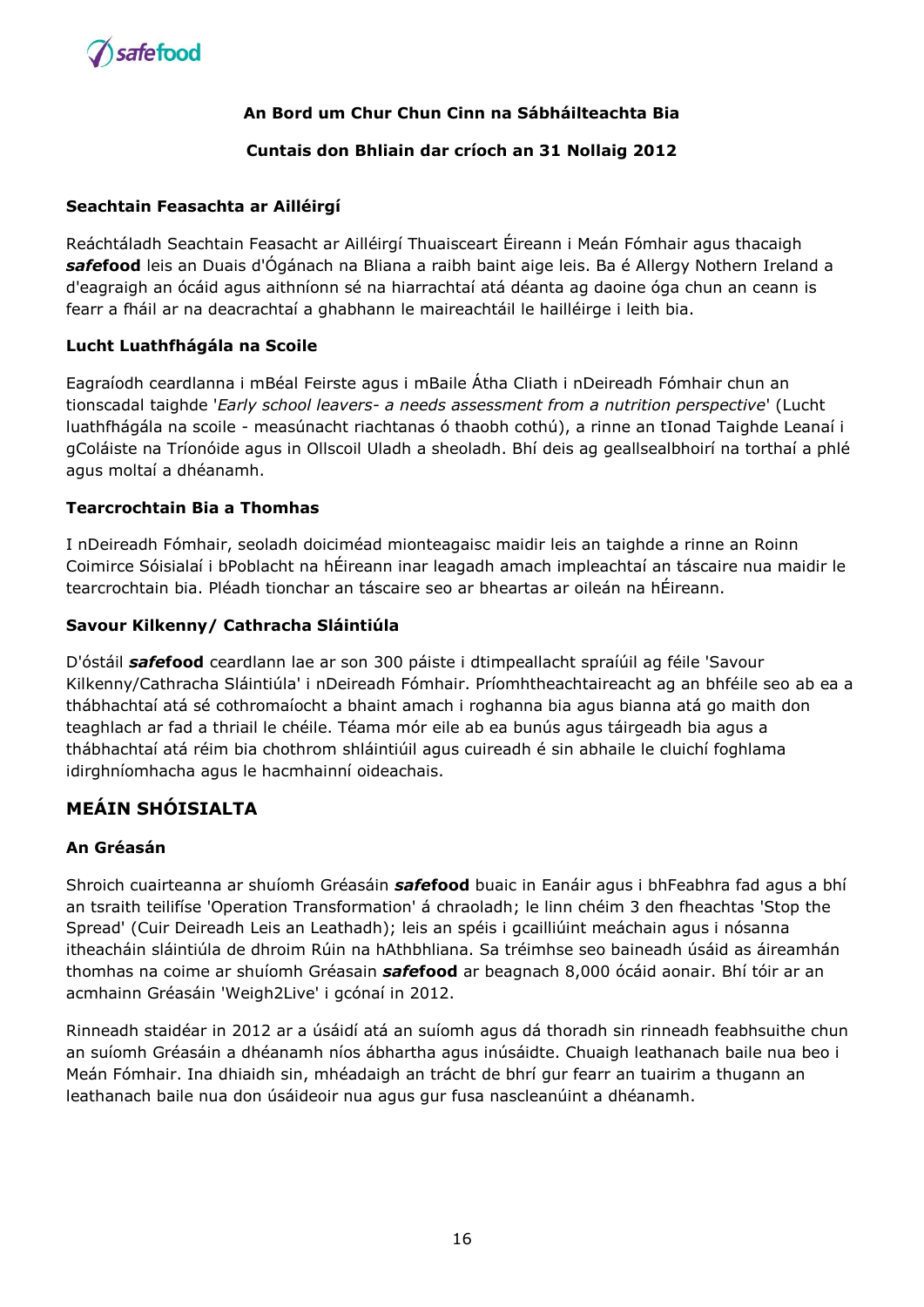**An Bord um Chur Chun Cinn na Sábháilteachta Bia**

**Cuntais don Bhliain dar críoch an 31 Nollaig 2012**

### Seachtain Feasachta ar Ailléirgí

Reáchtáladh Seachtain Feasacht ar Ailléirgí Thuaisceart Éireann i Meán Fómhair agus thacaigh ***safe*food** leis an Duais d'Ógánach na Bliana a raibh baint aige leis. Ba é Allergy Nothern Ireland a d'eagraigh an ócáid agus aithníonn sé na hiarrachtaí atá déanta ag daoine óga chun an ceann is fearr a fháil ar na deacrachtaí a ghabhann le maireachtáil le hailléirge i leith bia.

### Lucht Luathfhágála na Scoile

Eagraíodh ceardlanna i mBéal Feirste agus i mBaile Átha Cliath i nDeireadh Fómhair chun an tionscadal taighde '*Early school leavers- a needs assessment from a nutrition perspective*' (Lucht luathfhágála na scoile - measúnacht riachtanas ó thaobh cothú), a rinne an tIonad Taighde Leanaí i gColáiste na Tríonóide agus in Ollscoil Uladh a sheoladh. Bhí deis ag geallsealbhoirí na torthaí a phlé agus moltaí a dhéanamh.

### Tearcrochtain Bia a Thomhas

I nDeireadh Fómhair, seoladh doiciméad mionteagaisc maidir leis an taighde a rinne an Roinn Coimirce Sóisialaí i bPoblacht na hÉireann inar leagadh amach impleachtaí an táscaire nua maidir le tearcrochtain bia. Pléadh tionchar an táscaire seo ar bheartas ar oileán na hÉireann.

### Savour Kilkenny/ Cathracha Sláintiúla

D'óstáil ***safe*food** ceardlann lae ar son 300 páiste i dtimpeallacht spraíúil ag féile 'Savour Kilkenny/Cathracha Sláintiúla' i nDeireadh Fómhair. Príomhtheachtaireacht ag an bhféile seo ab ea a thábhachtaí atá sé cothromaíocht a bhaint amach i roghanna bia agus bianna atá go maith don teaghlach ar fad a thriail le chéile. Téama mór eile ab ea bunús agus táirgeadh bia agus a thábhachtaí atá réim bia chothrom shláintiúil agus cuireadh é sin abhaile le cluichí foghlama idirghníomhacha agus le hacmhainní oideachais.

## MEÁIN SHÓISIALTA

### An Gréasán

Shroich cuairteanna ar shuíomh Gréasáin ***safe*food** buaic in Eanáir agus i bhFeabhra fad agus a bhí an tsraith teilifíse 'Operation Transformation' á chraoladh; le linn chéim 3 den fheachtas 'Stop the Spread' (Cuir Deireadh Leis an Leathadh); leis an spéis i gcailliúint meáchain agus i nósanna itheacháin sláintiúla de dhroim Rúin na hAthbhliana. Sa tréimhse seo baineadh úsáid as áireamhán thomhas na coime ar shuíomh Gréasain ***safe*food** ar beagnach 8,000 ócáid aonair. Bhí tóir ar an acmhainn Gréasáin 'Weigh2Live' i gcónaí in 2012.

Rinneadh staidéar in 2012 ar a úsáidí atá an suíomh agus dá thoradh sin rinneadh feabhsuithe chun an suíomh Gréasáin a dhéanamh níos ábhartha agus inúsáidte. Chuaigh leathanach baile nua beo i Meán Fómhair. Ina dhiaidh sin, mhéadaigh an trácht de bhrí gur fearr an tuairim a thugann an leathanach baile nua don úsáideoir nua agus gur fusa nascleanúint a dhéanamh.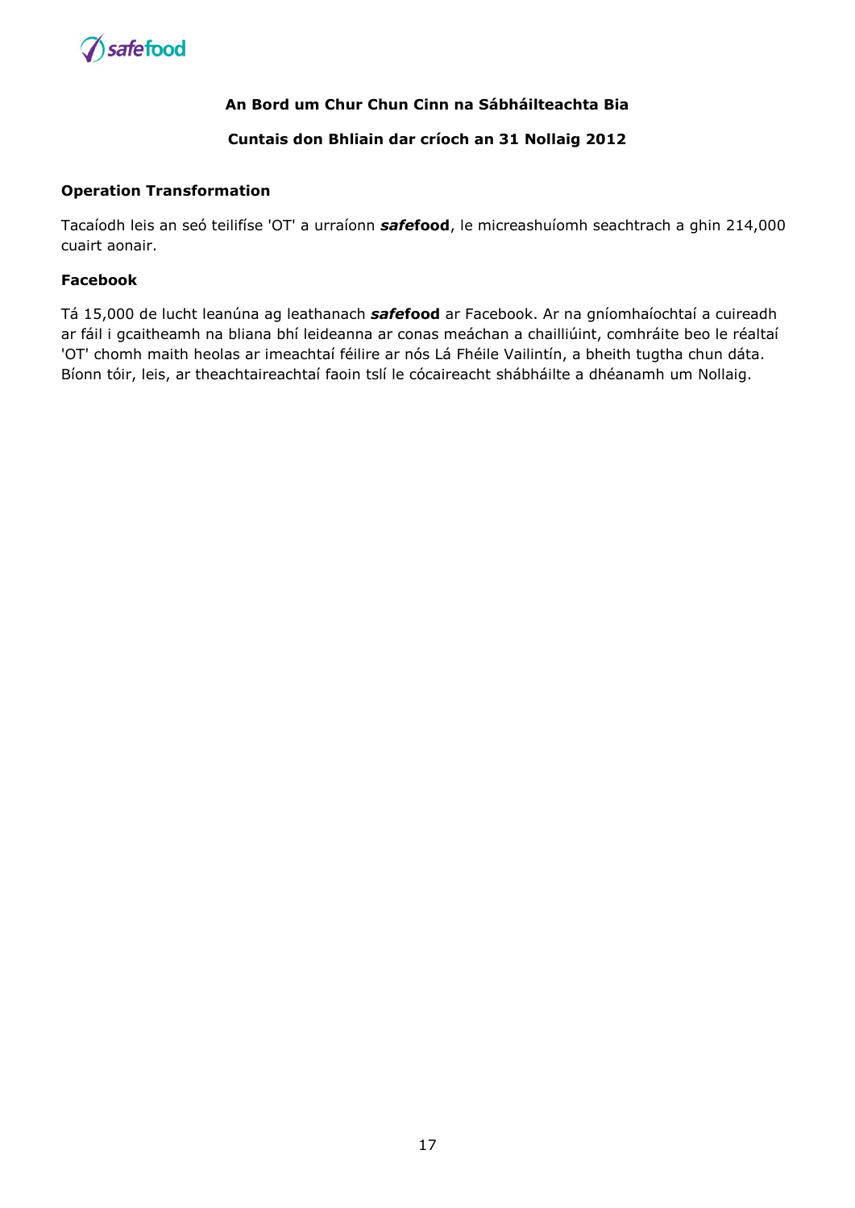**An Bord um Chur Chun Cinn na Sábháilteachta Bia**

**Cuntais don Bhliain dar críoch an 31 Nollaig 2012**

**Operation Transformation**

Tacaíodh leis an seó teilifíse 'OT' a urraíonn ***safe*food**, le micreashuíomh seachtrach a ghin 214,000 cuairt aonair.

**Facebook**

Tá 15,000 de lucht leanúna ag leathanach ***safe*food** ar Facebook. Ar na gníomhaíochtaí a cuireadh ar fáil i gcaitheamh na bliana bhí leideanna ar conas meáchan a chailliúint, comhráite beo le réaltaí 'OT' chomh maith heolas ar imeachtaí féilire ar nós Lá Fhéile Vailintín, a bheith tugtha chun dáta. Bíonn tóir, leis, ar theachtaireachtaí faoin tslí le cócaireacht shábháilte a dhéanamh um Nollaig.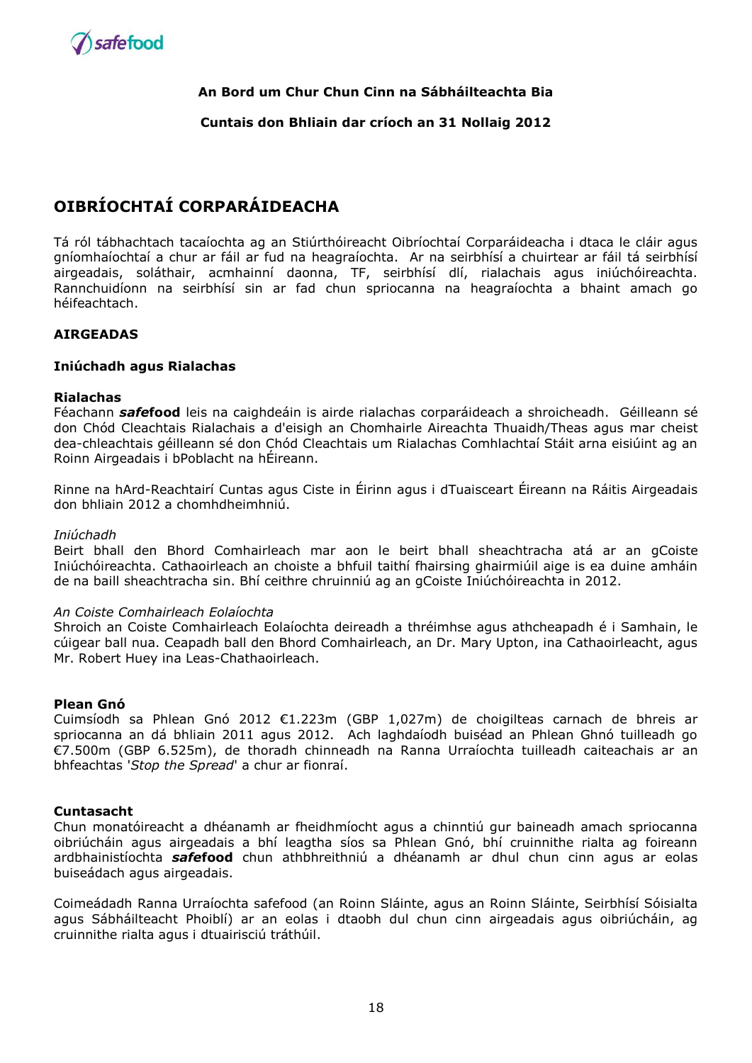**An Bord um Chur Chun Cinn na Sábháilteachta Bia**

**Cuntais don Bhliain dar críoch an 31 Nollaig 2012**

# OIBRÍOCHTAÍ CORPARÁIDEACHA

Tá ról tábhachtach tacaíochta ag an Stiúrthóireacht Oibríochtaí Corparáideacha i dtaca le cláir agus gníomhaíochtaí a chur ar fáil ar fud na heagraíochta. Ar na seirbhísí a chuirtear ar fáil tá seirbhísí airgeadais, soláthair, acmhainní daonna, TF, seirbhísí dlí, rialachais agus iniúchóireachta. Rannchuidíonn na seirbhísí sin ar fad chun spriocanna na heagraíochta a bhaint amach go héifeachtach.

## AIRGEADAS

### Iniúchadh agus Rialachas

**Rialachas**

Féachann ***safe*food** leis na caighdeáin is airde rialachas corparáideach a shroicheadh. Géilleann sé don Chód Cleachtais Rialachais a d'eisigh an Chomhairle Aireachta Thuaidh/Theas agus mar cheist dea-chleachtais géilleann sé don Chód Cleachtais um Rialachas Comhlachtaí Stáit arna eisiúint ag an Roinn Airgeadais i bPoblacht na hÉireann.

Rinne na hArd-Reachtairí Cuntas agus Ciste in Éirinn agus i dTuaisceart Éireann na Ráitis Airgeadais don bhliain 2012 a chomhdheimhniú.

*Iniúchadh*

Beirt bhall den Bhord Comhairleach mar aon le beirt bhall sheachtracha atá ar an gCoiste Iniúchóireachta. Cathaoirleach an choiste a bhfuil taithí fhairsing ghairmiúil aige is ea duine amháin de na baill sheachtracha sin. Bhí ceithre chruinniú ag an gCoiste Iniúchóireachta in 2012.

*An Coiste Comhairleach Eolaíochta*

Shroich an Coiste Comhairleach Eolaíochta deireadh a thréimhse agus athcheapadh é i Samhain, le cúigear ball nua. Ceapadh ball den Bhord Comhairleach, an Dr. Mary Upton, ina Cathaoirleacht, agus Mr. Robert Huey ina Leas-Chathaoirleach.

**Plean Gnó**

Cuimsíodh sa Phlean Gnó 2012 €1.223m (GBP 1,027m) de choigilteas carnach de bhreis ar spriocanna an dá bhliain 2011 agus 2012. Ach laghdaíodh buiséad an Phlean Ghnó tuilleadh go €7.500m (GBP 6.525m), de thoradh chinneadh na Ranna Urraíochta tuilleadh caiteachais ar an bhfeachtas '*Stop the Spread*' a chur ar fionraí.

**Cuntasacht**

Chun monatóireacht a dhéanamh ar fheidhmíocht agus a chinntiú gur baineadh amach spriocanna oibriúcháin agus airgeadais a bhí leagtha síos sa Phlean Gnó, bhí cruinnithe rialta ag foireann ardbhainistíochta ***safe*food** chun athbhreithniú a dhéanamh ar dhul chun cinn agus ar eolas buiseádach agus airgeadais.

Coimeádadh Ranna Urraíochta safefood (an Roinn Sláinte, agus an Roinn Sláinte, Seirbhísí Sóisialta agus Sábháilteacht Phoiblí) ar an eolas i dtaobh dul chun cinn airgeadais agus oibriúcháin, ag cruinnithe rialta agus i dtuairisciú tráthúil.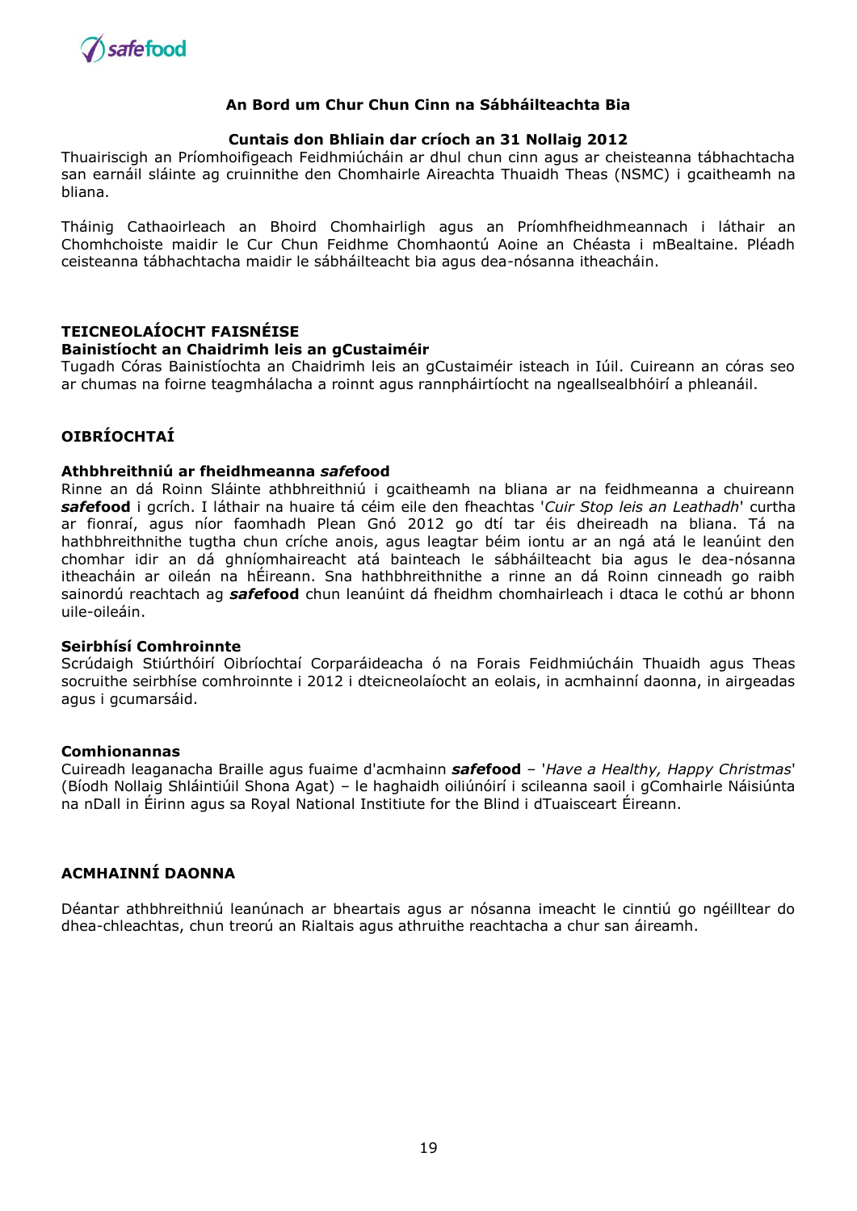**An Bord um Chur Chun Cinn na Sábháilteachta Bia**

**Cuntais don Bhliain dar críoch an 31 Nollaig 2012**

Thuairiscigh an Príomhoifigeach Feidhmiúcháin ar dhul chun cinn agus ar cheisteanna tábhachtacha san earnáil sláinte ag cruinnithe den Chomhairle Aireachta Thuaidh Theas (NSMC) i gcaitheamh na bliana.

Tháinig Cathaoirleach an Bhoird Chomhairligh agus an Príomhfheidhmeannach i láthair an Chomhchoiste maidir le Cur Chun Feidhme Chomhaontú Aoine an Chéasta i mBealtaine. Pléadh ceisteanna tábhachtacha maidir le sábháilteacht bia agus dea-nósanna itheacháin.

## TEICNEOLAÍOCHT FAISNÉISE

### Bainistíocht an Chaidrimh leis an gCustaiméir

Tugadh Córas Bainistíochta an Chaidrimh leis an gCustaiméir isteach in Iúil. Cuireann an córas seo ar chumas na foirne teagmhálacha a roinnt agus rannpháirtíocht na ngeallsealbhóirí a phleanáil.

## OIBRÍOCHTAÍ

### Athbhreithniú ar fheidhmeanna *safe*food

Rinne an dá Roinn Sláinte athbhreithniú i gcaitheamh na bliana ar na feidhmeanna a chuireann ***safe*food** i gcrích. I láthair na huaire tá céim eile den fheachtas '*Cuir Stop leis an Leathadh*' curtha ar fionraí, agus níor faomhadh Plean Gnó 2012 go dtí tar éis dheireadh na bliana. Tá na hathbhreithnithe tugtha chun críche anois, agus leagtar béim iontu ar an ngá atá le leanúint den chomhar idir an dá ghníomhaireacht atá bainteach le sábháilteacht bia agus le dea-nósanna itheacháin ar oileán na hÉireann. Sna hathbhreithnithe a rinne an dá Roinn cinneadh go raibh sainordú reachtach ag ***safe*food** chun leanúint dá fheidhm chomhairleach i dtaca le cothú ar bhonn uile-oileáin.

### Seirbhísí Comhroinnte

Scrúdaigh Stiúrthóirí Oibríochtaí Corparáideacha ó na Forais Feidhmiúcháin Thuaidh agus Theas socruithe seirbhíse comhroinnte i 2012 i dteicneolaíocht an eolais, in acmhainní daonna, in airgeadas agus i gcumarsáid.

### Comhionannas

Cuireadh leaganacha Braille agus fuaime d'acmhainn ***safe*food** – '*Have a Healthy, Happy Christmas*' (Bíodh Nollaig Shláintiúil Shona Agat) – le haghaidh oiliúnóirí i scileanna saoil i gComhairle Náisiúnta na nDall in Éirinn agus sa Royal National Institiute for the Blind i dTuaisceart Éireann.

## ACMHAINNÍ DAONNA

Déantar athbhreithniú leanúnach ar bheartais agus ar nósanna imeacht le cinntiú go ngéilltear do dhea-chleachtas, chun treorú an Rialtais agus athruithe reachtacha a chur san áireamh.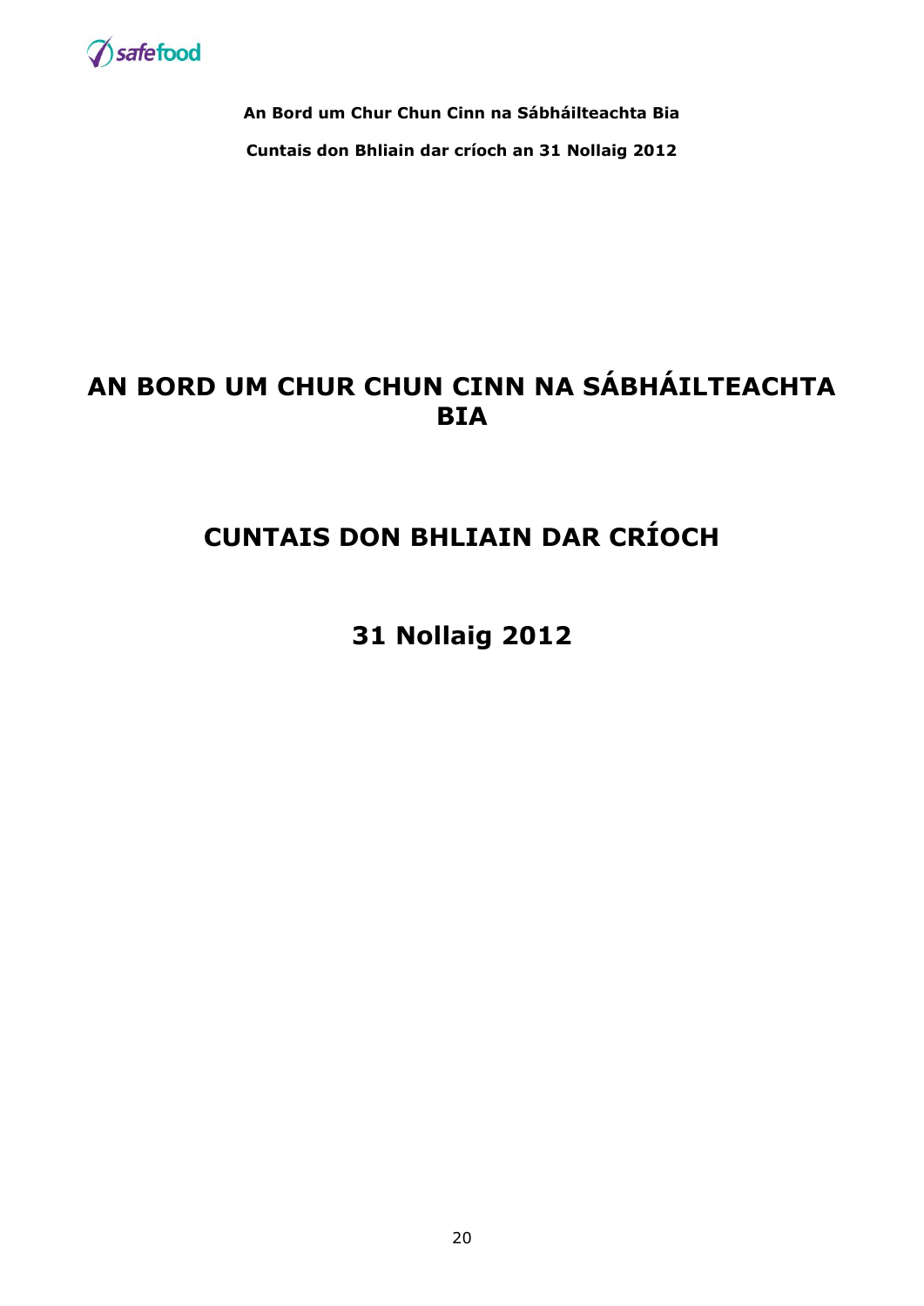# AN BORD UM CHUR CHUN CINN NA SÁBHÁILTEACHTA BIA

## CUNTAIS DON BHLIAIN DAR CRÍOCH

## 31 Nollaig 2012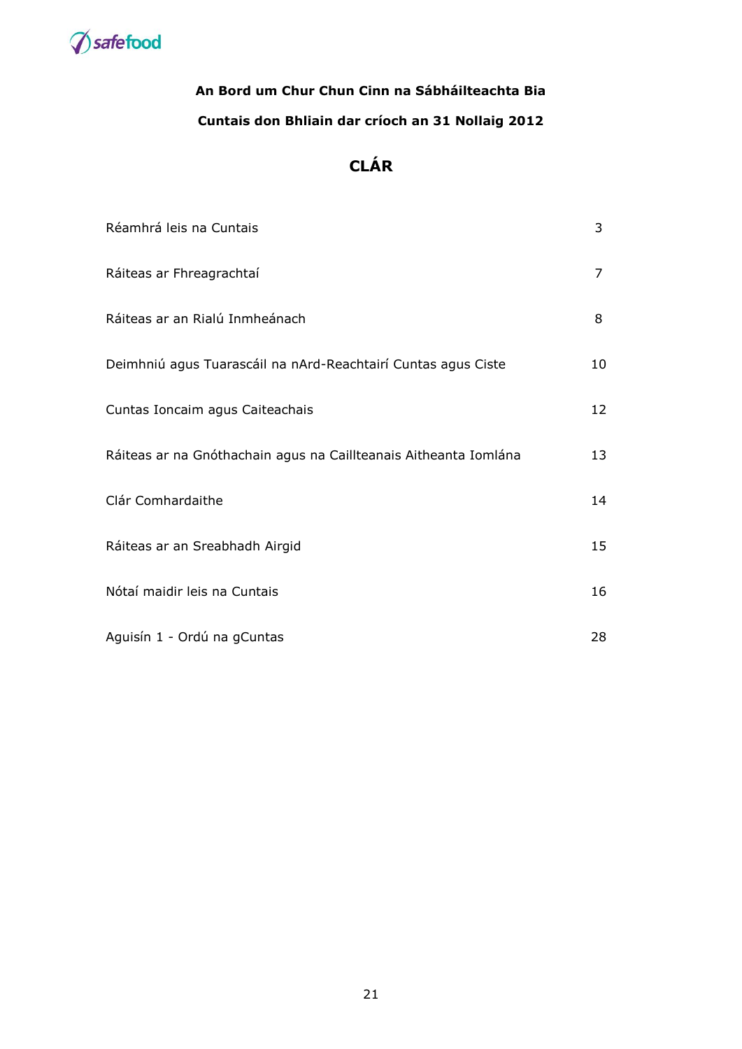**An Bord um Chur Chun Cinn na Sábháilteachta Bia**

**Cuntais don Bhliain dar críoch an 31 Nollaig 2012**

## CLÁR

| | |
|---|---|
| Réamhrá leis na Cuntais | 3 |
| Ráiteas ar Fhreagrachtaí | 7 |
| Ráiteas ar an Rialú Inmheánach | 8 |
| Deimhniú agus Tuarascáil na nArd-Reachtairí Cuntas agus Ciste | 10 |
| Cuntas Ioncaim agus Caiteachais | 12 |
| Ráiteas ar na Gnóthachain agus na Caillteanais Aitheanta Iomlána | 13 |
| Clár Comhardaithe | 14 |
| Ráiteas ar an Sreabhadh Airgid | 15 |
| Nótaí maidir leis na Cuntais | 16 |
| Aguisín 1 - Ordú na gCuntas | 28 |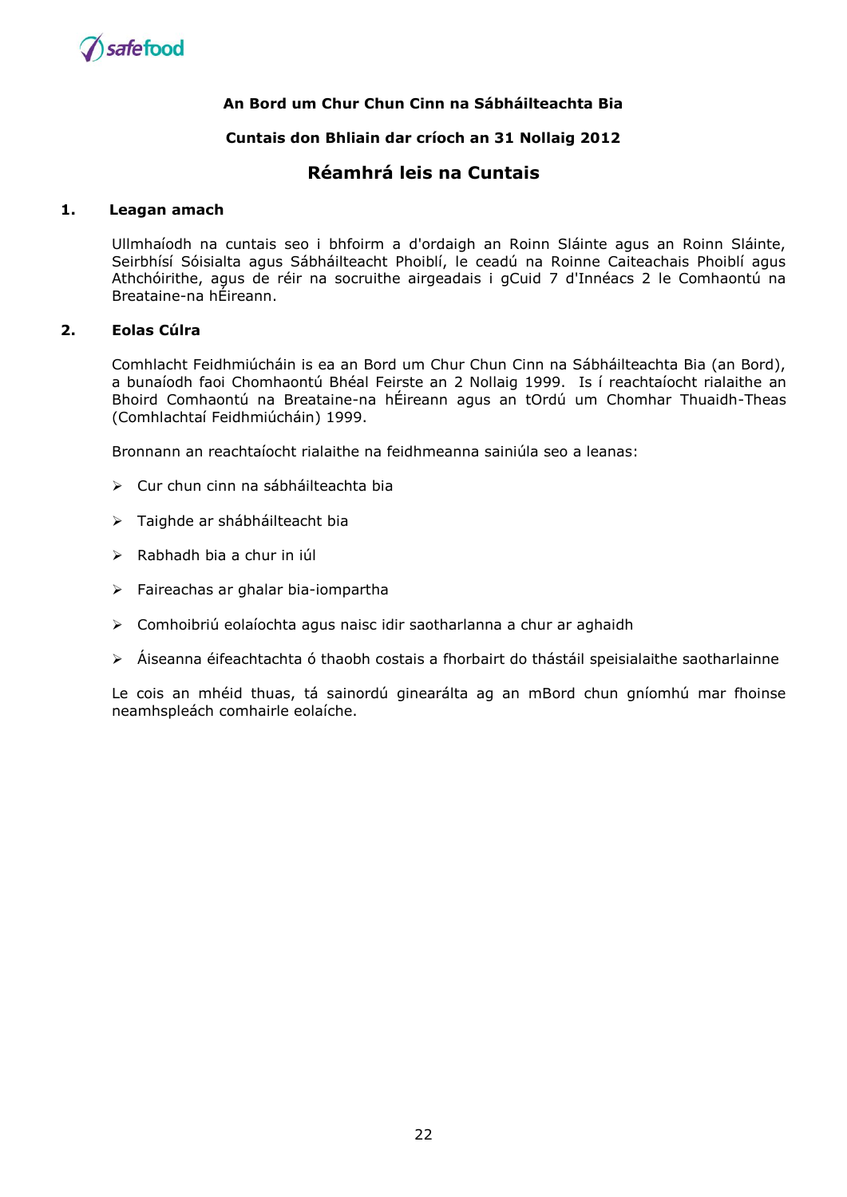**An Bord um Chur Chun Cinn na Sábháilteachta Bia**

**Cuntais don Bhliain dar críoch an 31 Nollaig 2012**

## Réamhrá leis na Cuntais

### 1. Leagan amach

Ullmhaíodh na cuntais seo i bhfoirm a d'ordaigh an Roinn Sláinte agus an Roinn Sláinte, Seirbhísí Sóisialta agus Sábháilteacht Phoiblí, le ceadú na Roinne Caiteachais Phoiblí agus Athchóirithe, agus de réir na socruithe airgeadais i gCuid 7 d'Innéacs 2 le Comhaontú na Breataine-na hÉireann.

### 2. Eolas Cúlra

Comhlacht Feidhmiúcháin is ea an Bord um Chur Chun Cinn na Sábháilteachta Bia (an Bord), a bunaíodh faoi Chomhaontú Bhéal Feirste an 2 Nollaig 1999. Is í reachtaíocht rialaithe an Bhoird Comhaontú na Breataine-na hÉireann agus an tOrdú um Chomhar Thuaidh-Theas (Comhlachtaí Feidhmiúcháin) 1999.

Bronnann an reachtaíocht rialaithe na feidhmeanna sainiúla seo a leanas:

- Cur chun cinn na sábháilteachta bia
- Taighde ar shábháilteacht bia
- Rabhadh bia a chur in iúl
- Faireachas ar ghalar bia-iompartha
- Comhoibriú eolaíochta agus naisc idir saotharlanna a chur ar aghaidh
- Áiseanna éifeachtachta ó thaobh costais a fhorbairt do thástáil speisialaithe saotharlainne

Le cois an mhéid thuas, tá sainordú ginearálta ag an mBord chun gníomhú mar fhoinse neamhspleách comhairle eolaíche.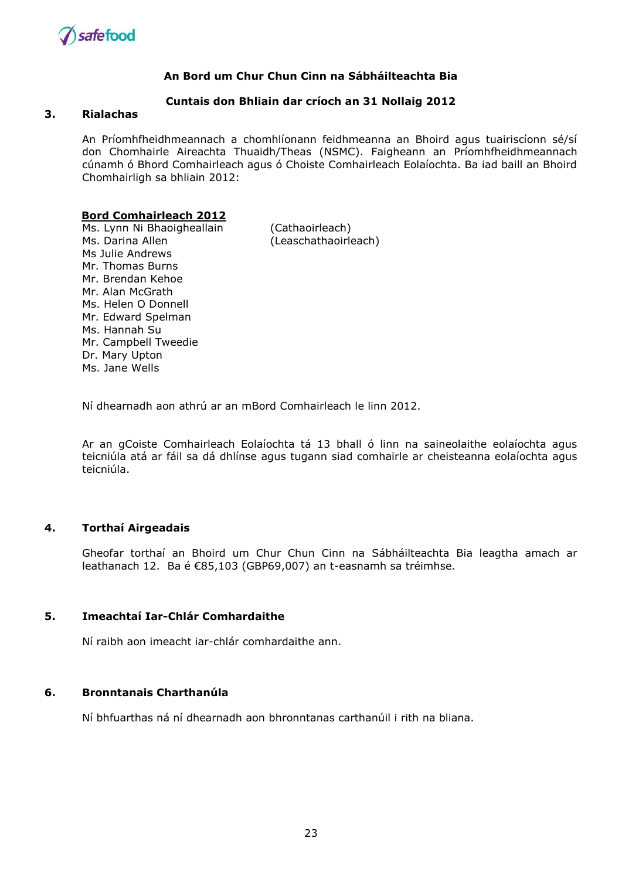**An Bord um Chur Chun Cinn na Sábháilteachta Bia**

**Cuntais don Bhliain dar críoch an 31 Nollaig 2012**

## 3. Rialachas

An Príomhfheidhmeannach a chomhlíonann feidhmeanna an Bhoird agus tuairiscíonn sé/sí don Chomhairle Aireachta Thuaidh/Theas (NSMC). Faigheann an Príomhfheidhmeannach cúnamh ó Bhord Comhairleach agus ó Choiste Comhairleach Eolaíochta. Ba iad baill an Bhoird Chomhairligh sa bhliain 2012:

**Bord Comhairleach 2012**

Ms. Lynn Ni Bhaoigheallain (Cathaoirleach)
Ms. Darina Allen (Leaschathaoirleach)
Ms Julie Andrews
Mr. Thomas Burns
Mr. Brendan Kehoe
Mr. Alan McGrath
Ms. Helen O Donnell
Mr. Edward Spelman
Ms. Hannah Su
Mr. Campbell Tweedie
Dr. Mary Upton
Ms. Jane Wells

Ní dhearnadh aon athrú ar an mBord Comhairleach le linn 2012.

Ar an gCoiste Comhairleach Eolaíochta tá 13 bhall ó linn na saineolaithe eolaíochta agus teicniúla atá ar fáil sa dá dhlínse agus tugann siad comhairle ar cheisteanna eolaíochta agus teicniúla.

## 4. Torthaí Airgeadais

Gheofar torthaí an Bhoird um Chur Chun Cinn na Sábháilteachta Bia leagtha amach ar leathanach 12. Ba é €85,103 (GBP69,007) an t-easnamh sa tréimhse.

## 5. Imeachtaí Iar-Chlár Comhardaithe

Ní raibh aon imeacht iar-chlár comhardaithe ann.

## 6. Bronntanais Charthanúla

Ní bhfuarthas ná ní dhearnadh aon bhronntanas carthanúil i rith na bliana.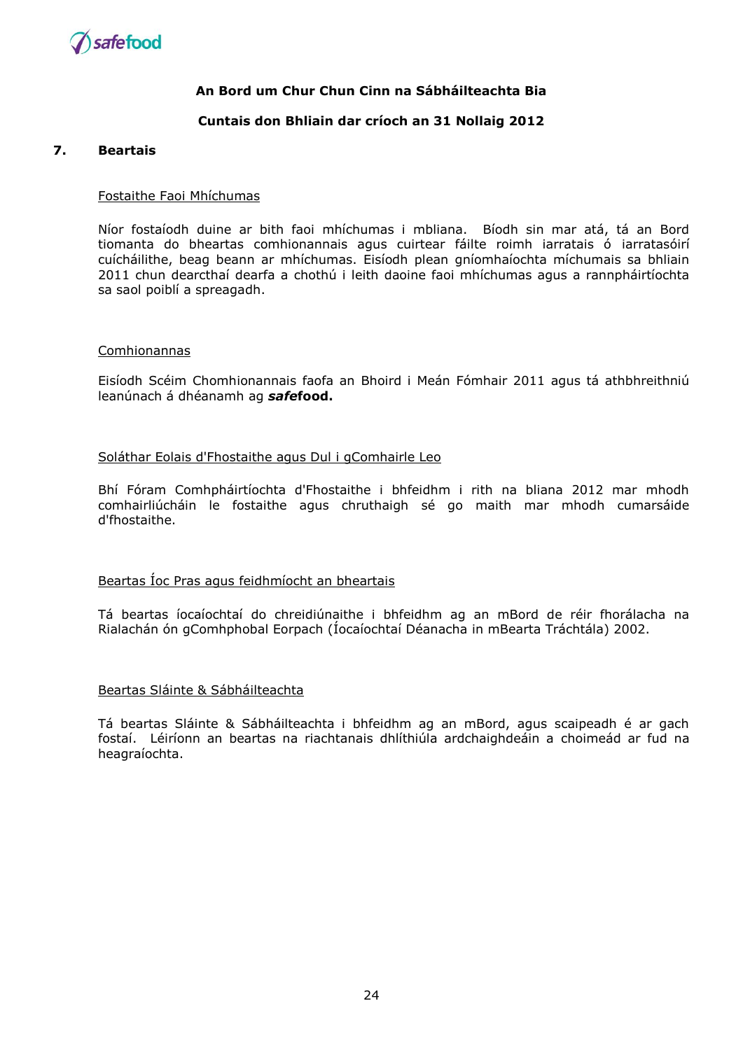**An Bord um Chur Chun Cinn na Sábháilteachta Bia**

**Cuntais don Bhliain dar críoch an 31 Nollaig 2012**

## 7. Beartais

Fostaithe Faoi Mhíchumas

Níor fostaíodh duine ar bith faoi mhíchumas i mbliana. Bíodh sin mar atá, tá an Bord tiomanta do bheartas comhionannais agus cuirtear fáilte roimh iarratais ó iarratasóirí cuícháilithe, beag beann ar mhíchumas. Eisíodh plean gníomhaíochta míchumais sa bhliain 2011 chun dearcthaí dearfa a chothú i leith daoine faoi mhíchumas agus a rannpháirtíochta sa saol poiblí a spreagadh.

Comhionannas

Eisíodh Scéim Chomhionannais faofa an Bhoird i Meán Fómhair 2011 agus tá athbhreithniú leanúnach á dhéanamh ag ***safe*food.**

Soláthar Eolais d'Fhostaithe agus Dul i gComhairle Leo

Bhí Fóram Comhpháirtíochta d'Fhostaithe i bhfeidhm i rith na bliana 2012 mar mhodh comhairliúcháin le fostaithe agus chruthaigh sé go maith mar mhodh cumarsáide d'fhostaithe.

Beartas Íoc Pras agus feidhmíocht an bheartais

Tá beartas íocaíochtaí do chreidiúnaithe i bhfeidhm ag an mBord de réir fhorálacha na Rialachán ón gComhphobal Eorpach (Íocaíochtaí Déanacha in mBearta Tráchtála) 2002.

Beartas Sláinte & Sábháilteachta

Tá beartas Sláinte & Sábháilteachta i bhfeidhm ag an mBord, agus scaipeadh é ar gach fostaí. Léiríonn an beartas na riachtanais dhlíthiúla ardchaighdeáin a choimeád ar fud na heagraíochta.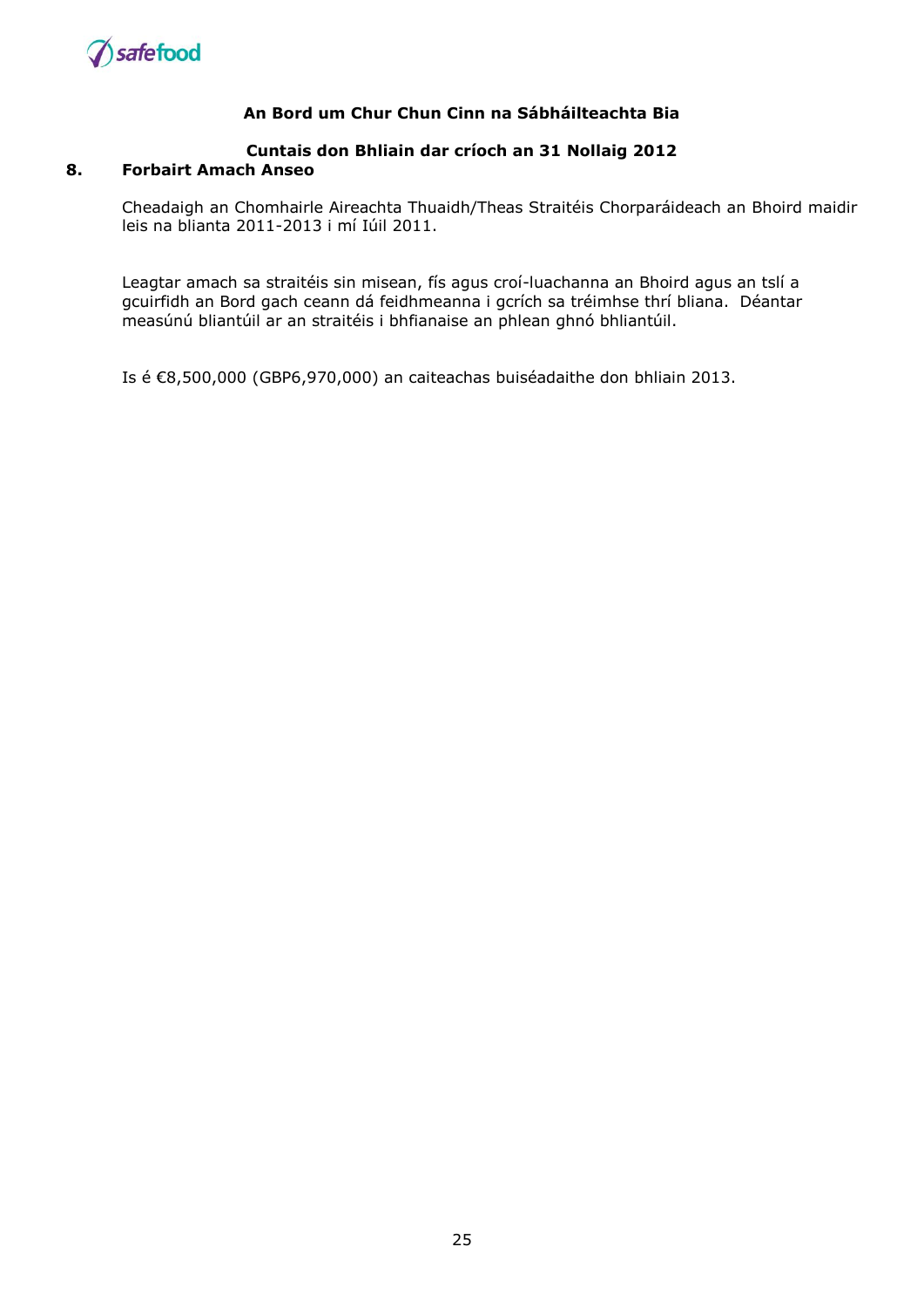**An Bord um Chur Chun Cinn na Sábháilteachta Bia**

**Cuntais don Bhliain dar críoch an 31 Nollaig 2012**

## 8. Forbairt Amach Anseo

Cheadaigh an Chomhairle Aireachta Thuaidh/Theas Straitéis Chorparáideach an Bhoird maidir leis na blianta 2011-2013 i mí Iúil 2011.

Leagtar amach sa straitéis sin misean, fís agus croí-luachanna an Bhoird agus an tslí a gcuirfidh an Bord gach ceann dá feidhmeanna i gcrích sa tréimhse thrí bliana. Déantar measúnú bliantúil ar an straitéis i bhfianaise an phlean ghnó bhliantúil.

Is é €8,500,000 (GBP6,970,000) an caiteachas buiséadaithe don bhliain 2013.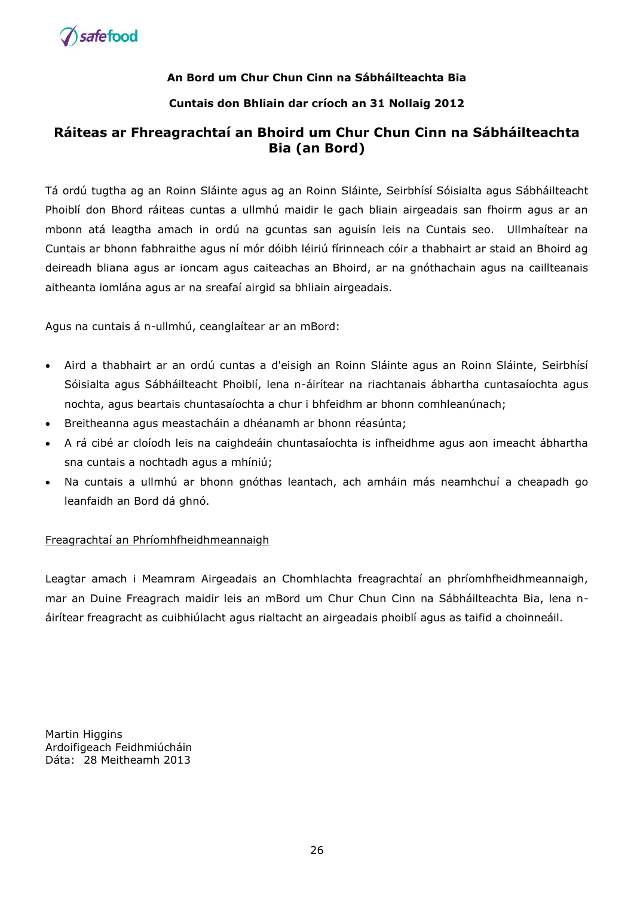**An Bord um Chur Chun Cinn na Sábháilteachta Bia**

**Cuntais don Bhliain dar críoch an 31 Nollaig 2012**

## Ráiteas ar Fhreagrachtaí an Bhoird um Chur Chun Cinn na Sábháilteachta Bia (an Bord)

Tá ordú tugtha ag an Roinn Sláinte agus ag an Roinn Sláinte, Seirbhísí Sóisialta agus Sábháilteacht Phoiblí don Bhord ráiteas cuntas a ullmhú maidir le gach bliain airgeadais san fhoirm agus ar an mbonn atá leagtha amach in ordú na gcuntas san aguisín leis na Cuntais seo. Ullmhaítear na Cuntais ar bhonn fabhraithe agus ní mór dóibh léiriú fírinneach cóir a thabhairt ar staid an Bhoird ag deireadh bliana agus ar ioncam agus caiteachas an Bhoird, ar na gnóthachain agus na caillteanais aitheanta iomlána agus ar na sreafaí airgid sa bhliain airgeadais.

Agus na cuntais á n-ullmhú, ceanglaítear ar an mBord:

- Aird a thabhairt ar an ordú cuntas a d'eisigh an Roinn Sláinte agus an Roinn Sláinte, Seirbhísí Sóisialta agus Sábháilteacht Phoiblí, lena n-áirítear na riachtanais ábhartha cuntasaíochta agus nochta, agus beartais chuntasaíochta a chur i bhfeidhm ar bhonn comhleanúnach;
- Breitheanna agus meastacháin a dhéanamh ar bhonn réasúnta;
- A rá cibé ar cloíodh leis na caighdeáin chuntasaíochta is infheidhme agus aon imeacht ábhartha sna cuntais a nochtadh agus a mhíniú;
- Na cuntais a ullmhú ar bhonn gnóthas leantach, ach amháin más neamhchuí a cheapadh go leanfaidh an Bord dá ghnó.

<u>Freagrachtaí an Phríomhfheidhmeannaigh</u>

Leagtar amach i Meamram Airgeadais an Chomhlachta freagrachtaí an phríomhfheidhmeannaigh, mar an Duine Freagrach maidir leis an mBord um Chur Chun Cinn na Sábháilteachta Bia, lena n-áirítear freagracht as cuibhiúlacht agus rialtacht an airgeadais phoiblí agus as taifid a choinneáil.

Martin Higgins  
Ardoifigeach Feidhmiúcháin  
Dáta: 28 Meitheamh 2013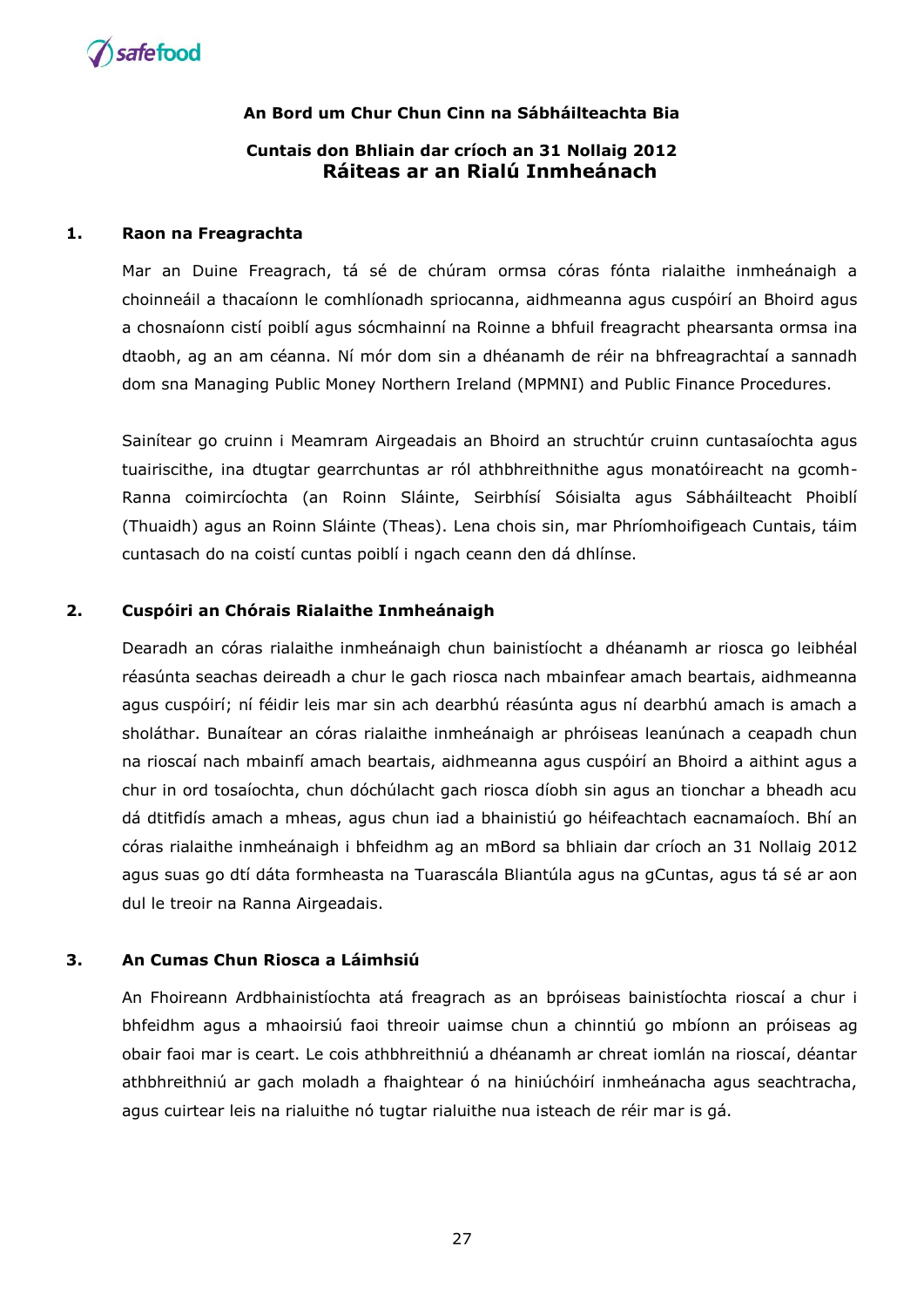**An Bord um Chur Chun Cinn na Sábháilteachta Bia**

**Cuntais don Bhliain dar críoch an 31 Nollaig 2012**

## Ráiteas ar an Rialú Inmheánach

### 1. Raon na Freagrachta

Mar an Duine Freagrach, tá sé de chúram ormsa córas fónta rialaithe inmheánaigh a choinneáil a thacaíonn le comhlíonadh spriocanna, aidhmeanna agus cuspóirí an Bhoird agus a chosnaíonn cistí poiblí agus sócmhainní na Roinne a bhfuil freagracht phearsanta ormsa ina dtaobh, ag an am céanna. Ní mór dom sin a dhéanamh de réir na bhfreagrachtaí a sannadh dom sna Managing Public Money Northern Ireland (MPMNI) and Public Finance Procedures.

Sainítear go cruinn i Meamram Airgeadais an Bhoird an struchtúr cruinn cuntasaíochta agus tuairiscithe, ina dtugtar gearrchuntas ar ról athbhreithnithe agus monatóireacht na gcomh-Ranna coimircíochta (an Roinn Sláinte, Seirbhísí Sóisialta agus Sábháilteacht Phoiblí (Thuaidh) agus an Roinn Sláinte (Theas). Lena chois sin, mar Phríomhoifigeach Cuntais, táim cuntasach do na coistí cuntas poiblí i ngach ceann den dá dhlínse.

### 2. Cuspóiri an Chórais Rialaithe Inmheánaigh

Dearadh an córas rialaithe inmheánaigh chun bainistíocht a dhéanamh ar riosca go leibhéal réasúnta seachas deireadh a chur le gach riosca nach mbainfear amach beartais, aidhmeanna agus cuspóirí; ní féidir leis mar sin ach dearbhú réasúnta agus ní dearbhú amach is amach a sholáthar. Bunaítear an córas rialaithe inmheánaigh ar phróiseas leanúnach a ceapadh chun na rioscaí nach mbainfí amach beartais, aidhmeanna agus cuspóirí an Bhoird a aithint agus a chur in ord tosaíochta, chun dóchúlacht gach riosca díobh sin agus an tionchar a bheadh acu dá dtitfidís amach a mheas, agus chun iad a bhainistiú go héifeachtach eacnamaíoch. Bhí an córas rialaithe inmheánaigh i bhfeidhm ag an mBord sa bhliain dar críoch an 31 Nollaig 2012 agus suas go dtí dáta formheasta na Tuarascála Bliantúla agus na gCuntas, agus tá sé ar aon dul le treoir na Ranna Airgeadais.

### 3. An Cumas Chun Riosca a Láimhsiú

An Fhoireann Ardbhainistíochta atá freagrach as an bpróiseas bainistíochta rioscaí a chur i bhfeidhm agus a mhaoirsiú faoi threoir uaimse chun a chinntiú go mbíonn an próiseas ag obair faoi mar is ceart. Le cois athbhreithniú a dhéanamh ar chreat iomlán na rioscaí, déantar athbhreithniú ar gach moladh a fhaightear ó na hiniúchóirí inmheánacha agus seachtracha, agus cuirtear leis na rialuithe nó tugtar rialuithe nua isteach de réir mar is gá.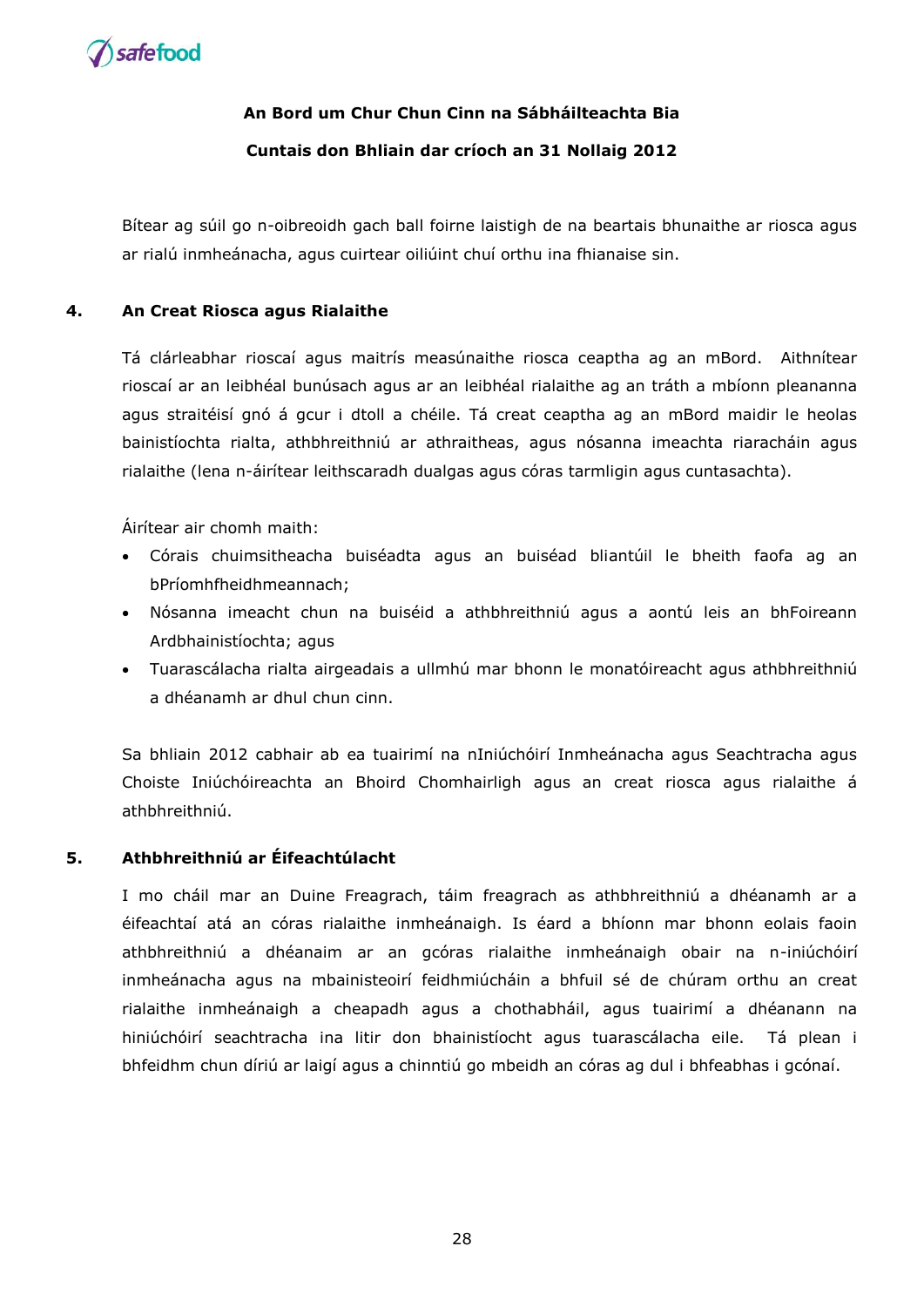**An Bord um Chur Chun Cinn na Sábháilteachta Bia**

**Cuntais don Bhliain dar críoch an 31 Nollaig 2012**

Bítear ag súil go n-oibreoidh gach ball foirne laistigh de na beartais bhunaithe ar riosca agus ar rialú inmheánacha, agus cuirtear oiliúint chuí orthu ina fhianaise sin.

## 4. An Creat Riosca agus Rialaithe

Tá clárleabhar rioscaí agus maitrís measúnaithe riosca ceaptha ag an mBord. Aithnítear rioscaí ar an leibhéal bunúsach agus ar an leibhéal rialaithe ag an tráth a mbíonn pleananna agus straitéisí gnó á gcur i dtoll a chéile. Tá creat ceaptha ag an mBord maidir le heolas bainistíochta rialta, athbhreithniú ar athraitheas, agus nósanna imeachta riaracháin agus rialaithe (lena n-áirítear leithscaradh dualgas agus córas tarmligin agus cuntasachta).

Áirítear air chomh maith:

- Córais chuimsitheacha buiséadta agus an buiséad bliantúil le bheith faofa ag an bPríomhfheidhmeannach;
- Nósanna imeacht chun na buiséid a athbhreithniú agus a aontú leis an bhFoireann Ardbhainistíochta; agus
- Tuarascálacha rialta airgeadais a ullmhú mar bhonn le monatóireacht agus athbhreithniú a dhéanamh ar dhul chun cinn.

Sa bhliain 2012 cabhair ab ea tuairimí na nIniúchóirí Inmheánacha agus Seachtracha agus Choiste Iniúchóireachta an Bhoird Chomhairligh agus an creat riosca agus rialaithe á athbhreithniú.

## 5. Athbhreithniú ar Éifeachtúlacht

I mo cháil mar an Duine Freagrach, táim freagrach as athbhreithniú a dhéanamh ar a éifeachtaí atá an córas rialaithe inmheánaigh. Is éard a bhíonn mar bhonn eolais faoin athbhreithniú a dhéanaim ar an gcóras rialaithe inmheánaigh obair na n-iniúchóirí inmheánacha agus na mbainisteoirí feidhmiúcháin a bhfuil sé de chúram orthu an creat rialaithe inmheánaigh a cheapadh agus a chothabháil, agus tuairimí a dhéanann na hiniúchóirí seachtracha ina litir don bhainistíocht agus tuarascálacha eile. Tá plean i bhfeidhm chun díriú ar laigí agus a chinntiú go mbeidh an córas ag dul i bhfeabhas i gcónaí.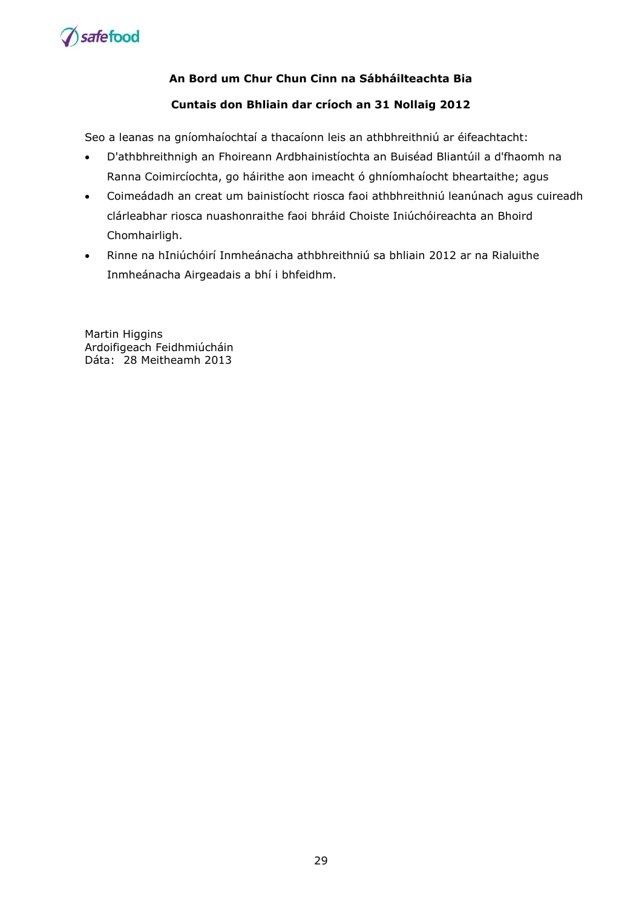**An Bord um Chur Chun Cinn na Sábháilteachta Bia**

**Cuntais don Bhliain dar críoch an 31 Nollaig 2012**

Seo a leanas na gníomhaíochtaí a thacaíonn leis an athbhreithniú ar éifeachtacht:

- D'athbhreithnigh an Fhoireann Ardbhainistíochta an Buiséad Bliantúil a d'fhaomh na Ranna Coimircíochta, go háirithe aon imeacht ó ghníomhaíocht bheartaithe; agus
- Coimeádadh an creat um bainistíocht riosca faoi athbhreithniú leanúnach agus cuireadh clárleabhar riosca nuashonraithe faoi bhráid Choiste Iniúchóireachta an Bhoird Chomhairligh.
- Rinne na hIniúchóirí Inmheánacha athbhreithniú sa bhliain 2012 ar na Rialuithe Inmheánacha Airgeadais a bhí i bhfeidhm.

Martin Higgins
Ardoifigeach Feidhmiúcháin
Dáta: 28 Meitheamh 2013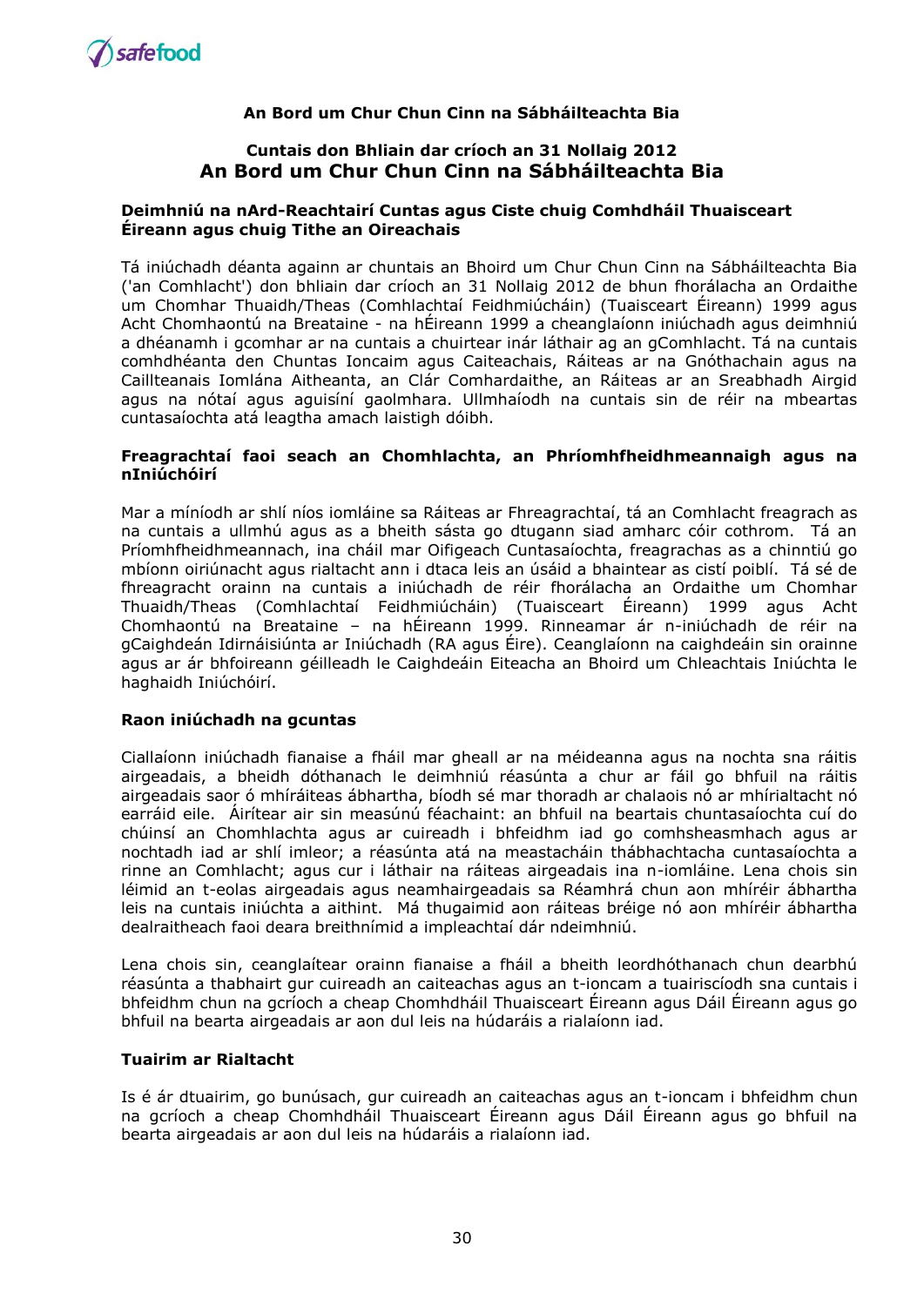**An Bord um Chur Chun Cinn na Sábháilteachta Bia**

**Cuntais don Bhliain dar críoch an 31 Nollaig 2012**

## An Bord um Chur Chun Cinn na Sábháilteachta Bia

### Deimhniú na nArd-Reachtairí Cuntas agus Ciste chuig Comhdháil Thuaisceart Éireann agus chuig Tithe an Oireachais

Tá iniúchadh déanta againn ar chuntais an Bhoird um Chur Chun Cinn na Sábháilteachta Bia ('an Comhlacht') don bhliain dar críoch an 31 Nollaig 2012 de bhun fhorálacha an Ordaithe um Chomhar Thuaidh/Theas (Comhlachtaí Feidhmiúcháin) (Tuaisceart Éireann) 1999 agus Acht Chomhaontú na Breataine - na hÉireann 1999 a cheanglaíonn iniúchadh agus deimhniú a dhéanamh i gcomhar ar na cuntais a chuirtear inár láthair ag an gComhlacht. Tá na cuntais comhdhéanta den Chuntas Ioncaim agus Caiteachais, Ráiteas ar na Gnóthachain agus na Caillteanais Iomlána Aitheanta, an Clár Comhardaithe, an Ráiteas ar an Sreabhadh Airgid agus na nótaí agus aguisíní gaolmhara. Ullmhaíodh na cuntais sin de réir na mbeartas cuntasaíochta atá leagtha amach laistigh dóibh.

### Freagrachtaí faoi seach an Chomhlachta, an Phríomhfheidhmeannaigh agus na nIniúchóirí

Mar a míníodh ar shlí níos iomláine sa Ráiteas ar Fhreagrachtaí, tá an Comhlacht freagrach as na cuntais a ullmhú agus as a bheith sásta go dtugann siad amharc cóir cothrom. Tá an Príomhfheidhmeannach, ina cháil mar Oifigeach Cuntasaíochta, freagrachas as a chinntiú go mbíonn oiriúnacht agus rialtacht ann i dtaca leis an úsáid a bhaintear as cistí poiblí. Tá sé de fhreagracht orainn na cuntais a iniúchadh de réir fhorálacha an Ordaithe um Chomhar Thuaidh/Theas (Comhlachtaí Feidhmiúcháin) (Tuaisceart Éireann) 1999 agus Acht Chomhaontú na Breataine – na hÉireann 1999. Rinneamar ár n-iniúchadh de réir na gCaighdeán Idirnáisiúnta ar Iniúchadh (RA agus Éire). Ceanglaíonn na caighdeáin sin orainne agus ar ár bhfoireann géilleadh le Caighdeáin Eiteacha an Bhoird um Chleachtais Iniúchta le haghaidh Iniúchóirí.

### Raon iniúchadh na gcuntas

Ciallaíonn iniúchadh fianaise a fháil mar gheall ar na méideanna agus na nochta sna ráitis airgeadais, a bheidh dóthanach le deimhniú réasúnta a chur ar fáil go bhfuil na ráitis airgeadais saor ó mhíráiteas ábhartha, bíodh sé mar thoradh ar chalaois nó ar mhírialtacht nó earráid eile. Áirítear air sin measúnú féachaint: an bhfuil na beartais chuntasaíochta cuí do chúinsí an Chomhlachta agus ar cuireadh i bhfeidhm iad go comhsheasmhach agus ar nochtadh iad ar shlí imleor; a réasúnta atá na meastacháin thábhachtacha cuntasaíochta a rinne an Comhlacht; agus cur i láthair na ráiteas airgeadais ina n-iomláine. Lena chois sin léimid an t-eolas airgeadais agus neamhairgeadais sa Réamhrá chun aon mhíréir ábhartha leis na cuntais iniúchta a aithint. Má thugaimid aon ráiteas bréige nó aon mhíréir ábhartha dealraitheach faoi deara breithnímid a impleachtaí dár ndeimhniú.

Lena chois sin, ceanglaítear orainn fianaise a fháil a bheith leordhóthanach chun dearbhú réasúnta a thabhairt gur cuireadh an caiteachas agus an t-ioncam a tuairiscíodh sna cuntais i bhfeidhm chun na gcríoch a cheap Chomhdháil Thuaisceart Éireann agus Dáil Éireann agus go bhfuil na bearta airgeadais ar aon dul leis na húdaráis a rialaíonn iad.

### Tuairim ar Rialtacht

Is é ár dtuairim, go bunúsach, gur cuireadh an caiteachas agus an t-ioncam i bhfeidhm chun na gcríoch a cheap Chomhdháil Thuaisceart Éireann agus Dáil Éireann agus go bhfuil na bearta airgeadais ar aon dul leis na húdaráis a rialaíonn iad.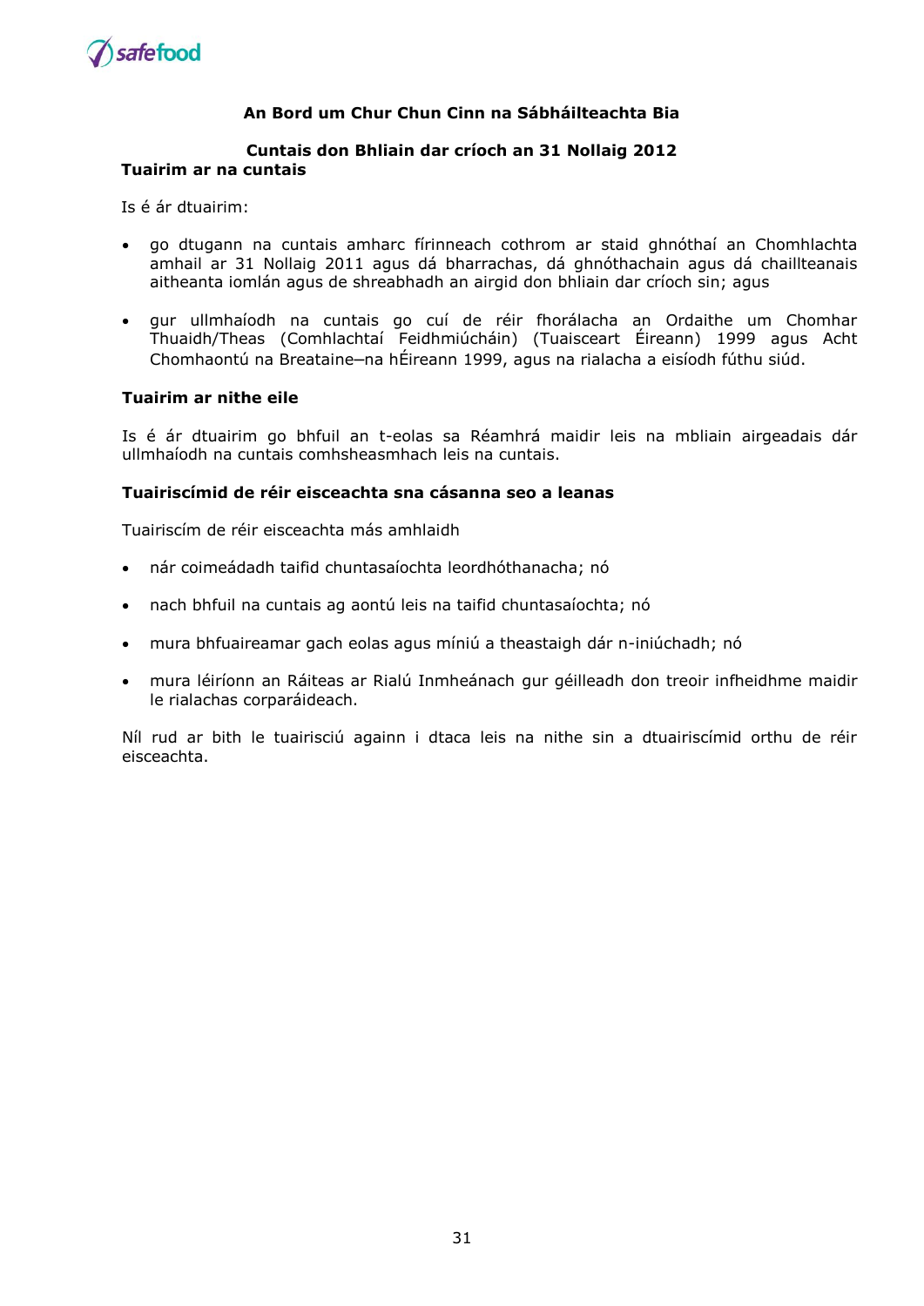**An Bord um Chur Chun Cinn na Sábháilteachta Bia**

**Cuntais don Bhliain dar críoch an 31 Nollaig 2012**

**Tuairim ar na cuntais**

Is é ár dtuairim:

- go dtugann na cuntais amharc fírinneach cothrom ar staid ghnóthaí an Chomhlachta amhail ar 31 Nollaig 2011 agus dá bharrachas, dá ghnóthachain agus dá chaillteanais aitheanta iomlán agus de shreabhadh an airgid don bhliain dar críoch sin; agus
- gur ullmhaíodh na cuntais go cuí de réir fhorálacha an Ordaithe um Chomhar Thuaidh/Theas (Comhlachtaí Feidhmiúcháin) (Tuaisceart Éireann) 1999 agus Acht Chomhaontú na Breataine–na hÉireann 1999, agus na rialacha a eisíodh fúthu siúd.

**Tuairim ar nithe eile**

Is é ár dtuairim go bhfuil an t-eolas sa Réamhrá maidir leis na mbliain airgeadais dár ullmhaíodh na cuntais comhsheasmhach leis na cuntais.

**Tuairiscímid de réir eisceachta sna cásanna seo a leanas**

Tuairiscím de réir eisceachta más amhlaidh

- nár coimeádadh taifid chuntasaíochta leordhóthanacha; nó
- nach bhfuil na cuntais ag aontú leis na taifid chuntasaíochta; nó
- mura bhfuaireamar gach eolas agus míniú a theastaigh dár n-iniúchadh; nó
- mura léiríonn an Ráiteas ar Rialú Inmheánach gur géilleadh don treoir infheidhme maidir le rialachas corparáideach.

Níl rud ar bith le tuairisciú againn i dtaca leis na nithe sin a dtuairiscímid orthu de réir eisceachta.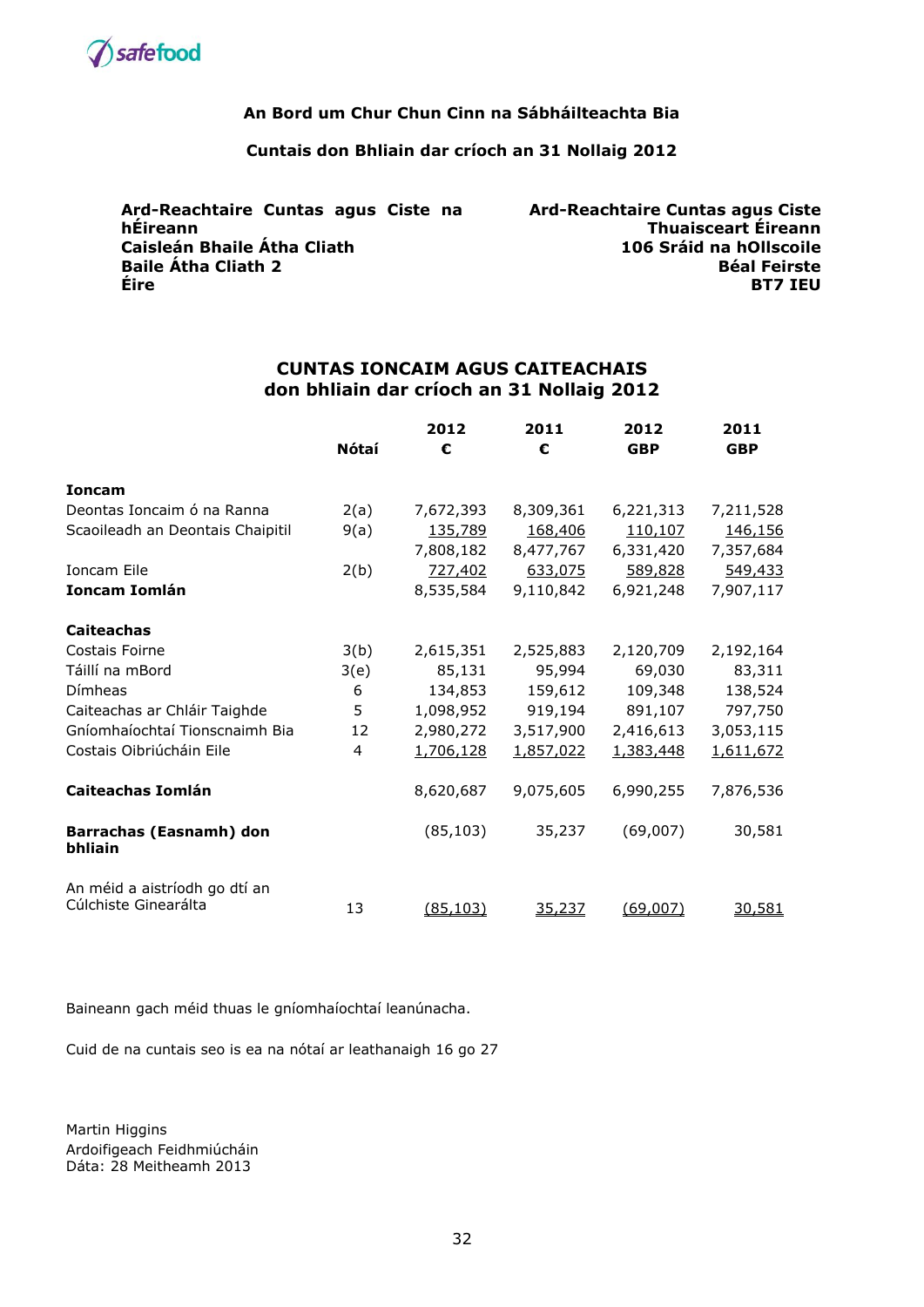**An Bord um Chur Chun Cinn na Sábháilteachta Bia**

**Cuntais don Bhliain dar críoch an 31 Nollaig 2012**

**Ard-Reachtaire Cuntas agus Ciste na hÉireann**
**Caisleán Bhaile Átha Cliath**
**Baile Átha Cliath 2**
**Éire**

**Ard-Reachtaire Cuntas agus Ciste Thuaisceart Éireann**
**106 Sráid na hOllscoile**
**Béal Feirste**
**BT7 IEU**

## CUNTAS IONCAIM AGUS CAITEACHAIS
## don bhliain dar críoch an 31 Nollaig 2012

| | Nótaí | 2012 € | 2011 € | 2012 GBP | 2011 GBP |
|---|---|---|---|---|---|
| **Ioncam** | | | | | |
| Deontas Ioncaim ó na Ranna | 2(a) | 7,672,393 | 8,309,361 | 6,221,313 | 7,211,528 |
| Scaoileadh an Deontais Chaipitil | 9(a) | 135,789 | 168,406 | 110,107 | 146,156 |
| | | 7,808,182 | 8,477,767 | 6,331,420 | 7,357,684 |
| Ioncam Eile | 2(b) | 727,402 | 633,075 | 589,828 | 549,433 |
| **Ioncam Iomlán** | | 8,535,584 | 9,110,842 | 6,921,248 | 7,907,117 |
| **Caiteachas** | | | | | |
| Costais Foirne | 3(b) | 2,615,351 | 2,525,883 | 2,120,709 | 2,192,164 |
| Táillí na mBord | 3(e) | 85,131 | 95,994 | 69,030 | 83,311 |
| Dímheas | 6 | 134,853 | 159,612 | 109,348 | 138,524 |
| Caiteachas ar Chláir Taighde | 5 | 1,098,952 | 919,194 | 891,107 | 797,750 |
| Gníomhaíochtaí Tionscnaimh Bia | 12 | 2,980,272 | 3,517,900 | 2,416,613 | 3,053,115 |
| Costais Oibriúcháin Eile | 4 | 1,706,128 | 1,857,022 | 1,383,448 | 1,611,672 |
| **Caiteachas Iomlán** | | 8,620,687 | 9,075,605 | 6,990,255 | 7,876,536 |
| **Barrachas (Easnamh) don bhliain** | | (85,103) | 35,237 | (69,007) | 30,581 |
| An méid a aistríodh go dtí an Cúlchiste Ginearálta | 13 | (85,103) | 35,237 | (69,007) | 30,581 |

Baineann gach méid thuas le gníomhaíochtaí leanúnacha.

Cuid de na cuntais seo is ea na nótaí ar leathanaigh 16 go 27

Martin Higgins
Ardoifigeach Feidhmiúcháin
Dáta: 28 Meitheamh 2013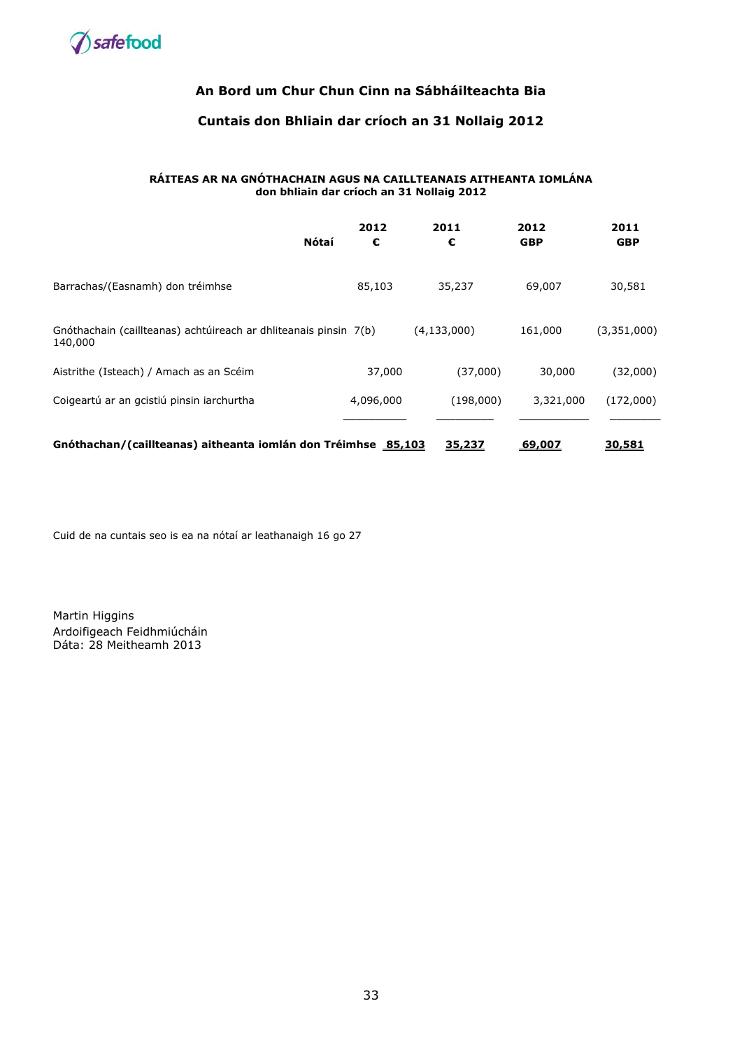## An Bord um Chur Chun Cinn na Sábháilteachta Bia

## Cuntais don Bhliain dar críoch an 31 Nollaig 2012

### RÁITEAS AR NA GNÓTHACHAIN AGUS NA CAILLTEANAIS AITHEANTA IOMLÁNA
**don bhliain dar críoch an 31 Nollaig 2012**

| | Nótaí | 2012 € | 2011 € | 2012 GBP | 2011 GBP |
|---|---|---|---|---|---|
| Barrachas/(Easnamh) don tréimhse | | 85,103 | 35,237 | 69,007 | 30,581 |
| Gnóthachain (caillteanais) achtúireach ar dhliteanais pinsin | 7(b) | 140,000 | (4,133,000) | 161,000 | (3,351,000) |
| Aistrithe (Isteach) / Amach as an Scéim | | 37,000 | (37,000) | 30,000 | (32,000) |
| Coigeartú ar an gcistiú pinsin iarchurtha | | 4,096,000 | (198,000) | 3,321,000 | (172,000) |
| **Gnóthachan/(caillteanas) aitheanta iomlán don Tréimhse** | | **85,103** | **35,237** | **69,007** | **30,581** |

Cuid de na cuntais seo is ea na nótaí ar leathanaigh 16 go 27

Martin Higgins
Ardoifigeach Feidhmiúcháin
Dáta: 28 Meitheamh 2013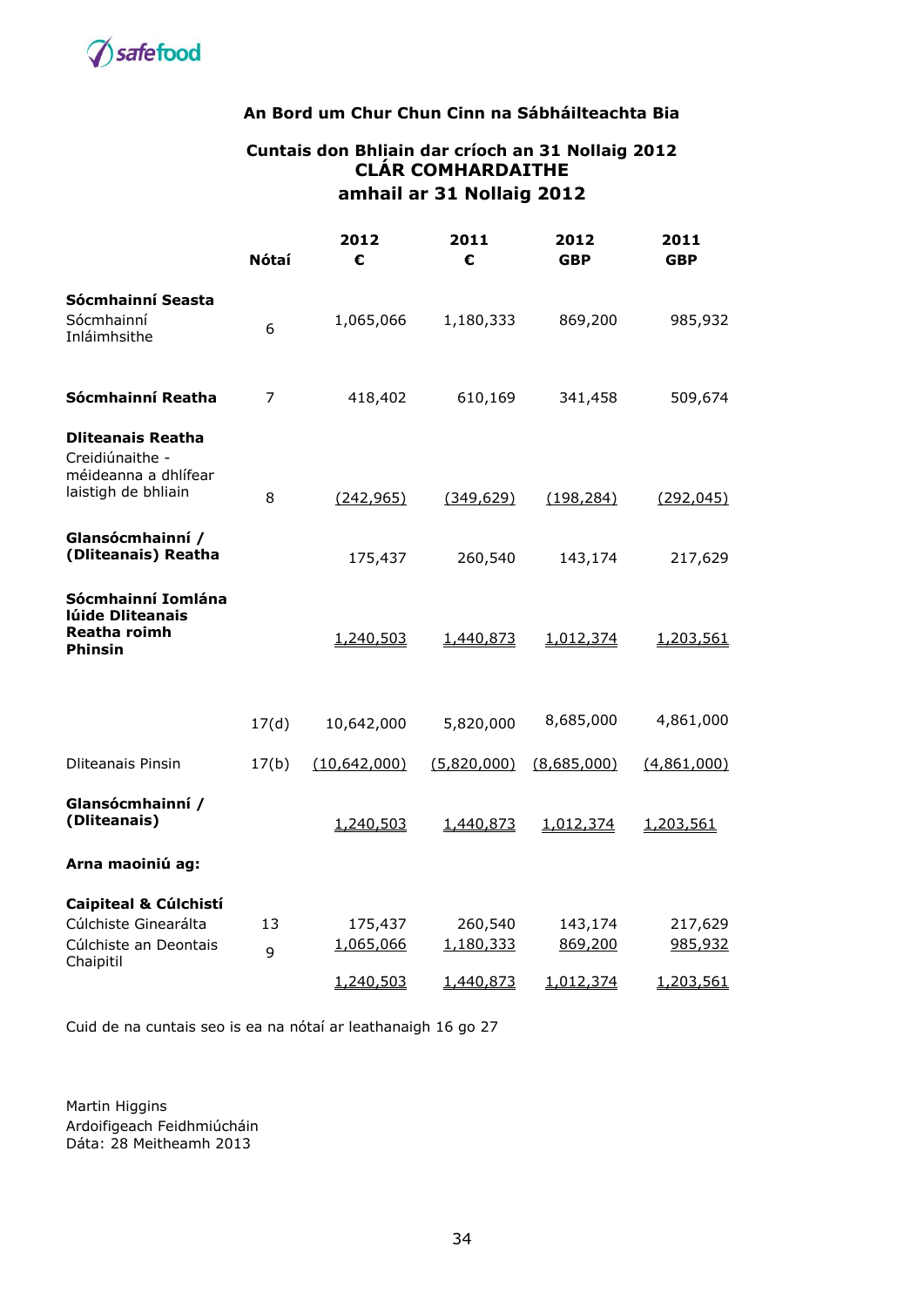**An Bord um Chur Chun Cinn na Sábháilteachta Bia**

**Cuntais don Bhliain dar críoch an 31 Nollaig 2012**
**CLÁR COMHARDAITHE**
**amhail ar 31 Nollaig 2012**

| | Nótaí | 2012 € | 2011 € | 2012 GBP | 2011 GBP |
|---|---|---|---|---|---|
| **Sócmhainní Seasta** | | | | | |
| Sócmhainní Inláimhsithe | 6 | 1,065,066 | 1,180,333 | 869,200 | 985,932 |
| **Sócmhainní Reatha** | 7 | 418,402 | 610,169 | 341,458 | 509,674 |
| **Dliteanais Reatha** | | | | | |
| Creidiúnaithe - méideanna a dhlífear laistigh de bhliain | 8 | (242,965) | (349,629) | (198,284) | (292,045) |
| **Glansócmhainní / (Dliteanais) Reatha** | | 175,437 | 260,540 | 143,174 | 217,629 |
| **Sócmhainní Iomlána lúide Dliteanais Reatha roimh Phinsin** | | 1,240,503 | 1,440,873 | 1,012,374 | 1,203,561 |
| | 17(d) | 10,642,000 | 5,820,000 | 8,685,000 | 4,861,000 |
| Dliteanais Pinsin | 17(b) | (10,642,000) | (5,820,000) | (8,685,000) | (4,861,000) |
| **Glansócmhainní / (Dliteanais)** | | 1,240,503 | 1,440,873 | 1,012,374 | 1,203,561 |
| **Arna maoiniú ag:** | | | | | |
| **Caipiteal & Cúlchistí** | | | | | |
| Cúlchiste Ginearálta | 13 | 175,437 | 260,540 | 143,174 | 217,629 |
| Cúlchiste an Deontais Chaipitil | 9 | 1,065,066 | 1,180,333 | 869,200 | 985,932 |
| | | 1,240,503 | 1,440,873 | 1,012,374 | 1,203,561 |

Cuid de na cuntais seo is ea na nótaí ar leathanaigh 16 go 27

Martin Higgins
Ardoifigeach Feidhmiúcháin
Dáta: 28 Meitheamh 2013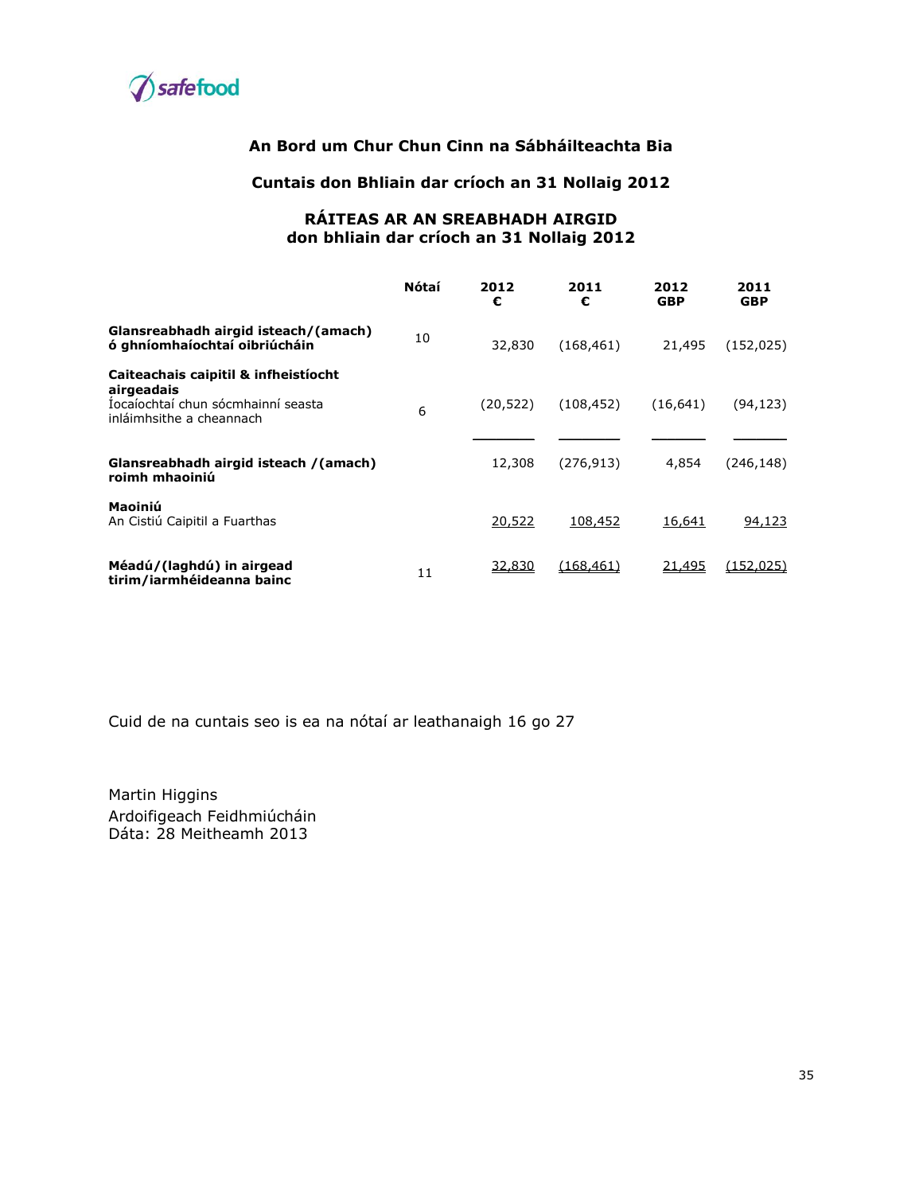safefood

## An Bord um Chur Chun Cinn na Sábháilteachta Bia

## Cuntais don Bhliain dar críoch an 31 Nollaig 2012

### RÁITEAS AR AN SREABHADH AIRGID
### don bhliain dar críoch an 31 Nollaig 2012

| | Nótaí | 2012 € | 2011 € | 2012 GBP | 2011 GBP |
|---|---|---|---|---|---|
| **Glansreabhadh airgid isteach/(amach) ó ghníomhaíochtaí oibriúcháin** | 10 | 32,830 | (168,461) | 21,495 | (152,025) |
| **Caiteachais caipitil & infheistíocht airgeadais** | | | | | |
| Íocaíochtaí chun sócmhainní seasta inláimhsithe a cheannach | 6 | (20,522) | (108,452) | (16,641) | (94,123) |
| **Glansreabhadh airgid isteach /(amach) roimh mhaoiniú** | | 12,308 | (276,913) | 4,854 | (246,148) |
| **Maoiniú** | | | | | |
| An Cistiú Caipitil a Fuarthas | | 20,522 | 108,452 | 16,641 | 94,123 |
| **Méadú/(laghdú) in airgead tirim/iarmhéideanna bainc** | 11 | 32,830 | (168,461) | 21,495 | (152,025) |

Cuid de na cuntais seo is ea na nótaí ar leathanaigh 16 go 27

Martin Higgins
Ardoifigeach Feidhmiúcháin
Dáta: 28 Meitheamh 2013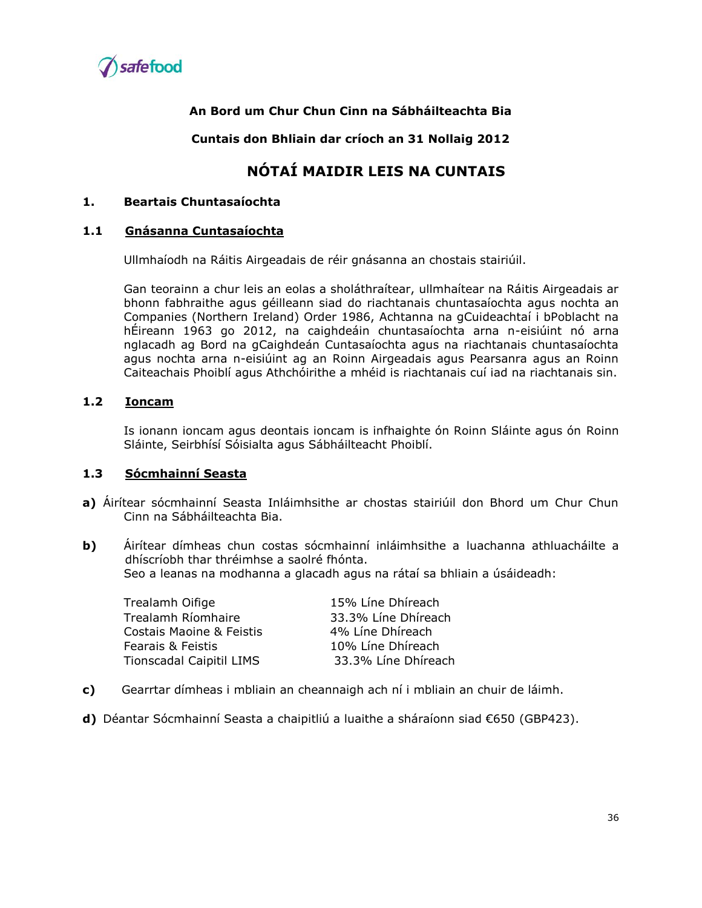**An Bord um Chur Chun Cinn na Sábháilteachta Bia**

**Cuntais don Bhliain dar críoch an 31 Nollaig 2012**

# NÓTAÍ MAIDIR LEIS NA CUNTAIS

## 1. Beartais Chuntasaíochta

### 1.1 Gnásanna Cuntasaíochta

Ullmhaíodh na Ráitis Airgeadais de réir gnásanna an chostais stairiúil.

Gan teorainn a chur leis an eolas a sholáthraítear, ullmhaítear na Ráitis Airgeadais ar bhonn fabhraithe agus géilleann siad do riachtanais chuntasaíochta agus nochta an Companies (Northern Ireland) Order 1986, Achtanna na gCuideachtaí i bPoblacht na hÉireann 1963 go 2012, na caighdeáin chuntasaíochta arna n-eisiúint nó arna nglacadh ag Bord na gCaighdeán Cuntasaíochta agus na riachtanais chuntasaíochta agus nochta arna n-eisiúint ag an Roinn Airgeadais agus Pearsanra agus an Roinn Caiteachais Phoiblí agus Athchóirithe a mhéid is riachtanais cuí iad na riachtanais sin.

### 1.2 Ioncam

Is ionann ioncam agus deontais ioncam is infhaighte ón Roinn Sláinte agus ón Roinn Sláinte, Seirbhísí Sóisialta agus Sábháilteacht Phoiblí.

### 1.3 Sócmhainní Seasta

**a)** Áirítear sócmhainní Seasta Inláimhsithe ar chostas stairiúil don Bhord um Chur Chun Cinn na Sábháilteachta Bia.

**b)** Áirítear dímheas chun costas sócmhainní inláimhsithe a luachanna athluacháilte a dhíscríobh thar thréimhse a saolré fhónta.
Seo a leanas na modhanna a glacadh agus na rátaí sa bhliain a úsáideadh:

| | |
|---|---|
| Trealamh Oifige | 15% Líne Dhíreach |
| Trealamh Ríomhaire | 33.3% Líne Dhíreach |
| Costais Maoine & Feistis | 4% Líne Dhíreach |
| Fearais & Feistis | 10% Líne Dhíreach |
| Tionscadal Caipitil LIMS | 33.3% Líne Dhíreach |

**c)** Gearrtar dímheas i mbliain an cheannaigh ach ní i mbliain an chuir de láimh.

**d)** Déantar Sócmhainní Seasta a chaipitliú a luaithe a sháraíonn siad €650 (GBP423).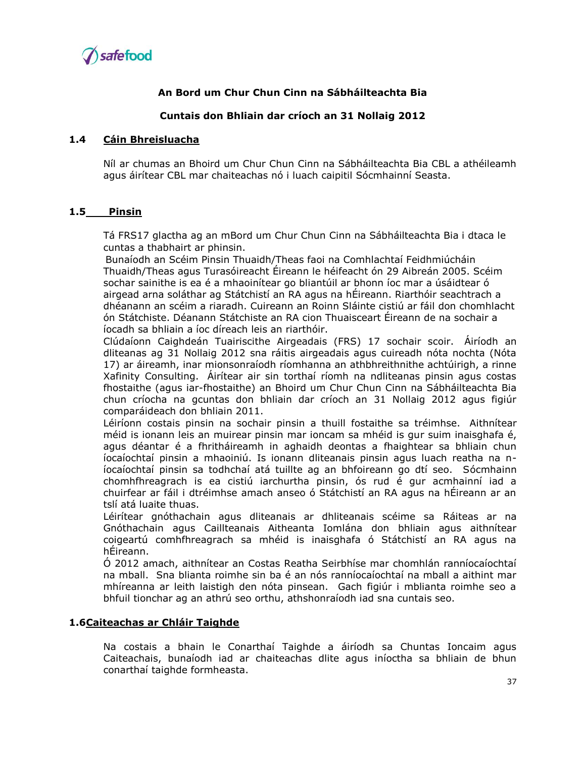**An Bord um Chur Chun Cinn na Sábháilteachta Bia**

**Cuntais don Bhliain dar críoch an 31 Nollaig 2012**

## 1.4 Cáin Bhreisluacha

Níl ar chumas an Bhoird um Chur Chun Cinn na Sábháilteachta Bia CBL a athéileamh agus áirítear CBL mar chaiteachas nó i luach caipitil Sócmhainní Seasta.

## 1.5 Pinsin

Tá FRS17 glactha ag an mBord um Chur Chun Cinn na Sábháilteachta Bia i dtaca le cuntas a thabhairt ar phinsin.

Bunaíodh an Scéim Pinsin Thuaidh/Theas faoi na Comhlachtaí Feidhmiúcháin Thuaidh/Theas agus Turasóireacht Éireann le héifeacht ón 29 Aibreán 2005. Scéim sochar sainithe is ea é a mhaoinítear go bliantúil ar bhonn íoc mar a úsáidtear ó airgead arna soláthar ag Státchistí an RA agus na hÉireann. Riarthóir seachtrach a dhéanann an scéim a riaradh. Cuireann an Roinn Sláinte cistiú ar fáil don chomhlacht ón Státchiste. Déanann Státchiste an RA cion Thuaisceart Éireann de na sochair a íocadh sa bhliain a íoc díreach leis an riarthóir.

Clúdaíonn Caighdeán Tuairiscithe Airgeadais (FRS) 17 sochair scoir. Áiríodh an dliteanas ag 31 Nollaig 2012 sna ráitis airgeadais agus cuireadh nóta nochta (Nóta 17) ar áireamh, inar mionsonraíodh ríomhanna an athbhreithnithe achtúirigh, a rinne Xafinity Consulting. Áirítear air sin torthaí ríomh na ndliteanas pinsin agus costas fhostaithe (agus iar-fhostaithe) an Bhoird um Chur Chun Cinn na Sábháilteachta Bia chun críocha na gcuntas don bhliain dar críoch an 31 Nollaig 2012 agus figiúr comparáideach don bhliain 2011.

Léiríonn costais pinsin na sochair pinsin a thuill fostaithe sa tréimhse. Aithnítear méid is ionann leis an muirear pinsin mar ioncam sa mhéid is gur suim inaisghafa é, agus déantar é a fhritháireamh in aghaidh deontas a fhaightear sa bhliain chun íocaíochtaí pinsin a mhaoiniú. Is ionann dliteanais pinsin agus luach reatha na n-íocaíochtaí pinsin sa todhchaí atá tuillte ag an bhfoireann go dtí seo. Sócmhainn chomhfhreagrach is ea cistiú iarchurtha pinsin, ós rud é gur acmhainní iad a chuirfear ar fáil i dtréimhse amach anseo ó Státchistí an RA agus na hÉireann ar an tslí atá luaite thuas.

Léirítear gnóthachain agus dliteanais ar dhliteanais scéime sa Ráiteas ar na Gnóthachain agus Caillteanais Aitheanta Iomlána don bhliain agus aithnítear coigeartú comhfhreagrach sa mhéid is inaisghafa ó Státchistí an RA agus na hÉireann.

Ó 2012 amach, aithnítear an Costas Reatha Seirbhíse mar chomhlán ranníocaíochtaí na mball. Sna blianta roimhe sin ba é an nós ranníocaíochtaí na mball a aithint mar mhíreanna ar leith laistigh den nóta pinsean. Gach figiúr i mblianta roimhe seo a bhfuil tionchar ag an athrú seo orthu, athshonraíodh iad sna cuntais seo.

## 1.6 Caiteachas ar Chláir Taighde

Na costais a bhain le Conarthaí Taighde a áiríodh sa Chuntas Ioncaim agus Caiteachais, bunaíodh iad ar chaiteachas dlite agus iníoctha sa bhliain de bhun conarthaí taighde formheasta.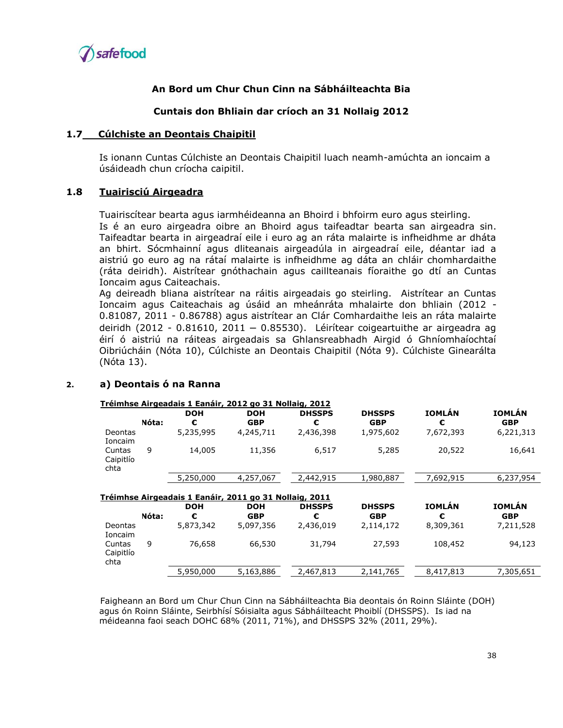**An Bord um Chur Chun Cinn na Sábháilteachta Bia**

**Cuntais don Bhliain dar críoch an 31 Nollaig 2012**

## 1.7 Cúlchiste an Deontais Chaipitil

Is ionann Cuntas Cúlchiste an Deontais Chaipitil luach neamh-amúchta an ioncaim a úsáideadh chun críocha caipitil.

## 1.8 Tuairisciú Airgeadra

Tuairiscítear bearta agus iarmhéideanna an Bhoird i bhfoirm euro agus steirling.
Is é an euro airgeadra oibre an Bhoird agus taifeadtar bearta san airgeadra sin. Taifeadtar bearta in airgeadraí eile i euro ag an ráta malairte is infheidhme ar dháta an bhirt. Sócmhainní agus dliteanais airgeadúla in airgeadraí eile, déantar iad a aistriú go euro ag na rátaí malairte is infheidhme ag dáta an chláir chomhardaithe (ráta deiridh). Aistrítear gnóthachain agus caillteanais fíoraithe go dtí an Cuntas Ioncaim agus Caiteachais.
Ag deireadh bliana aistrítear na ráitis airgeadais go steirling. Aistrítear an Cuntas Ioncaim agus Caiteachais ag úsáid an mheánráta mhalairte don bhliain (2012 - 0.81087, 2011 - 0.86788) agus aistrítear an Clár Comhardaithe leis an ráta malairte deiridh (2012 - 0.81610, 2011 – 0.85530). Léirítear coigeartuithe ar airgeadra ag éirí ó aistriú na ráiteas airgeadais sa Ghlansreabhadh Airgid ó Ghníomhaíochtaí Oibriúcháin (Nóta 10), Cúlchiste an Deontais Chaipitil (Nóta 9). Cúlchiste Ginearálta (Nóta 13).

## 2. a) Deontais ó na Ranna

**Tréimhse Airgeadais 1 Eanáir, 2012 go 31 Nollaig, 2012**

| | Nóta: | DOH € | DOH GBP | DHSSPS € | DHSSPS GBP | IOMLÁN € | IOMLÁN GBP |
|---|---|---|---|---|---|---|---|
| Deontas Ioncaim | | 5,235,995 | 4,245,711 | 2,436,398 | 1,975,602 | 7,672,393 | 6,221,313 |
| Cuntas Caipitlíochta | 9 | 14,005 | 11,356 | 6,517 | 5,285 | 20,522 | 16,641 |
| | | 5,250,000 | 4,257,067 | 2,442,915 | 1,980,887 | 7,692,915 | 6,237,954 |

**Tréimhse Airgeadais 1 Eanáir, 2011 go 31 Nollaig, 2011**

| | Nóta: | DOH € | DOH GBP | DHSSPS € | DHSSPS GBP | IOMLÁN € | IOMLÁN GBP |
|---|---|---|---|---|---|---|---|
| Deontas Ioncaim | | 5,873,342 | 5,097,356 | 2,436,019 | 2,114,172 | 8,309,361 | 7,211,528 |
| Cuntas Caipitlíochta | 9 | 76,658 | 66,530 | 31,794 | 27,593 | 108,452 | 94,123 |
| | | 5,950,000 | 5,163,886 | 2,467,813 | 2,141,765 | 8,417,813 | 7,305,651 |

Faigheann an Bord um Chur Chun Cinn na Sábháilteachta Bia deontais ón Roinn Sláinte (DOH) agus ón Roinn Sláinte, Seirbhísí Sóisialta agus Sábháilteacht Phoiblí (DHSSPS). Is iad na méideanna faoi seach DOHC 68% (2011, 71%), and DHSSPS 32% (2011, 29%).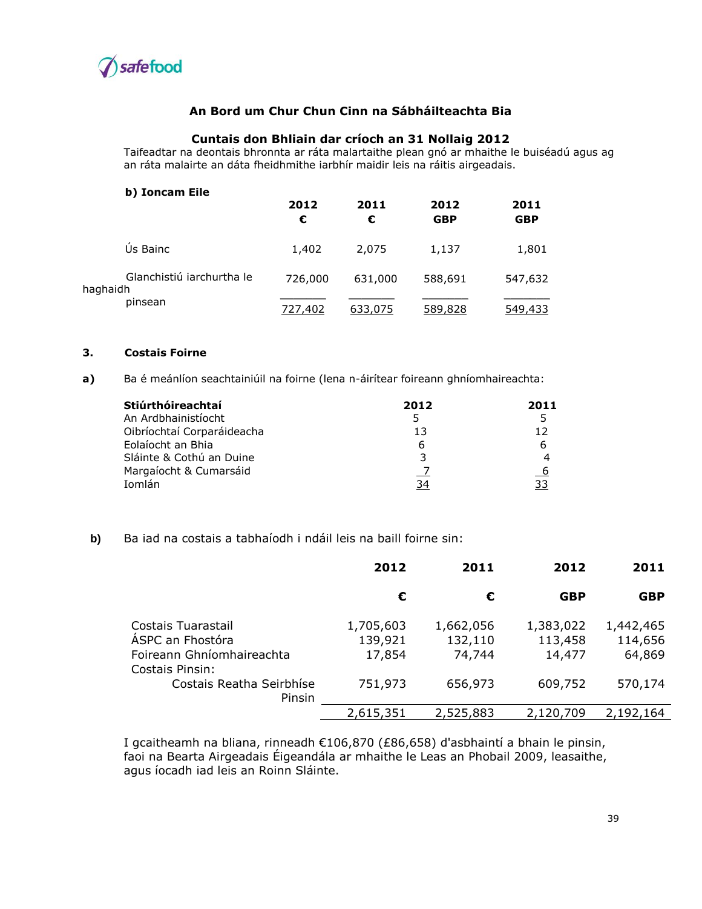## An Bord um Chur Chun Cinn na Sábháilteachta Bia

### Cuntais don Bhliain dar críoch an 31 Nollaig 2012

Taifeadtar na deontais bhronnta ar ráta malartaithe plean gnó ar mhaithe le buiséadú agus ag an ráta malairte an dáta fheidhmithe iarbhír maidir leis na ráitis airgeadais.

**b) Ioncam Eile**

| | 2012 € | 2011 € | 2012 GBP | 2011 GBP |
|---|---|---|---|---|
| Ús Bainc | 1,402 | 2,075 | 1,137 | 1,801 |
| Glanchistiú iarchurtha le haghaidh pinsean | 726,000 | 631,000 | 588,691 | 547,632 |
| | 727,402 | 633,075 | 589,828 | 549,433 |

**3. Costais Foirne**

**a)** Ba é meánlíon seachtainiúil na foirne (lena n-áirítear foireann ghníomhaireachta:

| **Stiúrthóireachtaí** | **2012** | **2011** |
|---|---|---|
| An Ardbhainistíocht | 5 | 5 |
| Oibríochtaí Corparáideacha | 13 | 12 |
| Eolaíocht an Bhia | 6 | 6 |
| Sláinte & Cothú an Duine | 3 | 4 |
| Margaíocht & Cumarsáid | 7 | 6 |
| Iomlán | 34 | 33 |

**b)** Ba iad na costais a tabhaíodh i ndáil leis na baill foirne sin:

| | 2012 € | 2011 € | 2012 GBP | 2011 GBP |
|---|---|---|---|---|
| Costais Tuarastail | 1,705,603 | 1,662,056 | 1,383,022 | 1,442,465 |
| ÁSPC an Fhostóra | 139,921 | 132,110 | 113,458 | 114,656 |
| Foireann Ghníomhaireachta | 17,854 | 74,744 | 14,477 | 64,869 |
| Costais Pinsin: | | | | |
| Costais Reatha Seirbhíse Pinsin | 751,973 | 656,973 | 609,752 | 570,174 |
| | 2,615,351 | 2,525,883 | 2,120,709 | 2,192,164 |

I gcaitheamh na bliana, rinneadh €106,870 (£86,658) d'asbhaintí a bhain le pinsin, faoi na Bearta Airgeadais Éigeandála ar mhaithe le Leas an Phobail 2009, leasaithe, agus íocadh iad leis an Roinn Sláinte.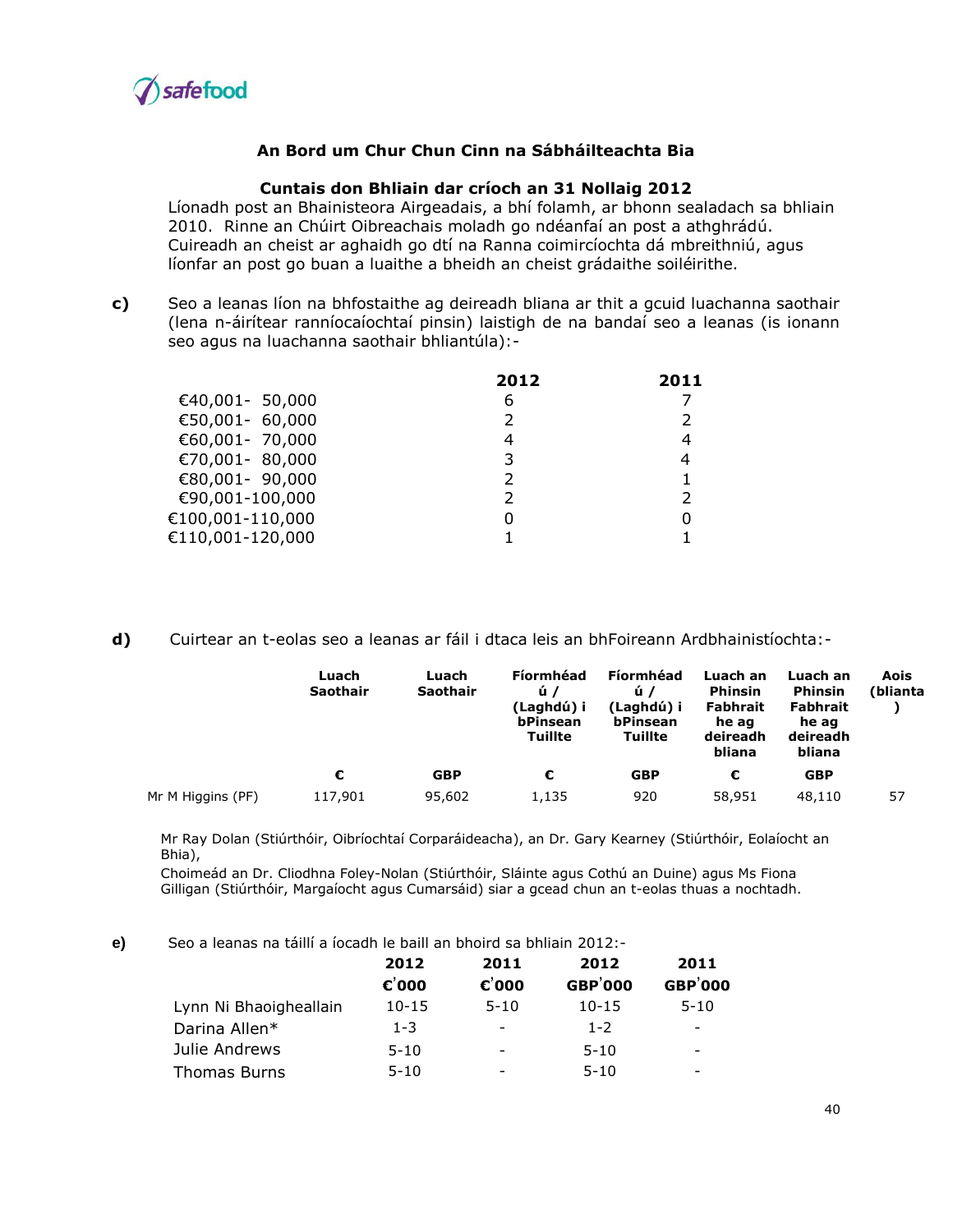### An Bord um Chur Chun Cinn na Sábháilteachta Bia

### Cuntais don Bhliain dar críoch an 31 Nollaig 2012

Líonadh post an Bhainisteora Airgeadais, a bhí folamh, ar bhonn sealadach sa bhliain 2010. Rinne an Chúirt Oibreachais moladh go ndéanfaí an post a athghrádú. Cuireadh an cheist ar aghaidh go dtí na Ranna coimircíochta dá mbreithniú, agus líonfar an post go buan a luaithe a bheidh an cheist grádaithe soiléirithe.

**c)** Seo a leanas líon na bhfostaithe ag deireadh bliana ar thit a gcuid luachanna saothair (lena n-áirítear ranníocaíochtaí pinsin) laistigh de na bandaí seo a leanas (is ionann seo agus na luachanna saothair bhliantúla):-

| | 2012 | 2011 |
|---|---|---|
| €40,001- 50,000 | 6 | 7 |
| €50,001- 60,000 | 2 | 2 |
| €60,001- 70,000 | 4 | 4 |
| €70,001- 80,000 | 3 | 4 |
| €80,001- 90,000 | 2 | 1 |
| €90,001-100,000 | 2 | 2 |
| €100,001-110,000 | 0 | 0 |
| €110,001-120,000 | 1 | 1 |

**d)** Cuirtear an t-eolas seo a leanas ar fáil i dtaca leis an bhFoireann Ardbhainistíochta:-

| | Luach Saothair | Luach Saothair | Fíormhéadú / (Laghdú) i bPinsean Tuillte | Fíormhéadú / (Laghdú) i bPinsean Tuillte | Luach an Phinsin Fabhraithe ag deireadh bliana | Luach an Phinsin Fabhraithe ag deireadh bliana | Aois (blianta) |
|---|---|---|---|---|---|---|---|
| | € | GBP | € | GBP | € | GBP | |
| Mr M Higgins (PF) | 117,901 | 95,602 | 1,135 | 920 | 58,951 | 48,110 | 57 |

Mr Ray Dolan (Stiúrthóir, Oibríochtaí Corparáideacha), an Dr. Gary Kearney (Stiúrthóir, Eolaíocht an Bhia),
Choimeád an Dr. Cliodhna Foley-Nolan (Stiúrthóir, Sláinte agus Cothú an Duine) agus Ms Fiona Gilligan (Stiúrthóir, Margaíocht agus Cumarsáid) siar a gcead chun an t-eolas thuas a nochtadh.

**e)** Seo a leanas na táillí a íocadh le baill an bhoird sa bhliain 2012:-

| | 2012 €'000 | 2011 €'000 | 2012 GBP'000 | 2011 GBP'000 |
|---|---|---|---|---|
| Lynn Ni Bhaoigheallain | 10-15 | 5-10 | 10-15 | 5-10 |
| Darina Allen* | 1-3 | - | 1-2 | - |
| Julie Andrews | 5-10 | - | 5-10 | - |
| Thomas Burns | 5-10 | - | 5-10 | - |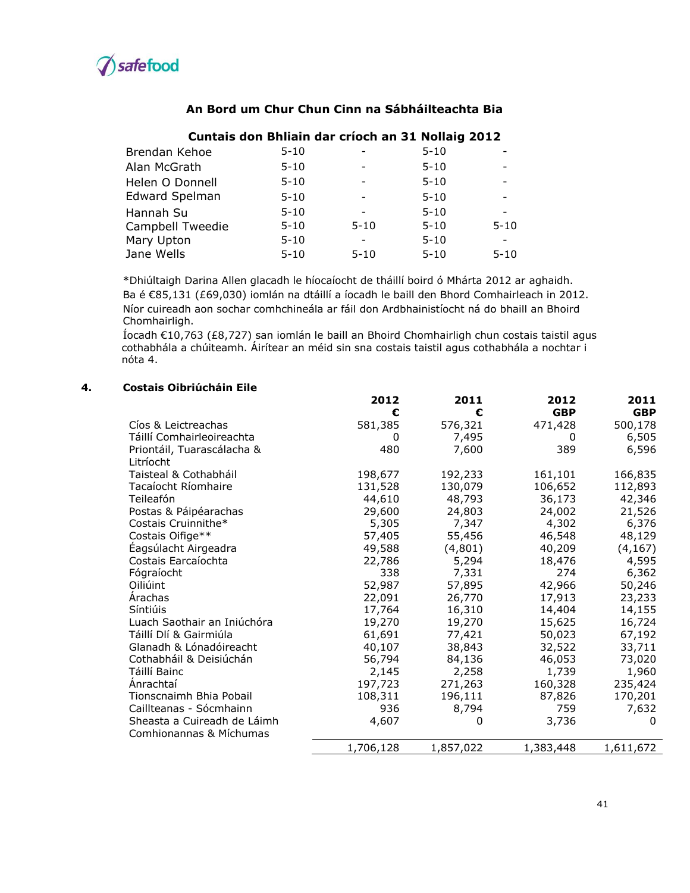## An Bord um Chur Chun Cinn na Sábháilteachta Bia

### Cuntais don Bhliain dar críoch an 31 Nollaig 2012

| | | | | |
|---|---|---|---|---|
| Brendan Kehoe | 5-10 | - | 5-10 | - |
| Alan McGrath | 5-10 | - | 5-10 | - |
| Helen O Donnell | 5-10 | - | 5-10 | - |
| Edward Spelman | 5-10 | - | 5-10 | - |
| Hannah Su | 5-10 | - | 5-10 | - |
| Campbell Tweedie | 5-10 | 5-10 | 5-10 | 5-10 |
| Mary Upton | 5-10 | - | 5-10 | - |
| Jane Wells | 5-10 | 5-10 | 5-10 | 5-10 |

*Dhiúltaigh Darina Allen glacadh le híocaíocht de tháillí boird ó Mhárta 2012 ar aghaidh.
Ba é €85,131 (£69,030) iomlán na dtáillí a íocadh le baill den Bhord Comhairleach in 2012.
Níor cuireadh aon sochar comhchineála ar fáil don Ardbhainistíocht ná do bhaill an Bhoird Chomhairligh.
Íocadh €10,763 (£8,727) san iomlán le baill an Bhoird Chomhairligh chun costais taistil agus cothabhála a chúiteamh. Áirítear an méid sin sna costais taistil agus cothabhála a nochtar i nóta 4.

### 4. Costais Oibriúcháin Eile

| | 2012 € | 2011 € | 2012 GBP | 2011 GBP |
|---|---|---|---|---|
| Cíos & Leictreachas | 581,385 | 576,321 | 471,428 | 500,178 |
| Táillí Comhairleoireachta | 0 | 7,495 | 0 | 6,505 |
| Priontáil, Tuarascálacha & Litríocht | 480 | 7,600 | 389 | 6,596 |
| Taisteal & Cothabháil | 198,677 | 192,233 | 161,101 | 166,835 |
| Tacaíocht Ríomhaire | 131,528 | 130,079 | 106,652 | 112,893 |
| Teileafón | 44,610 | 48,793 | 36,173 | 42,346 |
| Postas & Páipéarachas | 29,600 | 24,803 | 24,002 | 21,526 |
| Costais Cruinnithe* | 5,305 | 7,347 | 4,302 | 6,376 |
| Costais Oifige** | 57,405 | 55,456 | 46,548 | 48,129 |
| Éagsúlacht Airgeadra | 49,588 | (4,801) | 40,209 | (4,167) |
| Costais Earcaíochta | 22,786 | 5,294 | 18,476 | 4,595 |
| Fógraíocht | 338 | 7,331 | 274 | 6,362 |
| Oiliúint | 52,987 | 57,895 | 42,966 | 50,246 |
| Árachas | 22,091 | 26,770 | 17,913 | 23,233 |
| Síntiúis | 17,764 | 16,310 | 14,404 | 14,155 |
| Luach Saothair an Iniúchóra | 19,270 | 19,270 | 15,625 | 16,724 |
| Táillí Dlí & Gairmiúla | 61,691 | 77,421 | 50,023 | 67,192 |
| Glanadh & Lónadóireacht | 40,107 | 38,843 | 32,522 | 33,711 |
| Cothabháil & Deisiúchán | 56,794 | 84,136 | 46,053 | 73,020 |
| Táillí Bainc | 2,145 | 2,258 | 1,739 | 1,960 |
| Ánrachtaí | 197,723 | 271,263 | 160,328 | 235,424 |
| Tionscnaimh Bhia Pobail | 108,311 | 196,111 | 87,826 | 170,201 |
| Caillteanas - Sócmhainn | 936 | 8,794 | 759 | 7,632 |
| Sheasta a Cuireadh de Láimh Comhionannas & Míchumas | 4,607 | 0 | 3,736 | 0 |
| | 1,706,128 | 1,857,022 | 1,383,448 | 1,611,672 |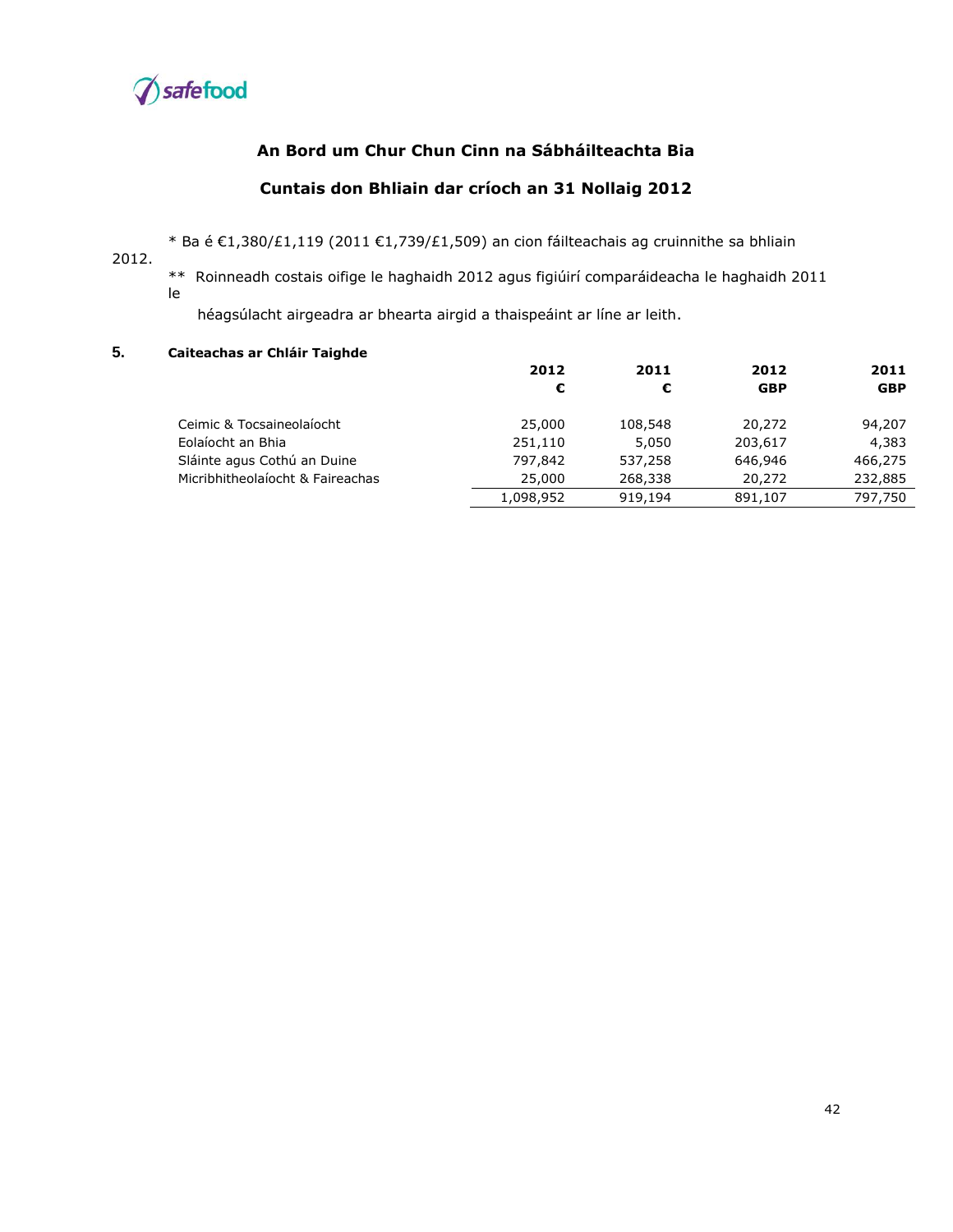## An Bord um Chur Chun Cinn na Sábháilteachta Bia

## Cuntais don Bhliain dar críoch an 31 Nollaig 2012

\* Ba é €1,380/£1,119 (2011 €1,739/£1,509) an cion fáilteachais ag cruinnithe sa bhliain 2012.

\*\* Roinneadh costais oifige le haghaidh 2012 agus figiúirí comparáideacha le haghaidh 2011 le héagsúlacht airgeadra ar bhearta airgid a thaispeáint ar líne ar leith.

### 5. Caiteachas ar Chláir Taighde

| | 2012 € | 2011 € | 2012 GBP | 2011 GBP |
|---|---|---|---|---|
| Ceimic & Tocsaineolaíocht | 25,000 | 108,548 | 20,272 | 94,207 |
| Eolaíocht an Bhia | 251,110 | 5,050 | 203,617 | 4,383 |
| Sláinte agus Cothú an Duine | 797,842 | 537,258 | 646,946 | 466,275 |
| Micribhitheolaíocht & Faireachas | 25,000 | 268,338 | 20,272 | 232,885 |
| | 1,098,952 | 919,194 | 891,107 | 797,750 |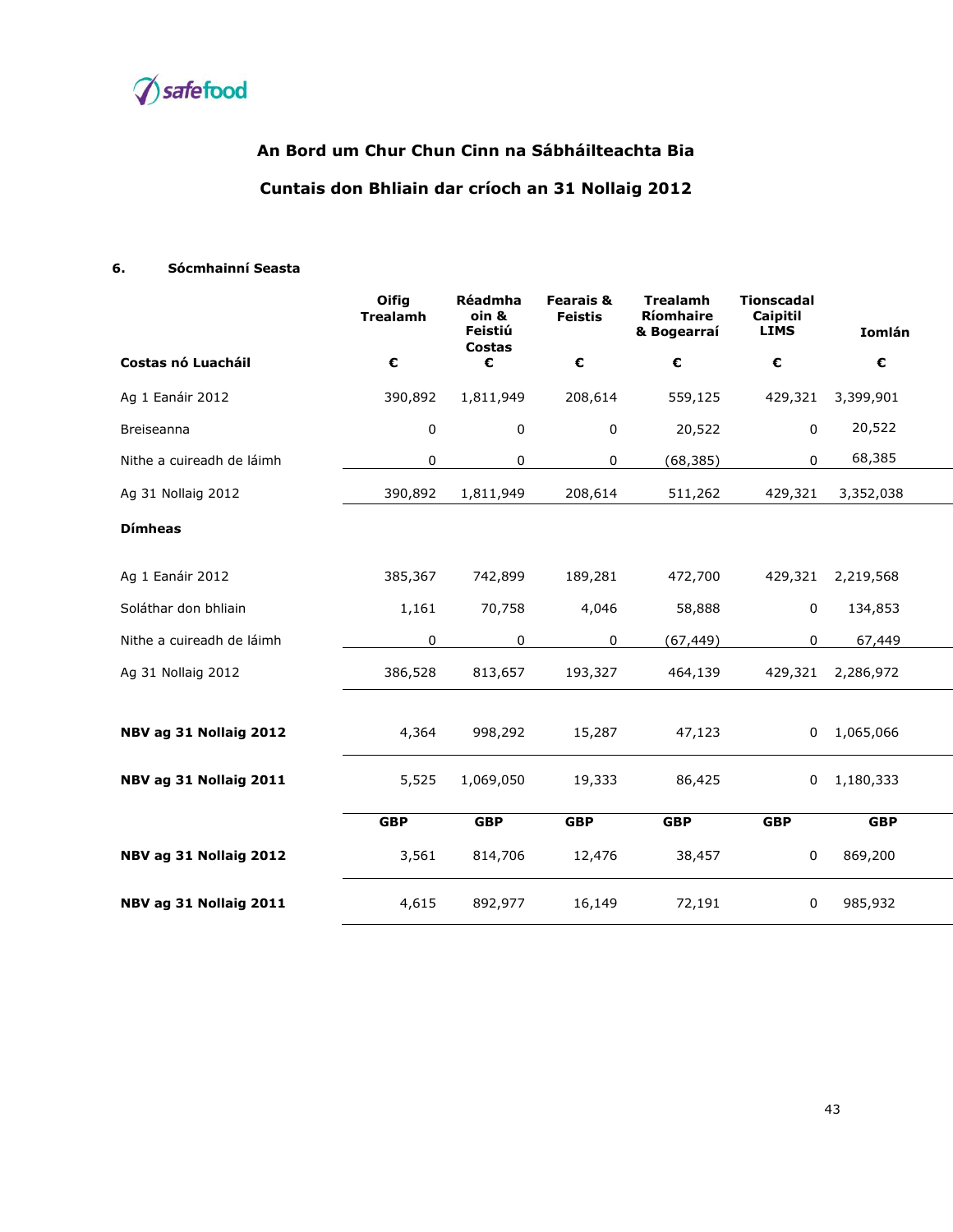## An Bord um Chur Chun Cinn na Sábháilteachta Bia

## Cuntais don Bhliain dar críoch an 31 Nollaig 2012

### 6. Sócmhainní Seasta

| | Oifig Trealamh | Réadmhaoin & Feistiú Costas | Fearais & Feistis | Trealamh Ríomhaire & Bogearraí | Tionscadal Caipitil LIMS | Iomlán |
|---|---|---|---|---|---|---|
| **Costas nó Luacháil** | **€** | **€** | **€** | **€** | **€** | **€** |
| Ag 1 Eanáir 2012 | 390,892 | 1,811,949 | 208,614 | 559,125 | 429,321 | 3,399,901 |
| Breiseanna | 0 | 0 | 0 | 20,522 | 0 | 20,522 |
| Nithe a cuireadh de láimh | 0 | 0 | 0 | (68,385) | 0 | 68,385 |
| Ag 31 Nollaig 2012 | 390,892 | 1,811,949 | 208,614 | 511,262 | 429,321 | 3,352,038 |
| **Dímheas** | | | | | | |
| Ag 1 Eanáir 2012 | 385,367 | 742,899 | 189,281 | 472,700 | 429,321 | 2,219,568 |
| Soláthar don bhliain | 1,161 | 70,758 | 4,046 | 58,888 | 0 | 134,853 |
| Nithe a cuireadh de láimh | 0 | 0 | 0 | (67,449) | 0 | 67,449 |
| Ag 31 Nollaig 2012 | 386,528 | 813,657 | 193,327 | 464,139 | 429,321 | 2,286,972 |
| **NBV ag 31 Nollaig 2012** | 4,364 | 998,292 | 15,287 | 47,123 | 0 | 1,065,066 |
| **NBV ag 31 Nollaig 2011** | 5,525 | 1,069,050 | 19,333 | 86,425 | 0 | 1,180,333 |
| | **GBP** | **GBP** | **GBP** | **GBP** | **GBP** | **GBP** |
| **NBV ag 31 Nollaig 2012** | 3,561 | 814,706 | 12,476 | 38,457 | 0 | 869,200 |
| **NBV ag 31 Nollaig 2011** | 4,615 | 892,977 | 16,149 | 72,191 | 0 | 985,932 |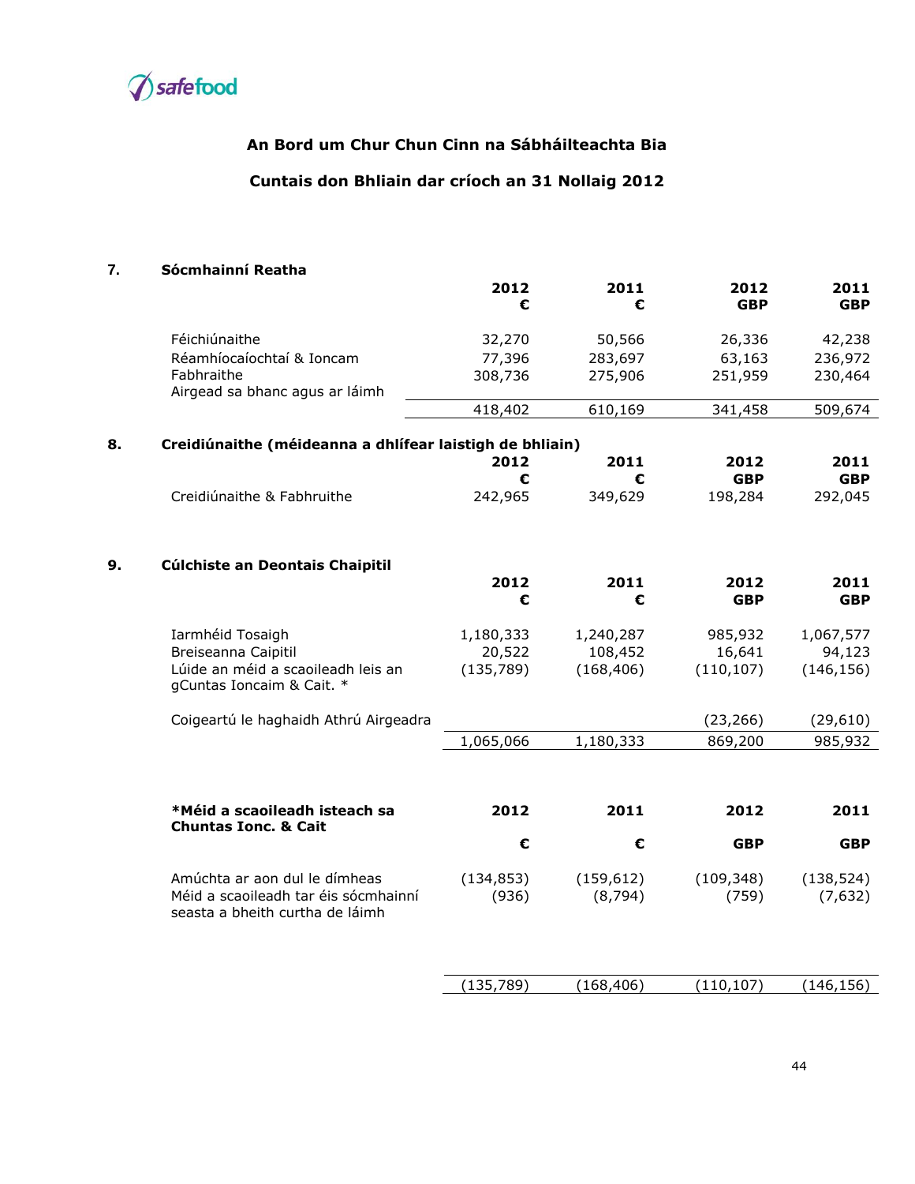## An Bord um Chur Chun Cinn na Sábháilteachta Bia

## Cuntais don Bhliain dar críoch an 31 Nollaig 2012

### 7. Sócmhainní Reatha

| | 2012 € | 2011 € | 2012 GBP | 2011 GBP |
|---|---|---|---|---|
| Féichiúnaithe | 32,270 | 50,566 | 26,336 | 42,238 |
| Réamhíocaíochtaí & Ioncam Fabhraithe | 77,396 | 283,697 | 63,163 | 236,972 |
| Airgead sa bhanc agus ar láimh | 308,736 | 275,906 | 251,959 | 230,464 |
| | 418,402 | 610,169 | 341,458 | 509,674 |

### 8. Creidiúnaithe (méideanna a dhlífear laistigh de bhliain)

| | 2012 € | 2011 € | 2012 GBP | 2011 GBP |
|---|---|---|---|---|
| Creidiúnaithe & Fabhruithe | 242,965 | 349,629 | 198,284 | 292,045 |

### 9. Cúlchiste an Deontais Chaipitil

| | 2012 € | 2011 € | 2012 GBP | 2011 GBP |
|---|---|---|---|---|
| Iarmhéid Tosaigh | 1,180,333 | 1,240,287 | 985,932 | 1,067,577 |
| Breiseanna Caipitil | 20,522 | 108,452 | 16,641 | 94,123 |
| Lúide an méid a scaoileadh leis an gCuntas Ioncaim & Cait. * | (135,789) | (168,406) | (110,107) | (146,156) |
| Coigeartú le haghaidh Athrú Airgeadra | | | (23,266) | (29,610) |
| | 1,065,066 | 1,180,333 | 869,200 | 985,932 |

| **\*Méid a scaoileadh isteach sa Chuntas Ionc. & Cait** | **2012 €** | **2011 €** | **2012 GBP** | **2011 GBP** |
|---|---|---|---|---|
| Amúchta ar aon dul le dímheas | (134,853) | (159,612) | (109,348) | (138,524) |
| Méid a scaoileadh tar éis sócmhainní seasta a bheith curtha de láimh | (936) | (8,794) | (759) | (7,632) |
| | (135,789) | (168,406) | (110,107) | (146,156) |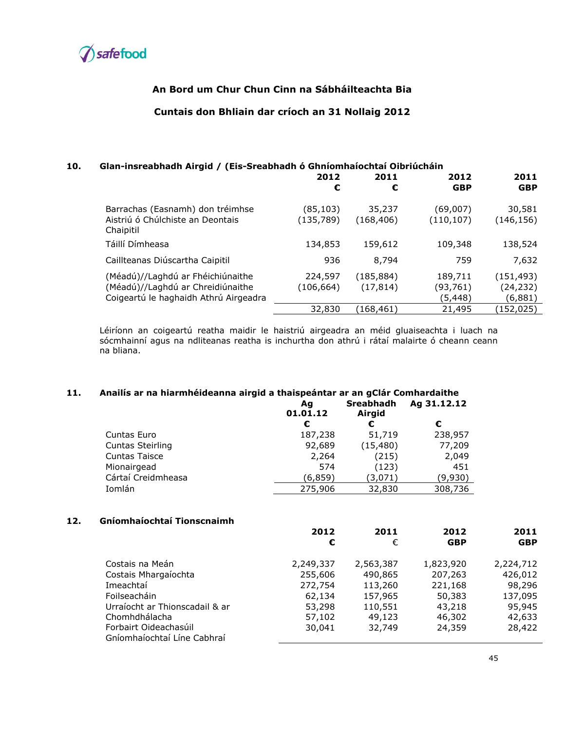## An Bord um Chur Chun Cinn na Sábháilteachta Bia

## Cuntais don Bhliain dar críoch an 31 Nollaig 2012

### 10. Glan-insreabhadh Airgid / (Eis-Sreabhadh ó Ghníomhaíochtaí Oibriúcháin

| | 2012 € | 2011 € | 2012 GBP | 2011 GBP |
|---|---|---|---|---|
| Barrachas (Easnamh) don tréimhse | (85,103) | 35,237 | (69,007) | 30,581 |
| Aistriú ó Chúlchiste an Deontais Chaipitil | (135,789) | (168,406) | (110,107) | (146,156) |
| Táillí Dímheasa | 134,853 | 159,612 | 109,348 | 138,524 |
| Caillteanas Diúscartha Caipitil | 936 | 8,794 | 759 | 7,632 |
| (Méadú)//Laghdú ar Fhéichiúnaithe | 224,597 | (185,884) | 189,711 | (151,493) |
| (Méadú)//Laghdú ar Chreidiúnaithe | (106,664) | (17,814) | (93,761) | (24,232) |
| Coigeartú le haghaidh Athrú Airgeadra | | | (5,448) | (6,881) |
| | 32,830 | (168,461) | 21,495 | (152,025) |

Léiríonn an coigeartú reatha maidir le haistriú airgeadra an méid gluaiseachta i luach na sócmhainní agus na ndliteanas reatha is inchurtha don athrú i rátaí malairte ó cheann ceann na bliana.

### 11. Anailís ar na hiarmhéideanna airgid a thaispeántar ar an gClár Comhardaithe

| | Ag 01.01.12 € | Sreabhadh Airgid € | Ag 31.12.12 € |
|---|---|---|---|
| Cuntas Euro | 187,238 | 51,719 | 238,957 |
| Cuntas Steirling | 92,689 | (15,480) | 77,209 |
| Cuntas Taisce | 2,264 | (215) | 2,049 |
| Mionairgead | 574 | (123) | 451 |
| Cártaí Creidmheasa | (6,859) | (3,071) | (9,930) |
| Iomlán | 275,906 | 32,830 | 308,736 |

### 12. Gníomhaíochtaí Tionscnaimh

| | 2012 € | 2011 € | 2012 GBP | 2011 GBP |
|---|---|---|---|---|
| Costais na Meán | 2,249,337 | 2,563,387 | 1,823,920 | 2,224,712 |
| Costais Mhargaíochta | 255,606 | 490,865 | 207,263 | 426,012 |
| Imeachtaí | 272,754 | 113,260 | 221,168 | 98,296 |
| Foilseacháin | 62,134 | 157,965 | 50,383 | 137,095 |
| Urraíocht ar Thionscadail & ar Chomhdhálacha | 53,298 | 110,551 | 43,218 | 95,945 |
| Forbairt Oideachasúil | 57,102 | 49,123 | 46,302 | 42,633 |
| Gníomhaíochtaí Líne Cabhraí | 30,041 | 32,749 | 24,359 | 28,422 |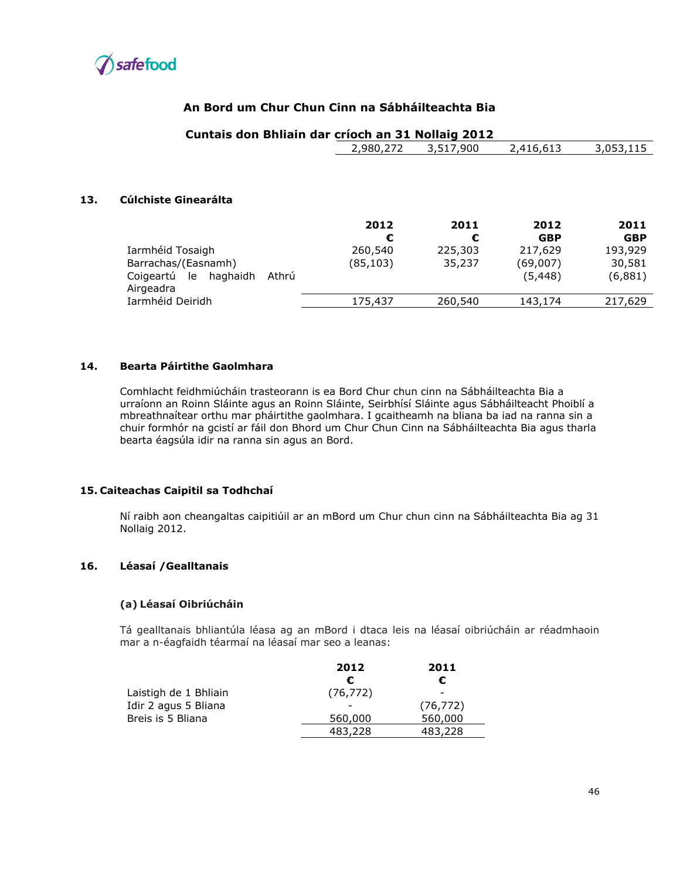| | | | |
|---|---|---|---|
| 2,980,272 | 3,517,900 | 2,416,613 | 3,053,115 |

## 13. Cúlchiste Ginearálta

| | 2012 € | 2011 € | 2012 GBP | 2011 GBP |
|---|---|---|---|---|
| Iarmhéid Tosaigh | 260,540 | 225,303 | 217,629 | 193,929 |
| Barrachas/(Easnamh) | (85,103) | 35,237 | (69,007) | 30,581 |
| Coigeartú le haghaidh Athrú Airgeadra | | | (5,448) | (6,881) |
| Iarmhéid Deiridh | 175,437 | 260,540 | 143,174 | 217,629 |

## 14. Bearta Páirtithe Gaolmhara

Comhlacht feidhmiúcháin trasteorann is ea Bord Chur chun cinn na Sábháilteachta Bia a urraíonn an Roinn Sláinte agus an Roinn Sláinte, Seirbhísí Sláinte agus Sábháilteacht Phoiblí a mbreathnaítear orthu mar pháirtithe gaolmhara. I gcaitheamh na bliana ba iad na ranna sin a chuir formhór na gcistí ar fáil don Bhord um Chur Chun Cinn na Sábháilteachta Bia agus tharla bearta éagsúla idir na ranna sin agus an Bord.

## 15. Caiteachas Caipitil sa Todhchaí

Ní raibh aon cheangaltas caipitiúil ar an mBord um Chur chun cinn na Sábháilteachta Bia ag 31 Nollaig 2012.

## 16. Léasaí /Gealltanais

### (a) Léasaí Oibriúcháin

Tá gealltanais bhliantúla léasa ag an mBord i dtaca leis na léasaí oibriúcháin ar réadmhaoin mar a n-éagfaidh téarmaí na léasaí mar seo a leanas:

| | 2012 € | 2011 € |
|---|---|---|
| Laistigh de 1 Bhliain | (76,772) | - |
| Idir 2 agus 5 Bliana | - | (76,772) |
| Breis is 5 Bliana | 560,000 | 560,000 |
| | 483,228 | 483,228 |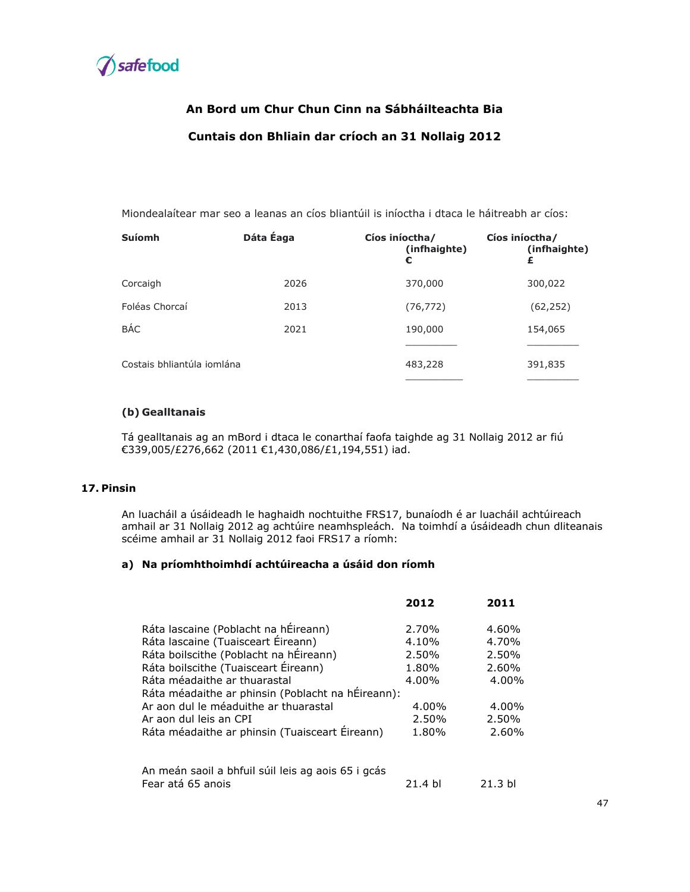## An Bord um Chur Chun Cinn na Sábháilteachta Bia

## Cuntais don Bhliain dar críoch an 31 Nollaig 2012

Miondealaítear mar seo a leanas an cíos bliantúil is iníoctha i dtaca le háitreabh ar cíos:

| Suíomh | Dáta Éaga | Cíos iníoctha/ (infhaighte) € | Cíos iníoctha/ (infhaighte) £ |
|---|---|---|---|
| Corcaigh | 2026 | 370,000 | 300,022 |
| Foléas Chorcaí | 2013 | (76,772) | (62,252) |
| BÁC | 2021 | 190,000 | 154,065 |
| Costais bhliantúla iomlána | | 483,228 | 391,835 |

### (b) Gealltanais

Tá gealltanais ag an mBord i dtaca le conarthaí faofa taighde ag 31 Nollaig 2012 ar fiú €339,005/£276,662 (2011 €1,430,086/£1,194,551) iad.

## 17. Pinsin

An luacháil a úsáideadh le haghaidh nochtuithe FRS17, bunaíodh é ar luacháil achtúireach amhail ar 31 Nollaig 2012 ag achtúire neamhspleách. Na toimhdí a úsáideadh chun dliteanais scéime amhail ar 31 Nollaig 2012 faoi FRS17 a ríomh:

### a) Na príomhthoimhdí achtúireacha a úsáid don ríomh

| | 2012 | 2011 |
|---|---|---|
| Ráta lascaine (Poblacht na hÉireann) | 2.70% | 4.60% |
| Ráta lascaine (Tuaisceart Éireann) | 4.10% | 4.70% |
| Ráta boilscithe (Poblacht na hÉireann) | 2.50% | 2.50% |
| Ráta boilscithe (Tuaisceart Éireann) | 1.80% | 2.60% |
| Ráta méadaithe ar thuarastal | 4.00% | 4.00% |
| Ráta méadaithe ar phinsin (Poblacht na hÉireann): | | |
| Ar aon dul le méaduithe ar thuarastal | 4.00% | 4.00% |
| Ar aon dul leis an CPI | 2.50% | 2.50% |
| Ráta méadaithe ar phinsin (Tuaisceart Éireann) | 1.80% | 2.60% |
| | | |
| An meán saoil a bhfuil súil leis ag aois 65 i gcás | | |
| Fear atá 65 anois | 21.4 bl | 21.3 bl |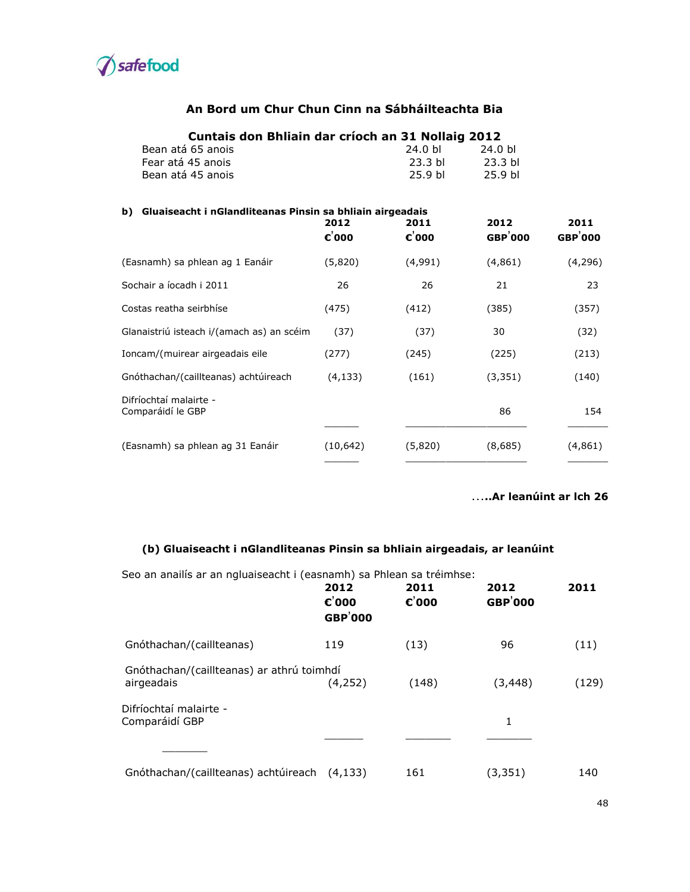## An Bord um Chur Chun Cinn na Sábháilteachta Bia

## Cuntais don Bhliain dar críoch an 31 Nollaig 2012

| | | |
|---|---|---|
| Bean atá 65 anois | 24.0 bl | 24.0 bl |
| Fear atá 45 anois | 23.3 bl | 23.3 bl |
| Bean atá 45 anois | 25.9 bl | 25.9 bl |

**b) Gluaiseacht i nGlandliteanas Pinsin sa bhliain airgeadais**

| | 2012 €'000 | 2011 €'000 | 2012 GBP'000 | 2011 GBP'000 |
|---|---|---|---|---|
| (Easnamh) sa phlean ag 1 Eanáir | (5,820) | (4,991) | (4,861) | (4,296) |
| Sochair a íocadh i 2011 | 26 | 26 | 21 | 23 |
| Costas reatha seirbhíse | (475) | (412) | (385) | (357) |
| Glanaistriú isteach i/(amach as) an scéim | (37) | (37) | 30 | (32) |
| Ioncam/(muirear airgeadais eile | (277) | (245) | (225) | (213) |
| Gnóthachan/(caillteanas) achtúireach | (4,133) | (161) | (3,351) | (140) |
| Difríochtaí malairte - Comparáidí le GBP | | | 86 | 154 |
| (Easnamh) sa phlean ag 31 Eanáir | (10,642) | (5,820) | (8,685) | (4,861) |

**.....Ar leanúint ar lch 26**

**(b) Gluaiseacht i nGlandliteanas Pinsin sa bhliain airgeadais, ar leanúint**

Seo an anailís ar an ngluaiseacht i (easnamh) sa Phlean sa tréimhse:

| | 2012 €'000 GBP'000 | 2011 €'000 | 2012 GBP'000 | 2011 |
|---|---|---|---|---|
| Gnóthachan/(caillteanas) | 119 | (13) | 96 | (11) |
| Gnóthachan/(caillteanas) ar athrú toimhdí airgeadais | (4,252) | (148) | (3,448) | (129) |
| Difríochtaí malairte - Comparáidí GBP | | | 1 | |
| Gnóthachan/(caillteanas) achtúireach | (4,133) | 161 | (3,351) | 140 |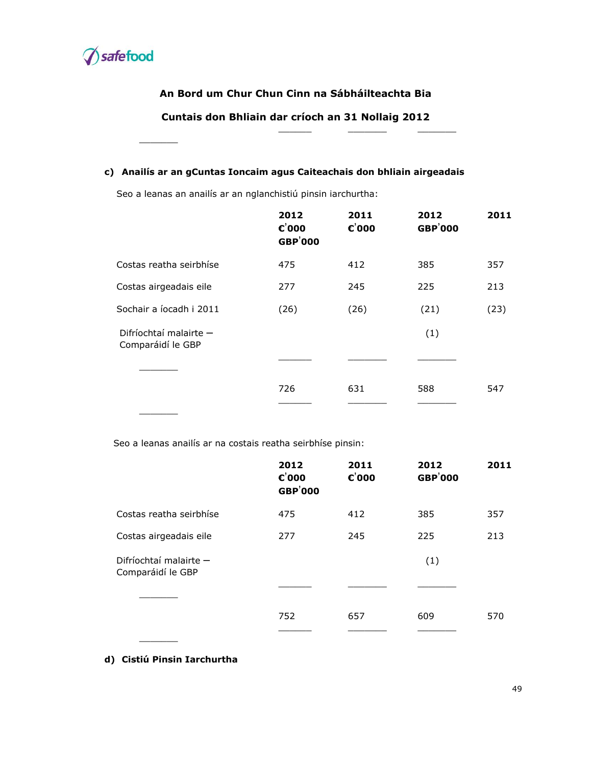## An Bord um Chur Chun Cinn na Sábháilteachta Bia

## Cuntais don Bhliain dar críoch an 31 Nollaig 2012

**c) Anailís ar an gCuntas Ioncaim agus Caiteachais don bhliain airgeadais**

Seo a leanas an anailís ar an nglanchistiú pinsin iarchurtha:

| | 2012 €'000 GBP'000 | 2011 €'000 | 2012 GBP'000 | 2011 |
|---|---|---|---|---|
| Costas reatha seirbhíse | 475 | 412 | 385 | 357 |
| Costas airgeadais eile | 277 | 245 | 225 | 213 |
| Sochair a íocadh i 2011 | (26) | (26) | (21) | (23) |
| Difríochtaí malairte – Comparáidí le GBP | | | (1) | |
| | 726 | 631 | 588 | 547 |

Seo a leanas anailís ar na costais reatha seirbhíse pinsin:

| | 2012 €'000 GBP'000 | 2011 €'000 | 2012 GBP'000 | 2011 |
|---|---|---|---|---|
| Costas reatha seirbhíse | 475 | 412 | 385 | 357 |
| Costas airgeadais eile | 277 | 245 | 225 | 213 |
| Difríochtaí malairte – Comparáidí le GBP | | | (1) | |
| | 752 | 657 | 609 | 570 |

**d) Cistiú Pinsin Iarchurtha**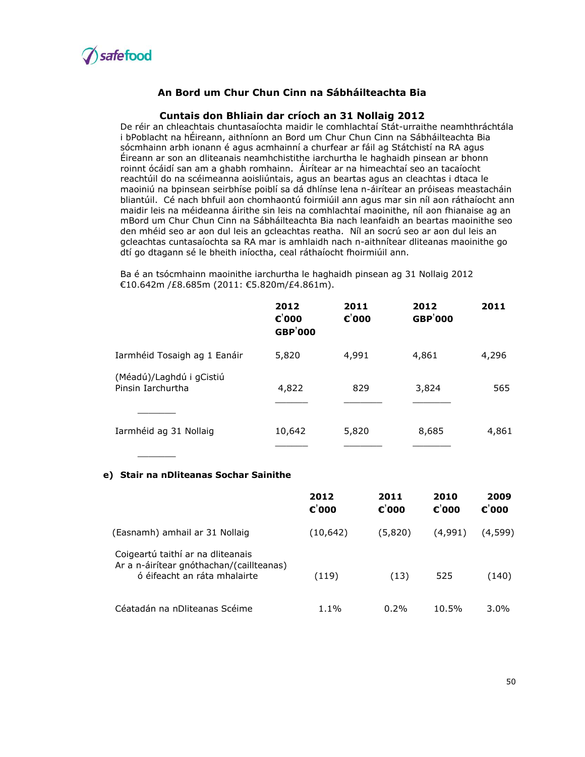## An Bord um Chur Chun Cinn na Sábháilteachta Bia

### Cuntais don Bhliain dar críoch an 31 Nollaig 2012

De réir an chleachtais chuntasaíochta maidir le comhlachtaí Stát-urraithe neamhthráchtála i bPoblacht na hÉireann, aithníonn an Bord um Chur Chun Cinn na Sábháilteachta Bia sócmhainn arbh ionann é agus acmhainní a churfear ar fáil ag Státchistí na RA agus Éireann ar son an dliteanais neamhchistithe iarchurtha le haghaidh pinsean ar bhonn roinnt ócáidí san am a ghabh romhainn. Áirítear ar na himeachtaí seo an tacaíocht reachtúil do na scéimeanna aoisliúntais, agus an beartas agus an cleachtas i dtaca le maoiniú na bpinsean seirbhíse poiblí sa dá dhlínse lena n-áirítear an próiseas meastacháin bliantúil. Cé nach bhfuil aon chomhaontú foirmiúil ann agus mar sin níl aon ráthaíocht ann maidir leis na méideanna áirithe sin leis na comhlachtaí maoinithe, níl aon fhianaise ag an mBord um Chur Chun Cinn na Sábháilteachta Bia nach leanfaidh an beartas maoinithe seo den mhéid seo ar aon dul leis an gcleachtas reatha. Níl an socrú seo ar aon dul leis an gcleachtas cuntasaíochta sa RA mar is amhlaidh nach n-aithnítear dliteanas maoinithe go dtí go dtagann sé le bheith iníoctha, ceal ráthaíocht fhoirmiúil ann.

Ba é an tsócmhainn maoinithe iarchurtha le haghaidh pinsean ag 31 Nollaig 2012 €10.642m /£8.685m (2011: €5.820m/£4.861m).

| | 2012 €'000 GBP'000 | 2011 €'000 | 2012 GBP'000 | 2011 |
|---|---|---|---|---|
| Iarmhéid Tosaigh ag 1 Eanáir | 5,820 | 4,991 | 4,861 | 4,296 |
| (Méadú)/Laghdú i gCistiú Pinsin Iarchurtha | 4,822 | 829 | 3,824 | 565 |
| Iarmhéid ag 31 Nollaig | 10,642 | 5,820 | 8,685 | 4,861 |

**e) Stair na nDliteanas Sochar Sainithe**

| | 2012 €'000 | 2011 €'000 | 2010 €'000 | 2009 €'000 |
|---|---|---|---|---|
| (Easnamh) amhail ar 31 Nollaig | (10,642) | (5,820) | (4,991) | (4,599) |
| Coigeartú taithí ar na dliteanais Ar a n-áirítear gnóthachan/(caillteanas) ó éifeacht an ráta mhalairte | (119) | (13) | 525 | (140) |
| Céatadán na nDliteanas Scéime | 1.1% | 0.2% | 10.5% | 3.0% |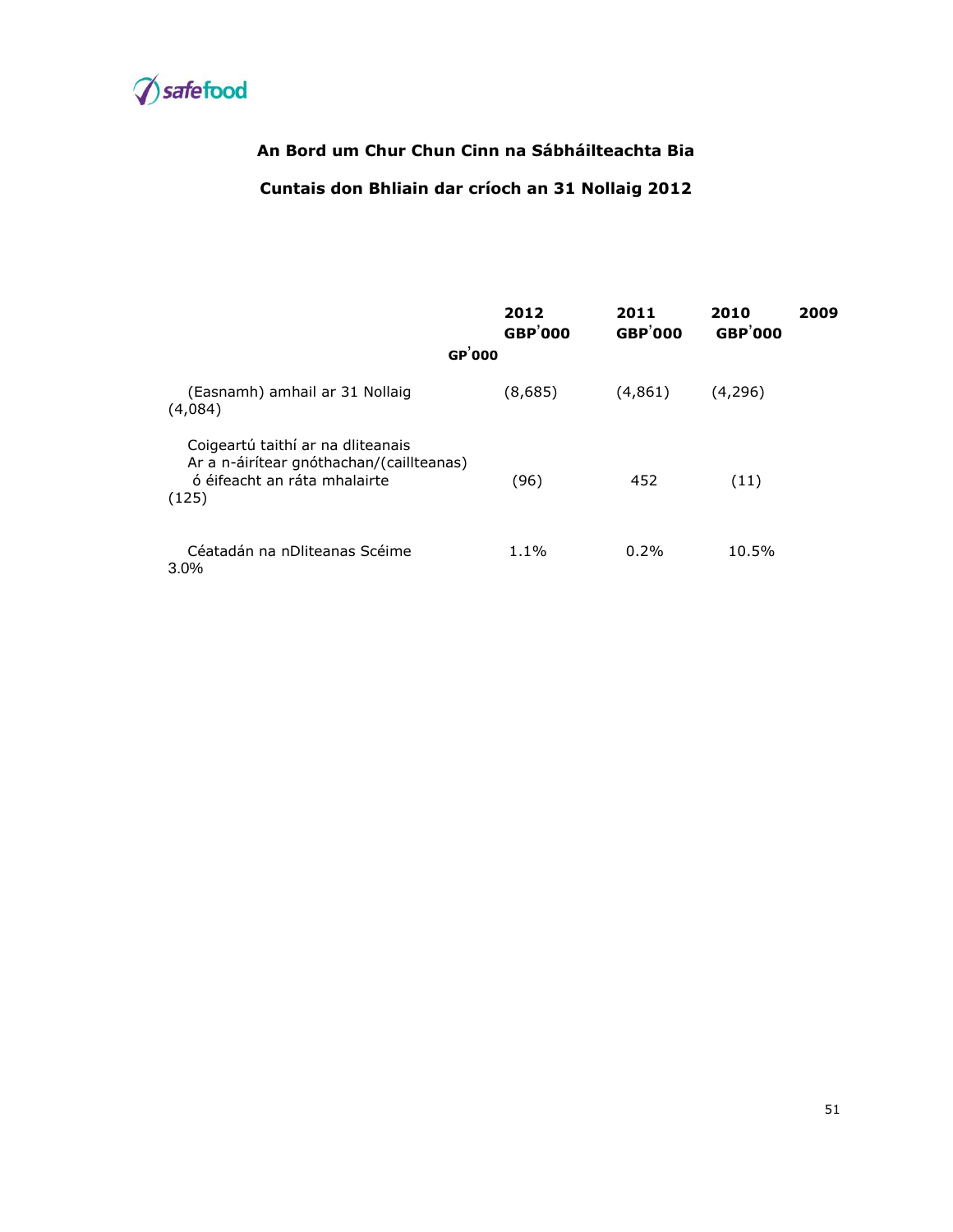**An Bord um Chur Chun Cinn na Sábháilteachta Bia**

**Cuntais don Bhliain dar críoch an 31 Nollaig 2012**

| | 2012 GBP'000 | 2011 GBP'000 | 2010 GBP'000 | 2009 GP'000 |
|---|---|---|---|---|
| (Easnamh) amhail ar 31 Nollaig | (8,685) | (4,861) | (4,296) | (4,084) |
| Coigeartú taithí ar na dliteanais Ar a n-áirítear gnóthachan/(caillteanas) ó éifeacht an ráta mhalairte | (96) | 452 | (11) | (125) |
| Céatadán na nDliteanas Scéime | 1.1% | 0.2% | 10.5% | 3.0% |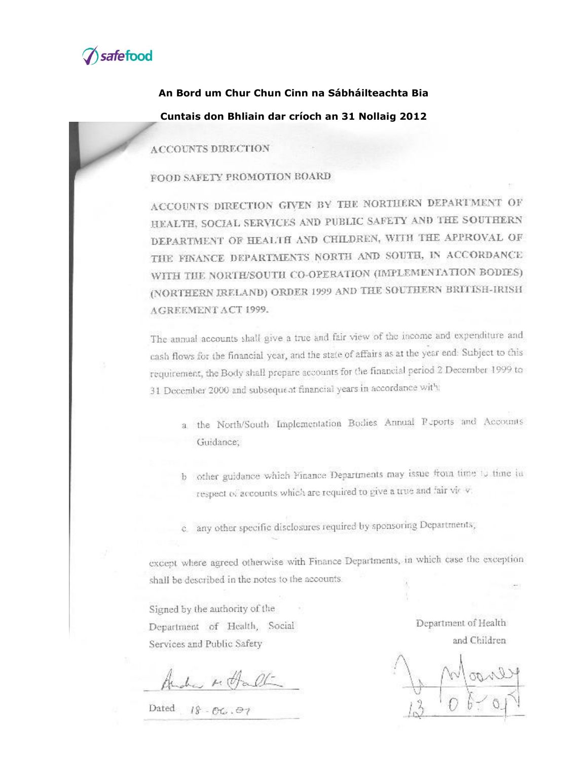**An Bord um Chur Chun Cinn na Sábháilteachta Bia**

**Cuntais don Bhliain dar críoch an 31 Nollaig 2012**

ACCOUNTS DIRECTION

FOOD SAFETY PROMOTION BOARD

ACCOUNTS DIRECTION GIVEN BY THE NORTHERN DEPARTMENT OF HEALTH, SOCIAL SERVICES AND PUBLIC SAFETY AND THE SOUTHERN DEPARTMENT OF HEALTH AND CHILDREN, WITH THE APPROVAL OF THE FINANCE DEPARTMENTS NORTH AND SOUTH, IN ACCORDANCE WITH THE NORTH/SOUTH CO-OPERATION (IMPLEMENTATION BODIES) (NORTHERN IRELAND) ORDER 1999 AND THE SOUTHERN BRITISH-IRISH AGREEMENT ACT 1999.

The annual accounts shall give a true and fair view of the income and expenditure and cash flows for the financial year, and the state of affairs as at the year end. Subject to this requirement, the Body shall prepare accounts for the financial period 2 December 1999 to 31 December 2000 and subsequent financial years in accordance with:

a. the North/South Implementation Bodies Annual Reports and Accounts Guidance;

b. other guidance which Finance Departments may issue from time to time in respect of accounts which are required to give a true and fair view;

c. any other specific disclosures required by sponsoring Departments;

except where agreed otherwise with Finance Departments, in which case the exception shall be described in the notes to the accounts.

Signed by the authority of the Department of Health, Social Services and Public Safety

Dated 18-06-07

Department of Health and Children

13-06-07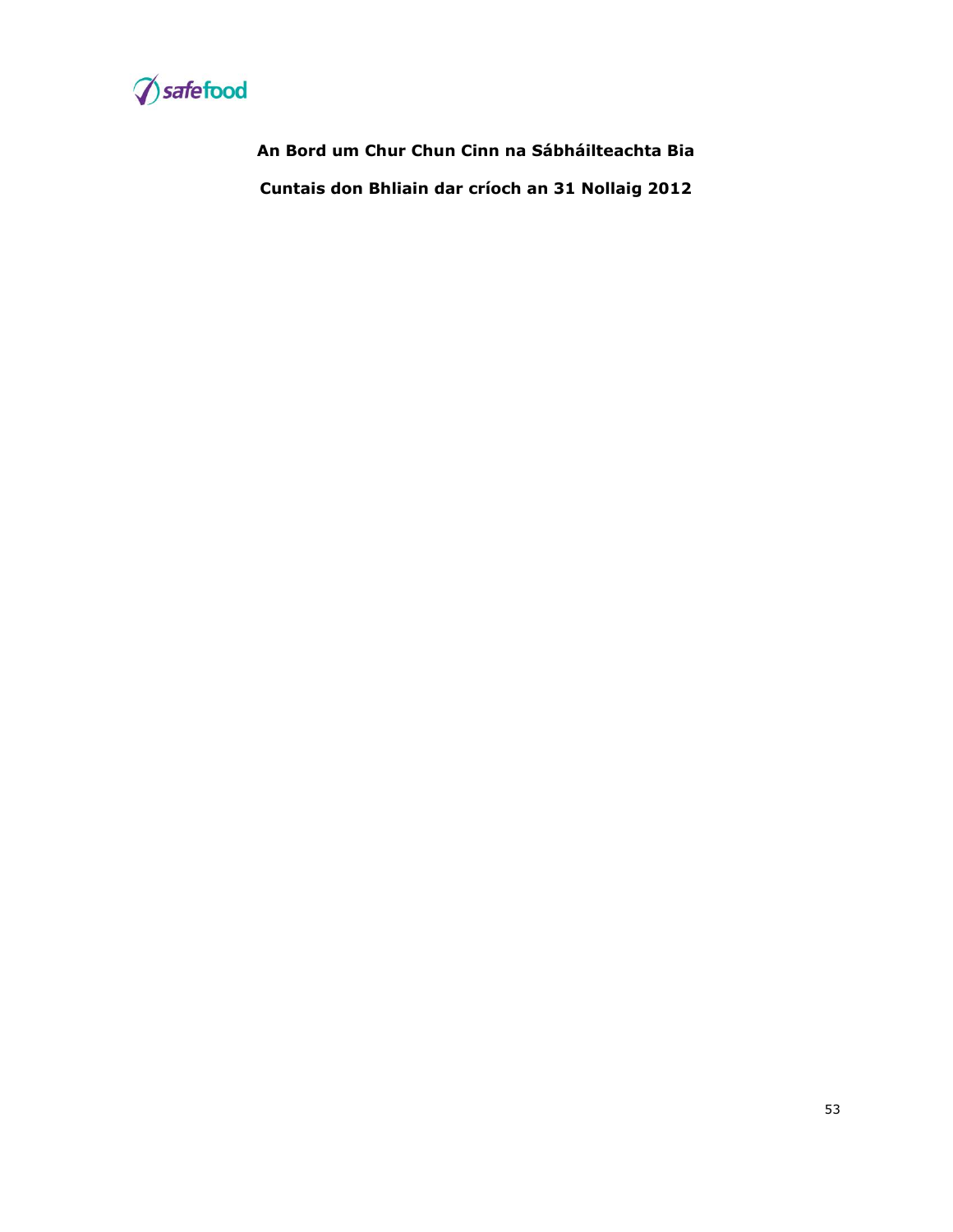**An Bord um Chur Chun Cinn na Sábháilteachta Bia**

**Cuntais don Bhliain dar críoch an 31 Nollaig 2012**